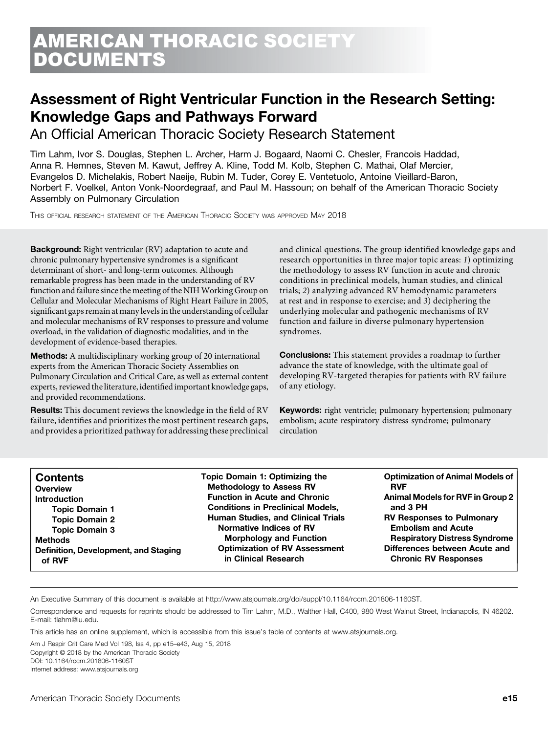# AMERICAN THORACIC SOCIETY DOCUMENTS

## Assessment of Right Ventricular Function in the Research Setting: Knowledge Gaps and Pathways Forward

### An Official American Thoracic Society Research Statement

Tim Lahm, Ivor S. Douglas, Stephen L. Archer, Harm J. Bogaard, Naomi C. Chesler, Francois Haddad, Anna R. Hemnes, Steven M. Kawut, Jeffrey A. Kline, Todd M. Kolb, Stephen C. Mathai, Olaf Mercier, Evangelos D. Michelakis, Robert Naeije, Rubin M. Tuder, Corey E. Ventetuolo, Antoine Vieillard-Baron, Norbert F. Voelkel, Anton Vonk-Noordegraaf, and Paul M. Hassoun; on behalf of the American Thoracic Society Assembly on Pulmonary Circulation

THIS OFFICIAL RESEARCH STATEMENT OF THE AMERICAN THORACIC SOCIETY WAS APPROVED MAY 2018

**Background:** Right ventricular (RV) adaptation to acute and chronic pulmonary hypertensive syndromes is a significant determinant of short- and long-term outcomes. Although remarkable progress has been made in the understanding of RV function and failure since the meeting of the NIH Working Group on Cellular and Molecular Mechanisms of Right Heart Failure in 2005, significant gaps remain at many levels in the understanding of cellular and molecular mechanisms of RV responses to pressure and volume overload, in the validation of diagnostic modalities, and in the development of evidence-based therapies.

**Methods:** A multidisciplinary working group of 20 international experts from the American Thoracic Society Assemblies on Pulmonary Circulation and Critical Care, as well as external content experts, reviewed the literature, identified important knowledge gaps, and provided recommendations.

**Results:** This document reviews the knowledge in the field of RV failure, identifies and prioritizes the most pertinent research gaps, and provides a prioritized pathway for addressing these preclinical and clinical questions. The group identified knowledge gaps and research opportunities in three major topic areas: *1*) optimizing the methodology to assess RV function in acute and chronic conditions in preclinical models, human studies, and clinical trials; *2*) analyzing advanced RV hemodynamic parameters at rest and in response to exercise; and *3*) deciphering the underlying molecular and pathogenic mechanisms of RV function and failure in diverse pulmonary hypertension syndromes.

**Conclusions:** This statement provides a roadmap to further advance the state of knowledge, with the ultimate goal of developing RV-targeted therapies for patients with RV failure of any etiology.

**Keywords:** right ventricle; pulmonary hypertension; pulmonary embolism; acute respiratory distress syndrome; pulmonary circulation

**Contents**

- Overview
- Introduction
  - Topic Domain 1
  - Topic Domain 2
  - Topic Domain 3
- Methods
- Definition, Development, and Staging of RVF
- Topic Domain 1: Optimizing the Methodology to Assess RV Function in Acute and Chronic Conditions in Preclinical Models, Human Studies, and Clinical Trials
  - Normative Indices of RV Morphology and Function
  - Optimization of RV Assessment in Clinical Research
- Optimization of Animal Models of RVF
- Animal Models for RVF in Group 2 and 3 PH
- RV Responses to Pulmonary Embolism and Acute Respiratory Distress Syndrome
- Differences between Acute and Chronic RV Responses

An Executive Summary of this document is available at http://www.atsjournals.org/doi/suppl/10.1164/rccm.201806-1160ST.

Correspondence and requests for reprints should be addressed to Tim Lahm, M.D., Walther Hall, C400, 980 West Walnut Street, Indianapolis, IN 46202. E-mail: tlahm@iu.edu.

This article has an online supplement, which is accessible from this issue's table of contents at www.atsjournals.org.

Am J Respir Crit Care Med Vol 198, Iss 4, pp e15–e43, Aug 15, 2018
Copyright © 2018 by the American Thoracic Society
DOI: 10.1164/rccm.201806-1160ST
Internet address: www.atsjournals.org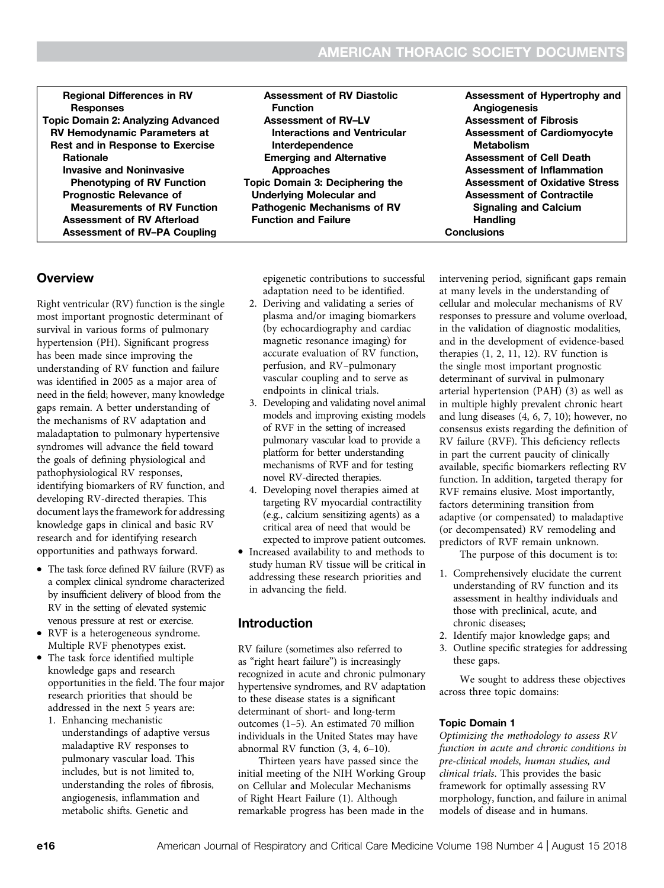- Regional Differences in RV Responses
- Topic Domain 2: Analyzing Advanced RV Hemodynamic Parameters at Rest and in Response to Exercise
  - Rationale
  - Invasive and Noninvasive Phenotyping of RV Function
  - Prognostic Relevance of Measurements of RV Function
  - Assessment of RV Afterload
  - Assessment of RV–PA Coupling
  - Assessment of RV Diastolic Function
  - Assessment of RV–LV Interactions and Ventricular Interdependence
  - Emerging and Alternative Approaches
- Topic Domain 3: Deciphering the Underlying Molecular and Pathogenic Mechanisms of RV Function and Failure
  - Assessment of Hypertrophy and Angiogenesis
  - Assessment of Fibrosis
  - Assessment of Cardiomyocyte Metabolism
  - Assessment of Cell Death
  - Assessment of Inflammation
  - Assessment of Oxidative Stress
  - Assessment of Contractile Signaling and Calcium Handling
- Conclusions

## Overview

Right ventricular (RV) function is the single most important prognostic determinant of survival in various forms of pulmonary hypertension (PH). Significant progress has been made since improving the understanding of RV function and failure was identified in 2005 as a major area of need in the field; however, many knowledge gaps remain. A better understanding of the mechanisms of RV adaptation and maladaptation to pulmonary hypertensive syndromes will advance the field toward the goals of defining physiological and pathophysiological RV responses, identifying biomarkers of RV function, and developing RV-directed therapies. This document lays the framework for addressing knowledge gaps in clinical and basic RV research and for identifying research opportunities and pathways forward.

- The task force defined RV failure (RVF) as a complex clinical syndrome characterized by insufficient delivery of blood from the RV in the setting of elevated systemic venous pressure at rest or exercise.
- RVF is a heterogeneous syndrome. Multiple RVF phenotypes exist.
- The task force identified multiple knowledge gaps and research opportunities in the field. The four major research priorities that should be addressed in the next 5 years are:
  1. Enhancing mechanistic understandings of adaptive versus maladaptive RV responses to pulmonary vascular load. This includes, but is not limited to, understanding the roles of fibrosis, angiogenesis, inflammation and metabolic shifts. Genetic and epigenetic contributions to successful adaptation need to be identified.
  2. Deriving and validating a series of plasma and/or imaging biomarkers (by echocardiography and cardiac magnetic resonance imaging) for accurate evaluation of RV function, perfusion, and RV–pulmonary vascular coupling and to serve as endpoints in clinical trials.
  3. Developing and validating novel animal models and improving existing models of RVF in the setting of increased pulmonary vascular load to provide a platform for better understanding mechanisms of RVF and for testing novel RV-directed therapies.
  4. Developing novel therapies aimed at targeting RV myocardial contractility (e.g., calcium sensitizing agents) as a critical area of need that would be expected to improve patient outcomes.
- Increased availability to and methods to study human RV tissue will be critical in addressing these research priorities and in advancing the field.

## Introduction

RV failure (sometimes also referred to as "right heart failure") is increasingly recognized in acute and chronic pulmonary hypertensive syndromes, and RV adaptation to these disease states is a significant determinant of short- and long-term outcomes (1–5). An estimated 70 million individuals in the United States may have abnormal RV function (3, 4, 6–10).

Thirteen years have passed since the initial meeting of the NIH Working Group on Cellular and Molecular Mechanisms of Right Heart Failure (1). Although remarkable progress has been made in the intervening period, significant gaps remain at many levels in the understanding of cellular and molecular mechanisms of RV responses to pressure and volume overload, in the validation of diagnostic modalities, and in the development of evidence-based therapies (1, 2, 11, 12). RV function is the single most important prognostic determinant of survival in pulmonary arterial hypertension (PAH) (3) as well as in multiple highly prevalent chronic heart and lung diseases (4, 6, 7, 10); however, no consensus exists regarding the definition of RV failure (RVF). This deficiency reflects in part the current paucity of clinically available, specific biomarkers reflecting RV function. In addition, targeted therapy for RVF remains elusive. Most importantly, factors determining transition from adaptive (or compensated) to maladaptive (or decompensated) RV remodeling and predictors of RVF remain unknown.

The purpose of this document is to:

1. Comprehensively elucidate the current understanding of RV function and its assessment in healthy individuals and those with preclinical, acute, and chronic diseases;
2. Identify major knowledge gaps; and
3. Outline specific strategies for addressing these gaps.

We sought to address these objectives across three topic domains:

#### Topic Domain 1

*Optimizing the methodology to assess RV function in acute and chronic conditions in pre-clinical models, human studies, and clinical trials*. This provides the basic framework for optimally assessing RV morphology, function, and failure in animal models of disease and in humans.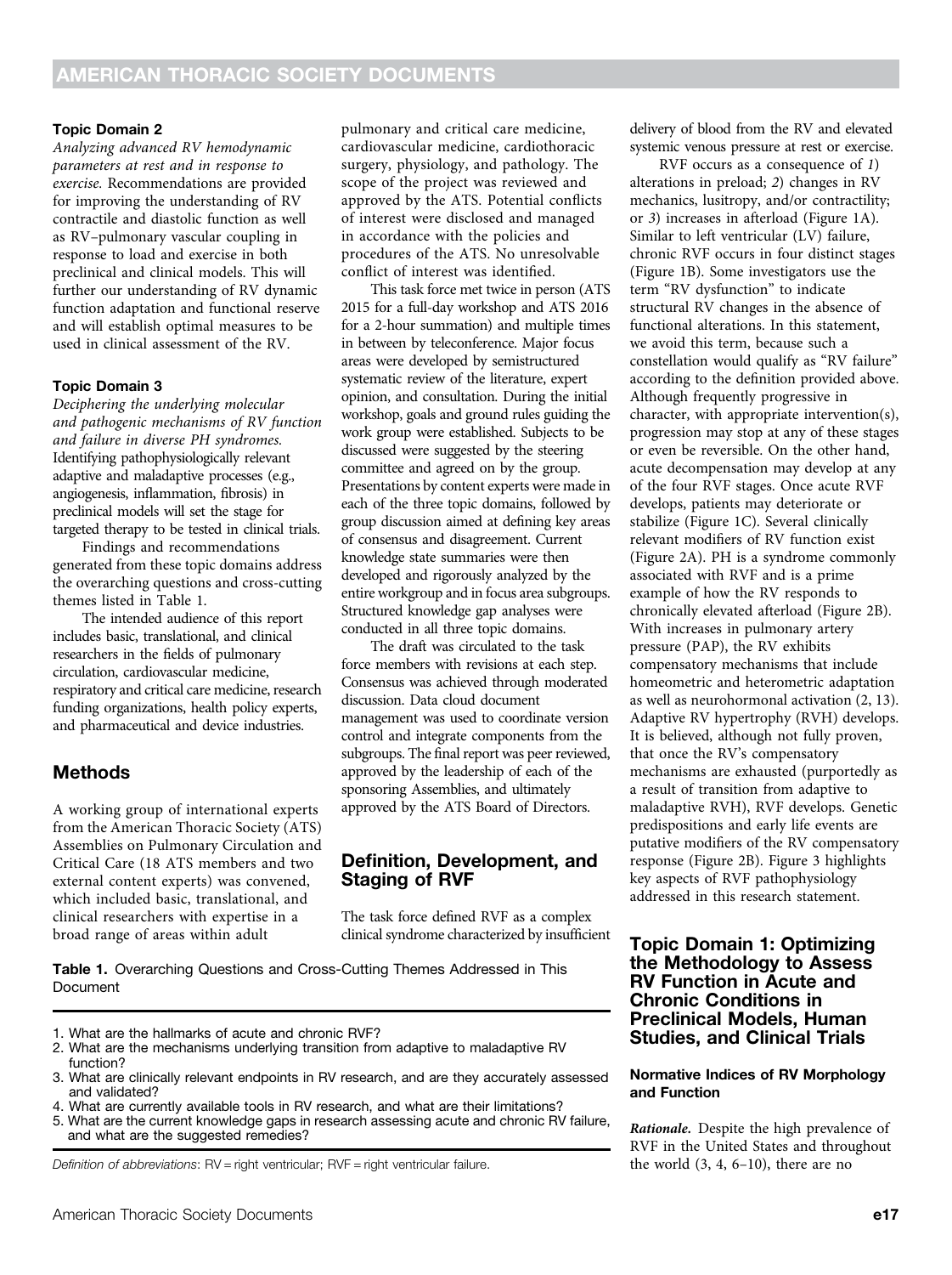#### Topic Domain 2

*Analyzing advanced RV hemodynamic parameters at rest and in response to exercise.* Recommendations are provided for improving the understanding of RV contractile and diastolic function as well as RV–pulmonary vascular coupling in response to load and exercise in both preclinical and clinical models. This will further our understanding of RV dynamic function adaptation and functional reserve and will establish optimal measures to be used in clinical assessment of the RV.

#### Topic Domain 3

*Deciphering the underlying molecular and pathogenic mechanisms of RV function and failure in diverse PH syndromes.* Identifying pathophysiologically relevant adaptive and maladaptive processes (e.g., angiogenesis, inflammation, fibrosis) in preclinical models will set the stage for targeted therapy to be tested in clinical trials.

Findings and recommendations generated from these topic domains address the overarching questions and cross-cutting themes listed in Table 1.

The intended audience of this report includes basic, translational, and clinical researchers in the fields of pulmonary circulation, cardiovascular medicine, respiratory and critical care medicine, research funding organizations, health policy experts, and pharmaceutical and device industries.

## Methods

A working group of international experts from the American Thoracic Society (ATS) Assemblies on Pulmonary Circulation and Critical Care (18 ATS members and two external content experts) was convened, which included basic, translational, and clinical researchers with expertise in a broad range of areas within adult pulmonary and critical care medicine, cardiovascular medicine, cardiothoracic surgery, physiology, and pathology. The scope of the project was reviewed and approved by the ATS. Potential conflicts of interest were disclosed and managed in accordance with the policies and procedures of the ATS. No unresolvable conflict of interest was identified.

This task force met twice in person (ATS 2015 for a full-day workshop and ATS 2016 for a 2-hour summation) and multiple times in between by teleconference. Major focus areas were developed by semistructured systematic review of the literature, expert opinion, and consultation. During the initial workshop, goals and ground rules guiding the work group were established. Subjects to be discussed were suggested by the steering committee and agreed on by the group. Presentations by content experts were made in each of the three topic domains, followed by group discussion aimed at defining key areas of consensus and disagreement. Current knowledge state summaries were then developed and rigorously analyzed by the entire workgroup and in focus area subgroups. Structured knowledge gap analyses were conducted in all three topic domains.

The draft was circulated to the task force members with revisions at each step. Consensus was achieved through moderated discussion. Data cloud document management was used to coordinate version control and integrate components from the subgroups. The final report was peer reviewed, approved by the leadership of each of the sponsoring Assemblies, and ultimately approved by the ATS Board of Directors.

## Definition, Development, and Staging of RVF

The task force defined RVF as a complex clinical syndrome characterized by insufficient delivery of blood from the RV and elevated systemic venous pressure at rest or exercise.

RVF occurs as a consequence of *1*) alterations in preload; *2*) changes in RV mechanics, lusitropy, and/or contractility; or *3*) increases in afterload (Figure 1A). Similar to left ventricular (LV) failure, chronic RVF occurs in four distinct stages (Figure 1B). Some investigators use the term "RV dysfunction" to indicate structural RV changes in the absence of functional alterations. In this statement, we avoid this term, because such a constellation would qualify as "RV failure" according to the definition provided above. Although frequently progressive in character, with appropriate intervention(s), progression may stop at any of these stages or even be reversible. On the other hand, acute decompensation may develop at any of the four RVF stages. Once acute RVF develops, patients may deteriorate or stabilize (Figure 1C). Several clinically relevant modifiers of RV function exist (Figure 2A). PH is a syndrome commonly associated with RVF and is a prime example of how the RV responds to chronically elevated afterload (Figure 2B). With increases in pulmonary artery pressure (PAP), the RV exhibits compensatory mechanisms that include homeometric and heterometric adaptation as well as neurohormonal activation (2, 13). Adaptive RV hypertrophy (RVH) develops. It is believed, although not fully proven, that once the RV's compensatory mechanisms are exhausted (purportedly as a result of transition from adaptive to maladaptive RVH), RVF develops. Genetic predispositions and early life events are putative modifiers of the RV compensatory response (Figure 2B). Figure 3 highlights key aspects of RVF pathophysiology addressed in this research statement.

**Table 1.** Overarching Questions and Cross-Cutting Themes Addressed in This Document

1. What are the hallmarks of acute and chronic RVF?
2. What are the mechanisms underlying transition from adaptive to maladaptive RV function?
3. What are clinically relevant endpoints in RV research, and are they accurately assessed and validated?
4. What are currently available tools in RV research, and what are their limitations?
5. What are the current knowledge gaps in research assessing acute and chronic RV failure, and what are the suggested remedies?

*Definition of abbreviations*: RV = right ventricular; RVF = right ventricular failure.

## Topic Domain 1: Optimizing the Methodology to Assess RV Function in Acute and Chronic Conditions in Preclinical Models, Human Studies, and Clinical Trials

### Normative Indices of RV Morphology and Function

***Rationale.*** Despite the high prevalence of RVF in the United States and throughout the world (3, 4, 6–10), there are no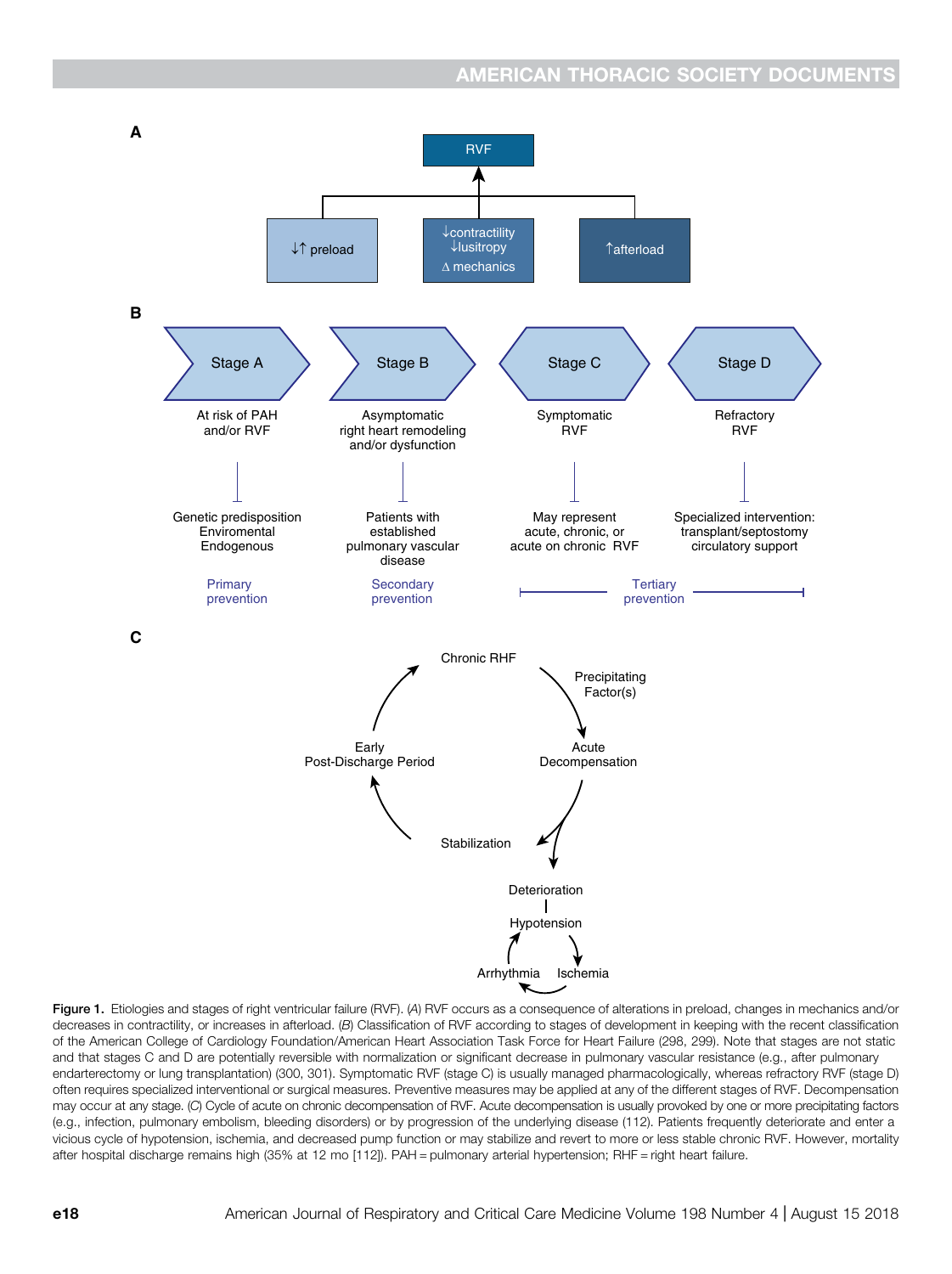**A**

RVF

↓↑ preload

↓contractility
↓lusitropy
Δ mechanics

↑afterload

**B**

| Stage A | Stage B | Stage C | Stage D |
|---|---|---|---|
| At risk of PAH and/or RVF | Asymptomatic right heart remodeling and/or dysfunction | Symptomatic RVF | Refractory RVF |
| Genetic predisposition Enviromental Endogenous | Patients with established pulmonary vascular disease | May represent acute, chronic, or acute on chronic RVF | Specialized intervention: transplant/septostomy circulatory support |
| Primary prevention | Secondary prevention | Tertiary prevention | |

**C**

Chronic RHF → Precipitating Factor(s) → Acute Decompensation → Stabilization → Early Post-Discharge Period → Chronic RHF

Acute Decompensation → Deterioration → Hypotension → Ischemia → Arrhythmia → Hypotension

**Figure 1.** Etiologies and stages of right ventricular failure (RVF). (*A*) RVF occurs as a consequence of alterations in preload, changes in mechanics and/or decreases in contractility, or increases in afterload. (*B*) Classification of RVF according to stages of development in keeping with the recent classification of the American College of Cardiology Foundation/American Heart Association Task Force for Heart Failure (298, 299). Note that stages are not static and that stages C and D are potentially reversible with normalization or significant decrease in pulmonary vascular resistance (e.g., after pulmonary endarterectomy or lung transplantation) (300, 301). Symptomatic RVF (stage C) is usually managed pharmacologically, whereas refractory RVF (stage D) often requires specialized interventional or surgical measures. Preventive measures may be applied at any of the different stages of RVF. Decompensation may occur at any stage. (*C*) Cycle of acute on chronic decompensation of RVF. Acute decompensation is usually provoked by one or more precipitating factors (e.g., infection, pulmonary embolism, bleeding disorders) or by progression of the underlying disease (112). Patients frequently deteriorate and enter a vicious cycle of hypotension, ischemia, and decreased pump function or may stabilize and revert to more or less stable chronic RVF. However, mortality after hospital discharge remains high (35% at 12 mo [112]). PAH = pulmonary arterial hypertension; RHF = right heart failure.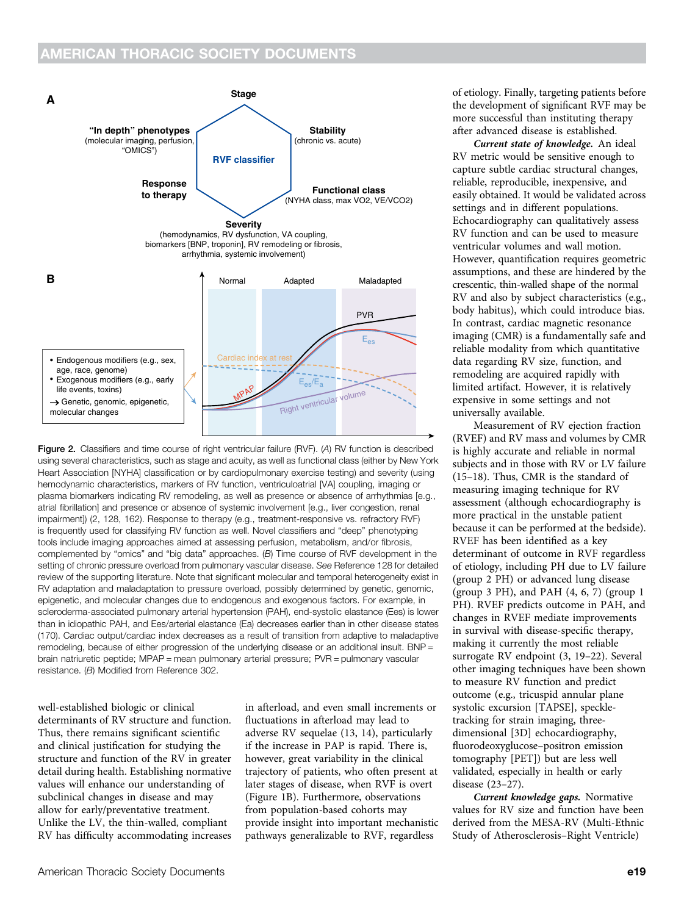A

Stage

"In depth" phenotypes (molecular imaging, perfusion, "OMICS")

Stability (chronic vs. acute)

RVF classifier

Response to therapy

Functional class (NYHA class, max VO2, VE/VCO2)

Severity (hemodynamics, RV dysfunction, VA coupling, biomarkers [BNP, troponin], RV remodeling or fibrosis, arrhythmia, systemic involvement)

B

Normal | Adapted | Maladapted

PVR

$E_{es}$

Cardiac index at rest

$E_{es}/E_a$

MPAP

Right ventricular volume

- Endogenous modifiers (e.g., sex, age, race, genome)
- Exogenous modifiers (e.g., early life events, toxins)

→ Genetic, genomic, epigenetic, molecular changes

**Figure 2.** Classifiers and time course of right ventricular failure (RVF). (*A*) RV function is described using several characteristics, such as stage and acuity, as well as functional class (either by New York Heart Association [NYHA] classification or by cardiopulmonary exercise testing) and severity (using hemodynamic characteristics, markers of RV function, ventriculoatrial [VA] coupling, imaging or plasma biomarkers indicating RV remodeling, as well as presence or absence of arrhythmias [e.g., atrial fibrillation] and presence or absence of systemic involvement [e.g., liver congestion, renal impairment]) (2, 128, 162). Response to therapy (e.g., treatment-responsive vs. refractory RVF) is frequently used for classifying RV function as well. Novel classifiers and "deep" phenotyping tools include imaging approaches aimed at assessing perfusion, metabolism, and/or fibrosis, complemented by "omics" and "big data" approaches. (*B*) Time course of RVF development in the setting of chronic pressure overload from pulmonary vascular disease. *See* Reference 128 for detailed review of the supporting literature. Note that significant molecular and temporal heterogeneity exist in RV adaptation and maladaptation to pressure overload, possibly determined by genetic, genomic, epigenetic, and molecular changes due to endogenous and exogenous factors. For example, in scleroderma-associated pulmonary arterial hypertension (PAH), end-systolic elastance (Ees) is lower than in idiopathic PAH, and Ees/arterial elastance (Ea) decreases earlier than in other disease states (170). Cardiac output/cardiac index decreases as a result of transition from adaptive to maladaptive remodeling, because of either progression of the underlying disease or an additional insult. BNP = brain natriuretic peptide; MPAP = mean pulmonary arterial pressure; PVR = pulmonary vascular resistance. (*B*) Modified from Reference 302.

well-established biologic or clinical determinants of RV structure and function. Thus, there remains significant scientific and clinical justification for studying the structure and function of the RV in greater detail during health. Establishing normative values will enhance our understanding of subclinical changes in disease and may allow for early/preventative treatment. Unlike the LV, the thin-walled, compliant RV has difficulty accommodating increases in afterload, and even small increments or fluctuations in afterload may lead to adverse RV sequelae (13, 14), particularly if the increase in PAP is rapid. There is, however, great variability in the clinical trajectory of patients, who often present at later stages of disease, when RVF is overt (Figure 1B). Furthermore, observations from population-based cohorts may provide insight into important mechanistic pathways generalizable to RVF, regardless of etiology. Finally, targeting patients before the development of significant RVF may be more successful than instituting therapy after advanced disease is established.

***Current state of knowledge.*** An ideal RV metric would be sensitive enough to capture subtle cardiac structural changes, reliable, reproducible, inexpensive, and easily obtained. It would be validated across settings and in different populations. Echocardiography can qualitatively assess RV function and can be used to measure ventricular volumes and wall motion. However, quantification requires geometric assumptions, and these are hindered by the crescentic, thin-walled shape of the normal RV and also by subject characteristics (e.g., body habitus), which could introduce bias. In contrast, cardiac magnetic resonance imaging (CMR) is a fundamentally safe and reliable modality from which quantitative data regarding RV size, function, and remodeling are acquired rapidly with limited artifact. However, it is relatively expensive in some settings and not universally available.

Measurement of RV ejection fraction (RVEF) and RV mass and volumes by CMR is highly accurate and reliable in normal subjects and in those with RV or LV failure (15–18). Thus, CMR is the standard of measuring imaging technique for RV assessment (although echocardiography is more practical in the unstable patient because it can be performed at the bedside). RVEF has been identified as a key determinant of outcome in RVF regardless of etiology, including PH due to LV failure (group 2 PH) or advanced lung disease (group 3 PH), and PAH (4, 6, 7) (group 1 PH). RVEF predicts outcome in PAH, and changes in RVEF mediate improvements in survival with disease-specific therapy, making it currently the most reliable surrogate RV endpoint (3, 19–22). Several other imaging techniques have been shown to measure RV function and predict outcome (e.g., tricuspid annular plane systolic excursion [TAPSE], speckle-tracking for strain imaging, three-dimensional [3D] echocardiography, fluorodeoxyglucose–positron emission tomography [PET]) but are less well validated, especially in health or early disease (23–27).

***Current knowledge gaps.*** Normative values for RV size and function have been derived from the MESA-RV (Multi-Ethnic Study of Atherosclerosis–Right Ventricle)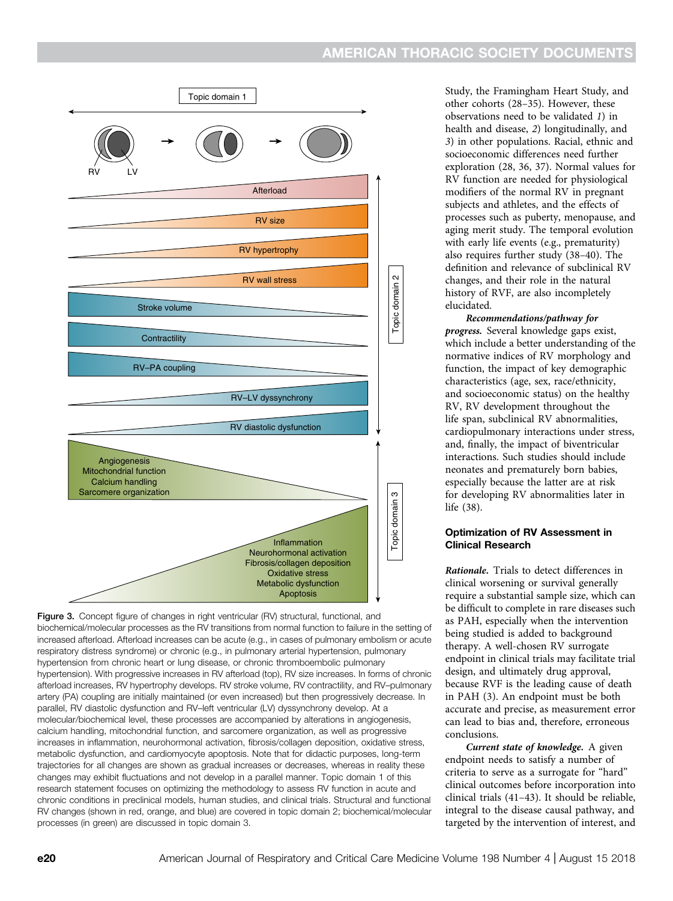Figure 3. Concept figure of changes in right ventricular (RV) structural, functional, and biochemical/molecular processes as the RV transitions from normal function to failure in the setting of increased afterload. Afterload increases can be acute (e.g., in cases of pulmonary embolism or acute respiratory distress syndrome) or chronic (e.g., in pulmonary arterial hypertension, pulmonary hypertension from chronic heart or lung disease, or chronic thromboembolic pulmonary hypertension). With progressive increases in RV afterload (top), RV size increases. In forms of chronic afterload increases, RV hypertrophy develops. RV stroke volume, RV contractility, and RV–pulmonary artery (PA) coupling are initially maintained (or even increased) but then progressively decrease. In parallel, RV diastolic dysfunction and RV–left ventricular (LV) dyssynchrony develop. At a molecular/biochemical level, these processes are accompanied by alterations in angiogenesis, calcium handling, mitochondrial function, and sarcomere organization, as well as progressive increases in inflammation, neurohormonal activation, fibrosis/collagen deposition, oxidative stress, metabolic dysfunction, and cardiomyocyte apoptosis. Note that for didactic purposes, long-term trajectories for all changes are shown as gradual increases or decreases, whereas in reality these changes may exhibit fluctuations and not develop in a parallel manner. Topic domain 1 of this research statement focuses on optimizing the methodology to assess RV function in acute and chronic conditions in preclinical models, human studies, and clinical trials. Structural and functional RV changes (shown in red, orange, and blue) are covered in topic domain 2; biochemical/molecular processes (in green) are discussed in topic domain 3.

Study, the Framingham Heart Study, and other cohorts (28–35). However, these observations need to be validated *1*) in health and disease, *2*) longitudinally, and *3*) in other populations. Racial, ethnic and socioeconomic differences need further exploration (28, 36, 37). Normal values for RV function are needed for physiological modifiers of the normal RV in pregnant subjects and athletes, and the effects of processes such as puberty, menopause, and aging merit study. The temporal evolution with early life events (e.g., prematurity) also requires further study (38–40). The definition and relevance of subclinical RV changes, and their role in the natural history of RVF, are also incompletely elucidated.

***Recommendations/pathway for progress.*** Several knowledge gaps exist, which include a better understanding of the normative indices of RV morphology and function, the impact of key demographic characteristics (age, sex, race/ethnicity, and socioeconomic status) on the healthy RV, RV development throughout the life span, subclinical RV abnormalities, cardiopulmonary interactions under stress, and, finally, the impact of biventricular interactions. Such studies should include neonates and prematurely born babies, especially because the latter are at risk for developing RV abnormalities later in life (38).

### Optimization of RV Assessment in Clinical Research

***Rationale.*** Trials to detect differences in clinical worsening or survival generally require a substantial sample size, which can be difficult to complete in rare diseases such as PAH, especially when the intervention being studied is added to background therapy. A well-chosen RV surrogate endpoint in clinical trials may facilitate trial design, and ultimately drug approval, because RVF is the leading cause of death in PAH (3). An endpoint must be both accurate and precise, as measurement error can lead to bias and, therefore, erroneous conclusions.

***Current state of knowledge.*** A given endpoint needs to satisfy a number of criteria to serve as a surrogate for "hard" clinical outcomes before incorporation into clinical trials (41–43). It should be reliable, integral to the disease causal pathway, and targeted by the intervention of interest, and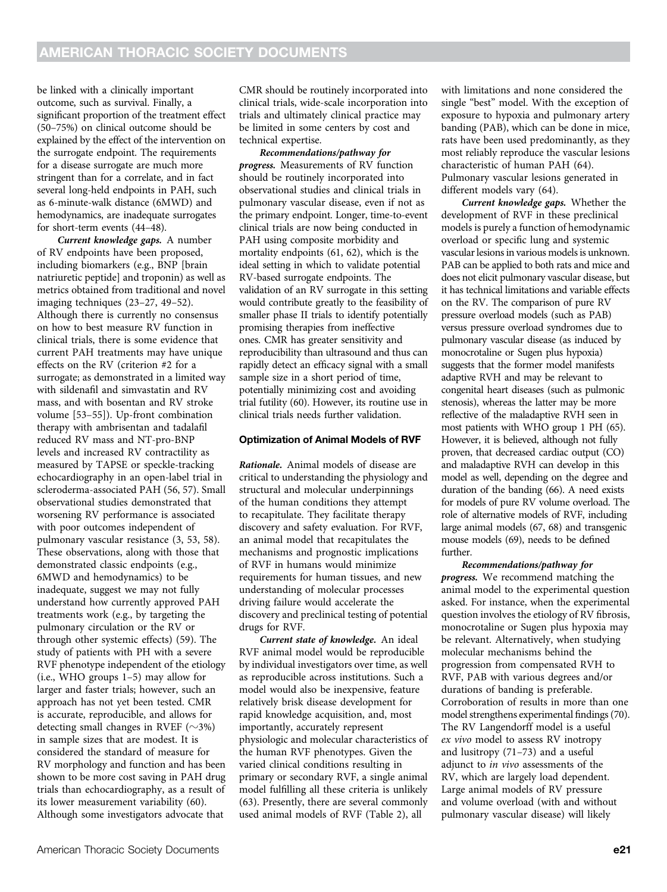be linked with a clinically important outcome, such as survival. Finally, a significant proportion of the treatment effect (50–75%) on clinical outcome should be explained by the effect of the intervention on the surrogate endpoint. The requirements for a disease surrogate are much more stringent than for a correlate, and in fact several long-held endpoints in PAH, such as 6-minute-walk distance (6MWD) and hemodynamics, are inadequate surrogates for short-term events (44–48).

***Current knowledge gaps.*** A number of RV endpoints have been proposed, including biomarkers (e.g., BNP [brain natriuretic peptide] and troponin) as well as metrics obtained from traditional and novel imaging techniques (23–27, 49–52). Although there is currently no consensus on how to best measure RV function in clinical trials, there is some evidence that current PAH treatments may have unique effects on the RV (criterion #2 for a surrogate; as demonstrated in a limited way with sildenafil and simvastatin and RV mass, and with bosentan and RV stroke volume [53–55]). Up-front combination therapy with ambrisentan and tadalafil reduced RV mass and NT-pro-BNP levels and increased RV contractility as measured by TAPSE or speckle-tracking echocardiography in an open-label trial in scleroderma-associated PAH (56, 57). Small observational studies demonstrated that worsening RV performance is associated with poor outcomes independent of pulmonary vascular resistance (3, 53, 58). These observations, along with those that demonstrated classic endpoints (e.g., 6MWD and hemodynamics) to be inadequate, suggest we may not fully understand how currently approved PAH treatments work (e.g., by targeting the pulmonary circulation or the RV or through other systemic effects) (59). The study of patients with PH with a severe RVF phenotype independent of the etiology (i.e., WHO groups 1–5) may allow for larger and faster trials; however, such an approach has not yet been tested. CMR is accurate, reproducible, and allows for detecting small changes in RVEF (~3%) in sample sizes that are modest. It is considered the standard of measure for RV morphology and function and has been shown to be more cost saving in PAH drug trials than echocardiography, as a result of its lower measurement variability (60). Although some investigators advocate that CMR should be routinely incorporated into clinical trials, wide-scale incorporation into trials and ultimately clinical practice may be limited in some centers by cost and technical expertise.

***Recommendations/pathway for progress.*** Measurements of RV function should be routinely incorporated into observational studies and clinical trials in pulmonary vascular disease, even if not as the primary endpoint. Longer, time-to-event clinical trials are now being conducted in PAH using composite morbidity and mortality endpoints (61, 62), which is the ideal setting in which to validate potential RV-based surrogate endpoints. The validation of an RV surrogate in this setting would contribute greatly to the feasibility of smaller phase II trials to identify potentially promising therapies from ineffective ones. CMR has greater sensitivity and reproducibility than ultrasound and thus can rapidly detect an efficacy signal with a small sample size in a short period of time, potentially minimizing cost and avoiding trial futility (60). However, its routine use in clinical trials needs further validation.

## Optimization of Animal Models of RVF

***Rationale.*** Animal models of disease are critical to understanding the physiology and structural and molecular underpinnings of the human conditions they attempt to recapitulate. They facilitate therapy discovery and safety evaluation. For RVF, an animal model that recapitulates the mechanisms and prognostic implications of RVF in humans would minimize requirements for human tissues, and new understanding of molecular processes driving failure would accelerate the discovery and preclinical testing of potential drugs for RVF.

***Current state of knowledge.*** An ideal RVF animal model would be reproducible by individual investigators over time, as well as reproducible across institutions. Such a model would also be inexpensive, feature relatively brisk disease development for rapid knowledge acquisition, and, most importantly, accurately represent physiologic and molecular characteristics of the human RVF phenotypes. Given the varied clinical conditions resulting in primary or secondary RVF, a single animal model fulfilling all these criteria is unlikely (63). Presently, there are several commonly used animal models of RVF (Table 2), all with limitations and none considered the single "best" model. With the exception of exposure to hypoxia and pulmonary artery banding (PAB), which can be done in mice, rats have been used predominantly, as they most reliably reproduce the vascular lesions characteristic of human PAH (64). Pulmonary vascular lesions generated in different models vary (64).

***Current knowledge gaps.*** Whether the development of RVF in these preclinical models is purely a function of hemodynamic overload or specific lung and systemic vascular lesions in various models is unknown. PAB can be applied to both rats and mice and does not elicit pulmonary vascular disease, but it has technical limitations and variable effects on the RV. The comparison of pure RV pressure overload models (such as PAB) versus pressure overload syndromes due to pulmonary vascular disease (as induced by monocrotaline or Sugen plus hypoxia) suggests that the former model manifests adaptive RVH and may be relevant to congenital heart diseases (such as pulmonic stenosis), whereas the latter may be more reflective of the maladaptive RVH seen in most patients with WHO group 1 PH (65). However, it is believed, although not fully proven, that decreased cardiac output (CO) and maladaptive RVH can develop in this model as well, depending on the degree and duration of the banding (66). A need exists for models of pure RV volume overload. The role of alternative models of RVF, including large animal models (67, 68) and transgenic mouse models (69), needs to be defined further.

***Recommendations/pathway for progress.*** We recommend matching the animal model to the experimental question asked. For instance, when the experimental question involves the etiology of RV fibrosis, monocrotaline or Sugen plus hypoxia may be relevant. Alternatively, when studying molecular mechanisms behind the progression from compensated RVH to RVF, PAB with various degrees and/or durations of banding is preferable. Corroboration of results in more than one model strengthens experimental findings (70). The RV Langendorff model is a useful *ex vivo* model to assess RV inotropy and lusitropy (71–73) and a useful adjunct to *in vivo* assessments of the RV, which are largely load dependent. Large animal models of RV pressure and volume overload (with and without pulmonary vascular disease) will likely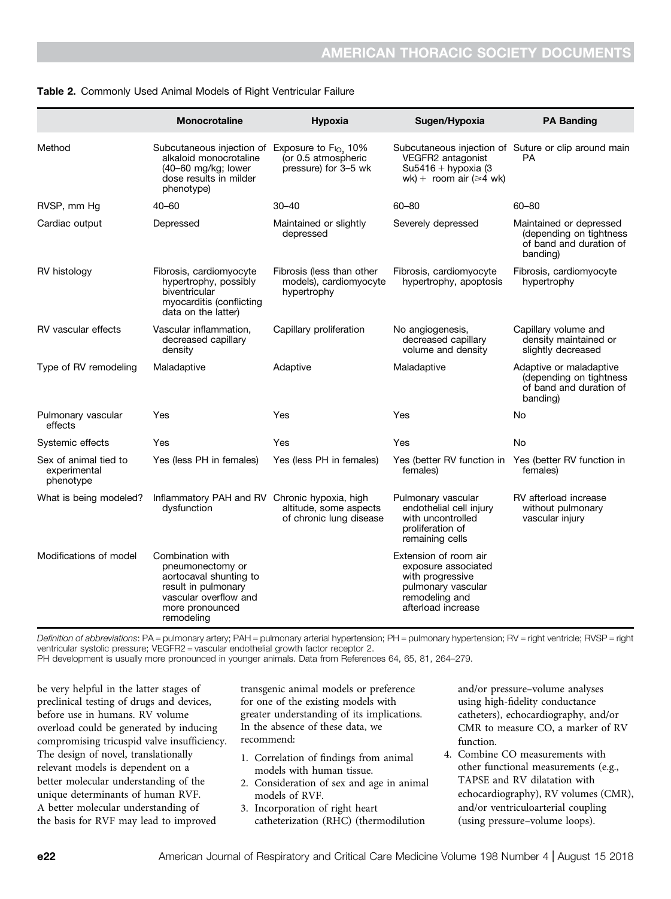**Table 2.** Commonly Used Animal Models of Right Ventricular Failure

| | Monocrotaline | Hypoxia | Sugen/Hypoxia | PA Banding |
|---|---|---|---|---|
| Method | Subcutaneous injection of alkaloid monocrotaline (40–60 mg/kg; lower dose results in milder phenotype) | Exposure to $F_{I_{O_2}}$ 10% (or 0.5 atmospheric pressure) for 3–5 wk | Subcutaneous injection of VEGFR2 antagonist Su5416 + hypoxia (3 wk) + room air (⩾4 wk) | Suture or clip around main PA |
| RVSP, mm Hg | 40–60 | 30–40 | 60–80 | 60–80 |
| Cardiac output | Depressed | Maintained or slightly depressed | Severely depressed | Maintained or depressed (depending on tightness of band and duration of banding) |
| RV histology | Fibrosis, cardiomyocyte hypertrophy, possibly biventricular myocarditis (conflicting data on the latter) | Fibrosis (less than other models), cardiomyocyte hypertrophy | Fibrosis, cardiomyocyte hypertrophy, apoptosis | Fibrosis, cardiomyocyte hypertrophy |
| RV vascular effects | Vascular inflammation, decreased capillary density | Capillary proliferation | No angiogenesis, decreased capillary volume and density | Capillary volume and density maintained or slightly decreased |
| Type of RV remodeling | Maladaptive | Adaptive | Maladaptive | Adaptive or maladaptive (depending on tightness of band and duration of banding) |
| Pulmonary vascular effects | Yes | Yes | Yes | No |
| Systemic effects | Yes | Yes | Yes | No |
| Sex of animal tied to experimental phenotype | Yes (less PH in females) | Yes (less PH in females) | Yes (better RV function in females) | Yes (better RV function in females) |
| What is being modeled? | Inflammatory PAH and RV dysfunction | Chronic hypoxia, high altitude, some aspects of chronic lung disease | Pulmonary vascular endothelial cell injury with uncontrolled proliferation of remaining cells | RV afterload increase without pulmonary vascular injury |
| Modifications of model | Combination with pneumonectomy or aortocaval shunting to result in pulmonary vascular overflow and more pronounced remodeling | | Extension of room air exposure associated with progressive pulmonary vascular remodeling and afterload increase | |

*Definition of abbreviations*: PA = pulmonary artery; PAH = pulmonary arterial hypertension; PH = pulmonary hypertension; RV = right ventricle; RVSP = right ventricular systolic pressure; VEGFR2 = vascular endothelial growth factor receptor 2.
PH development is usually more pronounced in younger animals. Data from References 64, 65, 81, 264–279.

be very helpful in the latter stages of preclinical testing of drugs and devices, before use in humans. RV volume overload could be generated by inducing compromising tricuspid valve insufficiency. The design of novel, translationally relevant models is dependent on a better molecular understanding of the unique determinants of human RVF. A better molecular understanding of the basis for RVF may lead to improved transgenic animal models or preference for one of the existing models with greater understanding of its implications. In the absence of these data, we recommend:

1. Correlation of findings from animal models with human tissue.
2. Consideration of sex and age in animal models of RVF.
3. Incorporation of right heart catheterization (RHC) (thermodilution and/or pressure–volume analyses using high-fidelity conductance catheters), echocardiography, and/or CMR to measure CO, a marker of RV function.
4. Combine CO measurements with other functional measurements (e.g., TAPSE and RV dilatation with echocardiography), RV volumes (CMR), and/or ventriculoarterial coupling (using pressure–volume loops).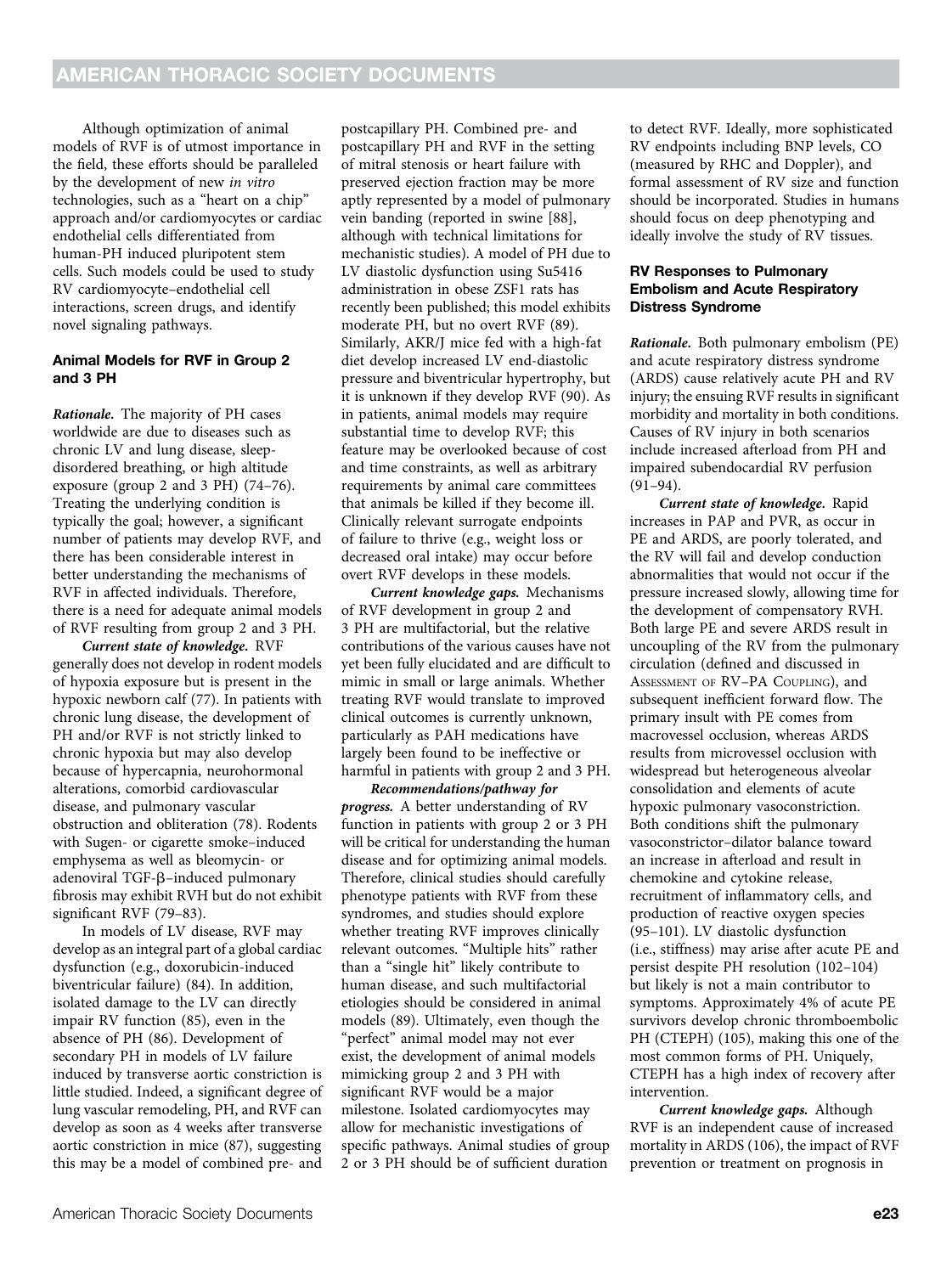Although optimization of animal models of RVF is of utmost importance in the field, these efforts should be paralleled by the development of new *in vitro* technologies, such as a "heart on a chip" approach and/or cardiomyocytes or cardiac endothelial cells differentiated from human-PH induced pluripotent stem cells. Such models could be used to study RV cardiomyocyte–endothelial cell interactions, screen drugs, and identify novel signaling pathways.

### Animal Models for RVF in Group 2 and 3 PH

***Rationale.*** The majority of PH cases worldwide are due to diseases such as chronic LV and lung disease, sleep-disordered breathing, or high altitude exposure (group 2 and 3 PH) (74–76). Treating the underlying condition is typically the goal; however, a significant number of patients may develop RVF, and there has been considerable interest in better understanding the mechanisms of RVF in affected individuals. Therefore, there is a need for adequate animal models of RVF resulting from group 2 and 3 PH.

***Current state of knowledge.*** RVF generally does not develop in rodent models of hypoxia exposure but is present in the hypoxic newborn calf (77). In patients with chronic lung disease, the development of PH and/or RVF is not strictly linked to chronic hypoxia but may also develop because of hypercapnia, neurohormonal alterations, comorbid cardiovascular disease, and pulmonary vascular obstruction and obliteration (78). Rodents with Sugen- or cigarette smoke–induced emphysema as well as bleomycin- or adenoviral TGF-β–induced pulmonary fibrosis may exhibit RVH but do not exhibit significant RVF (79–83).

In models of LV disease, RVF may develop as an integral part of a global cardiac dysfunction (e.g., doxorubicin-induced biventricular failure) (84). In addition, isolated damage to the LV can directly impair RV function (85), even in the absence of PH (86). Development of secondary PH in models of LV failure induced by transverse aortic constriction is little studied. Indeed, a significant degree of lung vascular remodeling, PH, and RVF can develop as soon as 4 weeks after transverse aortic constriction in mice (87), suggesting this may be a model of combined pre- and postcapillary PH. Combined pre- and postcapillary PH and RVF in the setting of mitral stenosis or heart failure with preserved ejection fraction may be more aptly represented by a model of pulmonary vein banding (reported in swine [88], although with technical limitations for mechanistic studies). A model of PH due to LV diastolic dysfunction using Su5416 administration in obese ZSF1 rats has recently been published; this model exhibits moderate PH, but no overt RVF (89). Similarly, AKR/J mice fed with a high-fat diet develop increased LV end-diastolic pressure and biventricular hypertrophy, but it is unknown if they develop RVF (90). As in patients, animal models may require substantial time to develop RVF; this feature may be overlooked because of cost and time constraints, as well as arbitrary requirements by animal care committees that animals be killed if they become ill. Clinically relevant surrogate endpoints of failure to thrive (e.g., weight loss or decreased oral intake) may occur before overt RVF develops in these models.

***Current knowledge gaps.*** Mechanisms of RVF development in group 2 and 3 PH are multifactorial, but the relative contributions of the various causes have not yet been fully elucidated and are difficult to mimic in small or large animals. Whether treating RVF would translate to improved clinical outcomes is currently unknown, particularly as PAH medications have largely been found to be ineffective or harmful in patients with group 2 and 3 PH.

***Recommendations/pathway for progress.*** A better understanding of RV function in patients with group 2 or 3 PH will be critical for understanding the human disease and for optimizing animal models. Therefore, clinical studies should carefully phenotype patients with RVF from these syndromes, and studies should explore whether treating RVF improves clinically relevant outcomes. "Multiple hits" rather than a "single hit" likely contribute to human disease, and such multifactorial etiologies should be considered in animal models (89). Ultimately, even though the "perfect" animal model may not ever exist, the development of animal models mimicking group 2 and 3 PH with significant RVF would be a major milestone. Isolated cardiomyocytes may allow for mechanistic investigations of specific pathways. Animal studies of group 2 or 3 PH should be of sufficient duration to detect RVF. Ideally, more sophisticated RV endpoints including BNP levels, CO (measured by RHC and Doppler), and formal assessment of RV size and function should be incorporated. Studies in humans should focus on deep phenotyping and ideally involve the study of RV tissues.

### RV Responses to Pulmonary Embolism and Acute Respiratory Distress Syndrome

***Rationale.*** Both pulmonary embolism (PE) and acute respiratory distress syndrome (ARDS) cause relatively acute PH and RV injury; the ensuing RVF results in significant morbidity and mortality in both conditions. Causes of RV injury in both scenarios include increased afterload from PH and impaired subendocardial RV perfusion (91–94).

***Current state of knowledge.*** Rapid increases in PAP and PVR, as occur in PE and ARDS, are poorly tolerated, and the RV will fail and develop conduction abnormalities that would not occur if the pressure increased slowly, allowing time for the development of compensatory RVH. Both large PE and severe ARDS result in uncoupling of the RV from the pulmonary circulation (defined and discussed in Assessment of RV–PA Coupling), and subsequent inefficient forward flow. The primary insult with PE comes from macrovessel occlusion, whereas ARDS results from microvessel occlusion with widespread but heterogeneous alveolar consolidation and elements of acute hypoxic pulmonary vasoconstriction. Both conditions shift the pulmonary vasoconstrictor–dilator balance toward an increase in afterload and result in chemokine and cytokine release, recruitment of inflammatory cells, and production of reactive oxygen species (95–101). LV diastolic dysfunction (i.e., stiffness) may arise after acute PE and persist despite PH resolution (102–104) but likely is not a main contributor to symptoms. Approximately 4% of acute PE survivors develop chronic thromboembolic PH (CTEPH) (105), making this one of the most common forms of PH. Uniquely, CTEPH has a high index of recovery after intervention.

***Current knowledge gaps.*** Although RVF is an independent cause of increased mortality in ARDS (106), the impact of RVF prevention or treatment on prognosis in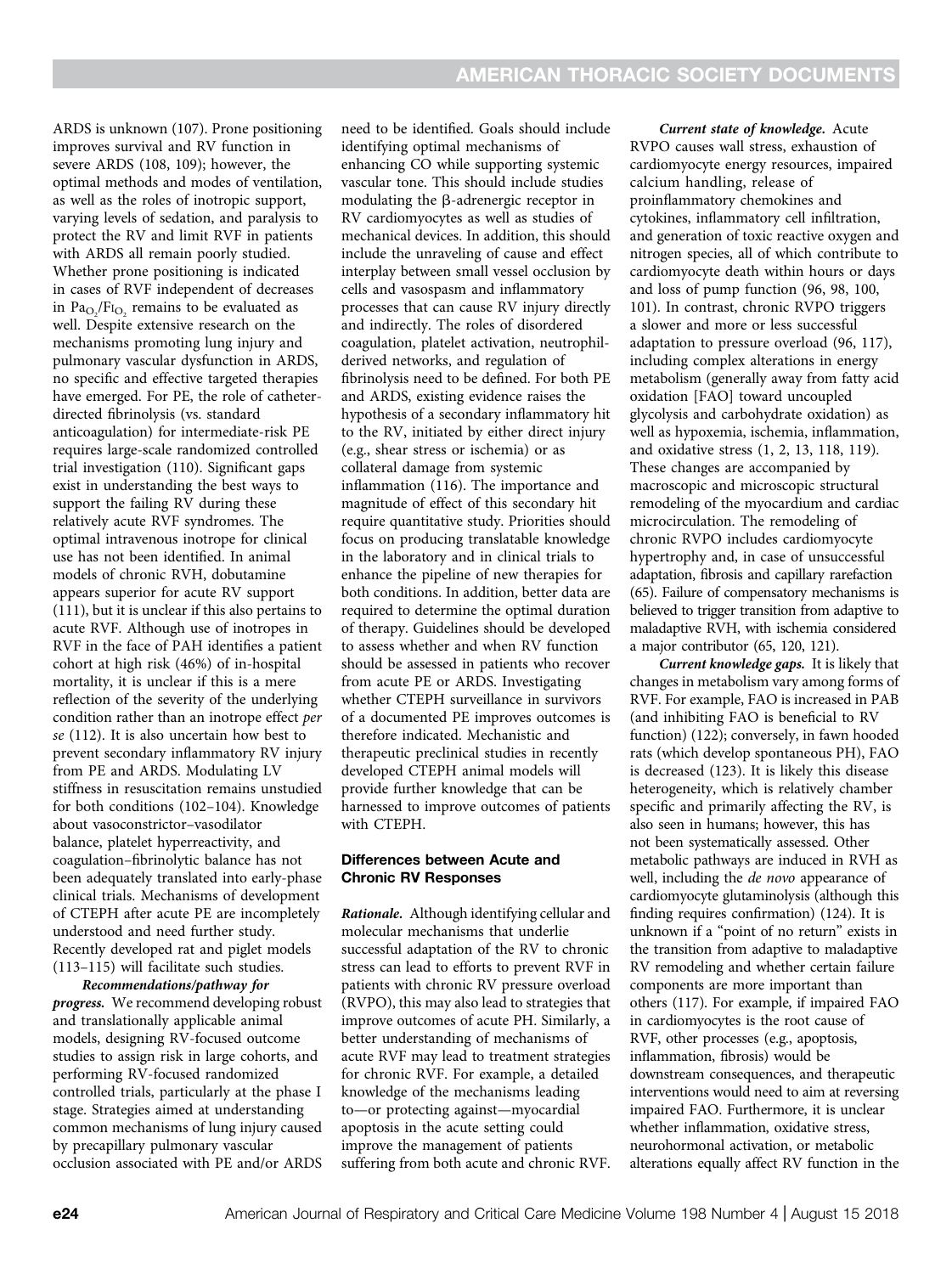ARDS is unknown (107). Prone positioning improves survival and RV function in severe ARDS (108, 109); however, the optimal methods and modes of ventilation, as well as the roles of inotropic support, varying levels of sedation, and paralysis to protect the RV and limit RVF in patients with ARDS all remain poorly studied. Whether prone positioning is indicated in cases of RVF independent of decreases in $Pa_{O_2}/FI_{O_2}$ remains to be evaluated as well. Despite extensive research on the mechanisms promoting lung injury and pulmonary vascular dysfunction in ARDS, no specific and effective targeted therapies have emerged. For PE, the role of catheter-directed fibrinolysis (vs. standard anticoagulation) for intermediate-risk PE requires large-scale randomized controlled trial investigation (110). Significant gaps exist in understanding the best ways to support the failing RV during these relatively acute RVF syndromes. The optimal intravenous inotrope for clinical use has not been identified. In animal models of chronic RVH, dobutamine appears superior for acute RV support (111), but it is unclear if this also pertains to acute RVF. Although use of inotropes in RVF in the face of PAH identifies a patient cohort at high risk (46%) of in-hospital mortality, it is unclear if this is a mere reflection of the severity of the underlying condition rather than an inotrope effect *per se* (112). It is also uncertain how best to prevent secondary inflammatory RV injury from PE and ARDS. Modulating LV stiffness in resuscitation remains unstudied for both conditions (102–104). Knowledge about vasoconstrictor–vasodilator balance, platelet hyperreactivity, and coagulation–fibrinolytic balance has not been adequately translated into early-phase clinical trials. Mechanisms of development of CTEPH after acute PE are incompletely understood and need further study. Recently developed rat and piglet models (113–115) will facilitate such studies.

***Recommendations/pathway for progress.*** We recommend developing robust and translationally applicable animal models, designing RV-focused outcome studies to assign risk in large cohorts, and performing RV-focused randomized controlled trials, particularly at the phase I stage. Strategies aimed at understanding common mechanisms of lung injury caused by precapillary pulmonary vascular occlusion associated with PE and/or ARDS need to be identified. Goals should include identifying optimal mechanisms of enhancing CO while supporting systemic vascular tone. This should include studies modulating the β-adrenergic receptor in RV cardiomyocytes as well as studies of mechanical devices. In addition, this should include the unraveling of cause and effect interplay between small vessel occlusion by cells and vasospasm and inflammatory processes that can cause RV injury directly and indirectly. The roles of disordered coagulation, platelet activation, neutrophil-derived networks, and regulation of fibrinolysis need to be defined. For both PE and ARDS, existing evidence raises the hypothesis of a secondary inflammatory hit to the RV, initiated by either direct injury (e.g., shear stress or ischemia) or as collateral damage from systemic inflammation (116). The importance and magnitude of effect of this secondary hit require quantitative study. Priorities should focus on producing translatable knowledge in the laboratory and in clinical trials to enhance the pipeline of new therapies for both conditions. In addition, better data are required to determine the optimal duration of therapy. Guidelines should be developed to assess whether and when RV function should be assessed in patients who recover from acute PE or ARDS. Investigating whether CTEPH surveillance in survivors of a documented PE improves outcomes is therefore indicated. Mechanistic and therapeutic preclinical studies in recently developed CTEPH animal models will provide further knowledge that can be harnessed to improve outcomes of patients with CTEPH.

### Differences between Acute and Chronic RV Responses

***Rationale.*** Although identifying cellular and molecular mechanisms that underlie successful adaptation of the RV to chronic stress can lead to efforts to prevent RVF in patients with chronic RV pressure overload (RVPO), this may also lead to strategies that improve outcomes of acute PH. Similarly, a better understanding of mechanisms of acute RVF may lead to treatment strategies for chronic RVF. For example, a detailed knowledge of the mechanisms leading to—or protecting against—myocardial apoptosis in the acute setting could improve the management of patients suffering from both acute and chronic RVF.

***Current state of knowledge.*** Acute RVPO causes wall stress, exhaustion of cardiomyocyte energy resources, impaired calcium handling, release of proinflammatory chemokines and cytokines, inflammatory cell infiltration, and generation of toxic reactive oxygen and nitrogen species, all of which contribute to cardiomyocyte death within hours or days and loss of pump function (96, 98, 100, 101). In contrast, chronic RVPO triggers a slower and more or less successful adaptation to pressure overload (96, 117), including complex alterations in energy metabolism (generally away from fatty acid oxidation [FAO] toward uncoupled glycolysis and carbohydrate oxidation) as well as hypoxemia, ischemia, inflammation, and oxidative stress (1, 2, 13, 118, 119). These changes are accompanied by macroscopic and microscopic structural remodeling of the myocardium and cardiac microcirculation. The remodeling of chronic RVPO includes cardiomyocyte hypertrophy and, in case of unsuccessful adaptation, fibrosis and capillary rarefaction (65). Failure of compensatory mechanisms is believed to trigger transition from adaptive to maladaptive RVH, with ischemia considered a major contributor (65, 120, 121).

***Current knowledge gaps.*** It is likely that changes in metabolism vary among forms of RVF. For example, FAO is increased in PAB (and inhibiting FAO is beneficial to RV function) (122); conversely, in fawn hooded rats (which develop spontaneous PH), FAO is decreased (123). It is likely this disease heterogeneity, which is relatively chamber specific and primarily affecting the RV, is also seen in humans; however, this has not been systematically assessed. Other metabolic pathways are induced in RVH as well, including the *de novo* appearance of cardiomyocyte glutaminolysis (although this finding requires confirmation) (124). It is unknown if a "point of no return" exists in the transition from adaptive to maladaptive RV remodeling and whether certain failure components are more important than others (117). For example, if impaired FAO in cardiomyocytes is the root cause of RVF, other processes (e.g., apoptosis, inflammation, fibrosis) would be downstream consequences, and therapeutic interventions would need to aim at reversing impaired FAO. Furthermore, it is unclear whether inflammation, oxidative stress, neurohormonal activation, or metabolic alterations equally affect RV function in the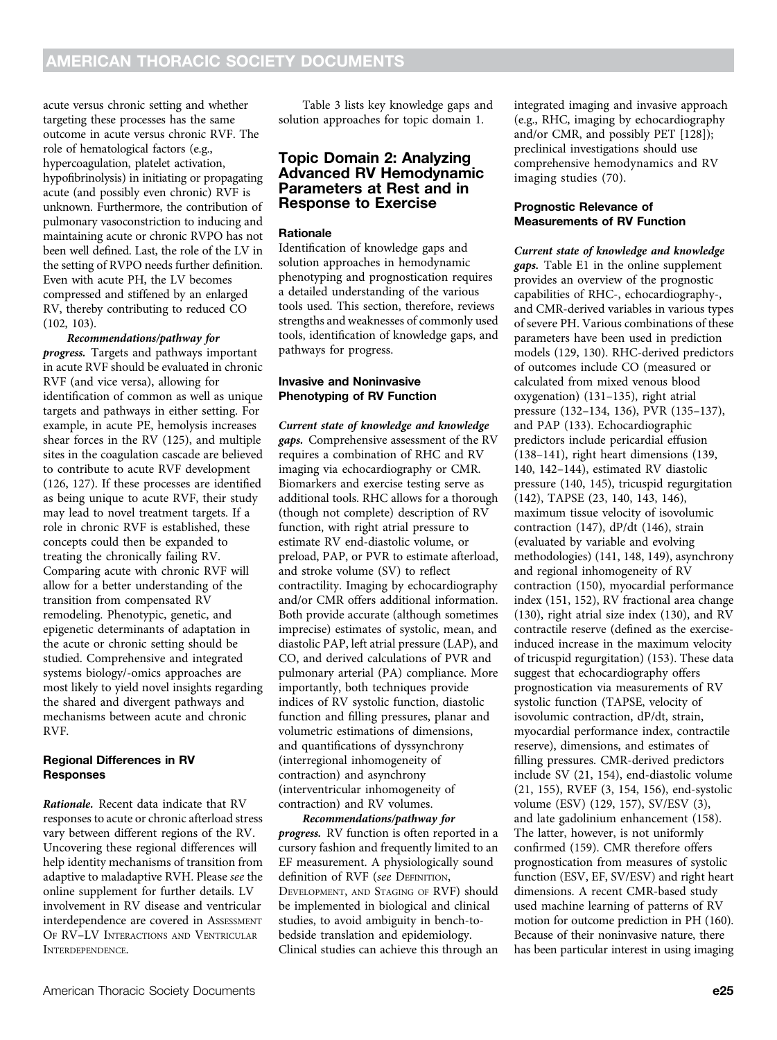acute versus chronic setting and whether targeting these processes has the same outcome in acute versus chronic RVF. The role of hematological factors (e.g., hypercoagulation, platelet activation, hypofibrinolysis) in initiating or propagating acute (and possibly even chronic) RVF is unknown. Furthermore, the contribution of pulmonary vasoconstriction to inducing and maintaining acute or chronic RVPO has not been well defined. Last, the role of the LV in the setting of RVPO needs further definition. Even with acute PH, the LV becomes compressed and stiffened by an enlarged RV, thereby contributing to reduced CO (102, 103).

***Recommendations/pathway for progress.*** Targets and pathways important in acute RVF should be evaluated in chronic RVF (and vice versa), allowing for identification of common as well as unique targets and pathways in either setting. For example, in acute PE, hemolysis increases shear forces in the RV (125), and multiple sites in the coagulation cascade are believed to contribute to acute RVF development (126, 127). If these processes are identified as being unique to acute RVF, their study may lead to novel treatment targets. If a role in chronic RVF is established, these concepts could then be expanded to treating the chronically failing RV. Comparing acute with chronic RVF will allow for a better understanding of the transition from compensated RV remodeling. Phenotypic, genetic, and epigenetic determinants of adaptation in the acute or chronic setting should be studied. Comprehensive and integrated systems biology/-omics approaches are most likely to yield novel insights regarding the shared and divergent pathways and mechanisms between acute and chronic RVF.

### Regional Differences in RV Responses

***Rationale.*** Recent data indicate that RV responses to acute or chronic afterload stress vary between different regions of the RV. Uncovering these regional differences will help identity mechanisms of transition from adaptive to maladaptive RVH. Please *see* the online supplement for further details. LV involvement in RV disease and ventricular interdependence are covered in Assessment of RV–LV Interactions and Ventricular Interdependence.

Table 3 lists key knowledge gaps and solution approaches for topic domain 1.

## Topic Domain 2: Analyzing Advanced RV Hemodynamic Parameters at Rest and in Response to Exercise

### Rationale

Identification of knowledge gaps and solution approaches in hemodynamic phenotyping and prognostication requires a detailed understanding of the various tools used. This section, therefore, reviews strengths and weaknesses of commonly used tools, identification of knowledge gaps, and pathways for progress.

### Invasive and Noninvasive Phenotyping of RV Function

***Current state of knowledge and knowledge gaps.*** Comprehensive assessment of the RV requires a combination of RHC and RV imaging via echocardiography or CMR. Biomarkers and exercise testing serve as additional tools. RHC allows for a thorough (though not complete) description of RV function, with right atrial pressure to estimate RV end-diastolic volume, or preload, PAP, or PVR to estimate afterload, and stroke volume (SV) to reflect contractility. Imaging by echocardiography and/or CMR offers additional information. Both provide accurate (although sometimes imprecise) estimates of systolic, mean, and diastolic PAP, left atrial pressure (LAP), and CO, and derived calculations of PVR and pulmonary arterial (PA) compliance. More importantly, both techniques provide indices of RV systolic function, diastolic function and filling pressures, planar and volumetric estimations of dimensions, and quantifications of dyssynchrony (interregional inhomogeneity of contraction) and asynchrony (interventricular inhomogeneity of contraction) and RV volumes.

***Recommendations/pathway for progress.*** RV function is often reported in a cursory fashion and frequently limited to an EF measurement. A physiologically sound definition of RVF (*see* Definition, Development, and Staging of RVF) should be implemented in biological and clinical studies, to avoid ambiguity in bench-to-bedside translation and epidemiology. Clinical studies can achieve this through an integrated imaging and invasive approach (e.g., RHC, imaging by echocardiography and/or CMR, and possibly PET [128]); preclinical investigations should use comprehensive hemodynamics and RV imaging studies (70).

### Prognostic Relevance of Measurements of RV Function

***Current state of knowledge and knowledge gaps.*** Table E1 in the online supplement provides an overview of the prognostic capabilities of RHC-, echocardiography-, and CMR-derived variables in various types of severe PH. Various combinations of these parameters have been used in prediction models (129, 130). RHC-derived predictors of outcomes include CO (measured or calculated from mixed venous blood oxygenation) (131–135), right atrial pressure (132–134, 136), PVR (135–137), and PAP (133). Echocardiographic predictors include pericardial effusion (138–141), right heart dimensions (139, 140, 142–144), estimated RV diastolic pressure (140, 145), tricuspid regurgitation (142), TAPSE (23, 140, 143, 146), maximum tissue velocity of isovolumic contraction (147), dP/dt (146), strain (evaluated by variable and evolving methodologies) (141, 148, 149), asynchrony and regional inhomogeneity of RV contraction (150), myocardial performance index (151, 152), RV fractional area change (130), right atrial size index (130), and RV contractile reserve (defined as the exercise-induced increase in the maximum velocity of tricuspid regurgitation) (153). These data suggest that echocardiography offers prognostication via measurements of RV systolic function (TAPSE, velocity of isovolumic contraction, dP/dt, strain, myocardial performance index, contractile reserve), dimensions, and estimates of filling pressures. CMR-derived predictors include SV (21, 154), end-diastolic volume (21, 155), RVEF (3, 154, 156), end-systolic volume (ESV) (129, 157), SV/ESV (3), and late gadolinium enhancement (158). The latter, however, is not uniformly confirmed (159). CMR therefore offers prognostication from measures of systolic function (ESV, EF, SV/ESV) and right heart dimensions. A recent CMR-based study used machine learning of patterns of RV motion for outcome prediction in PH (160). Because of their noninvasive nature, there has been particular interest in using imaging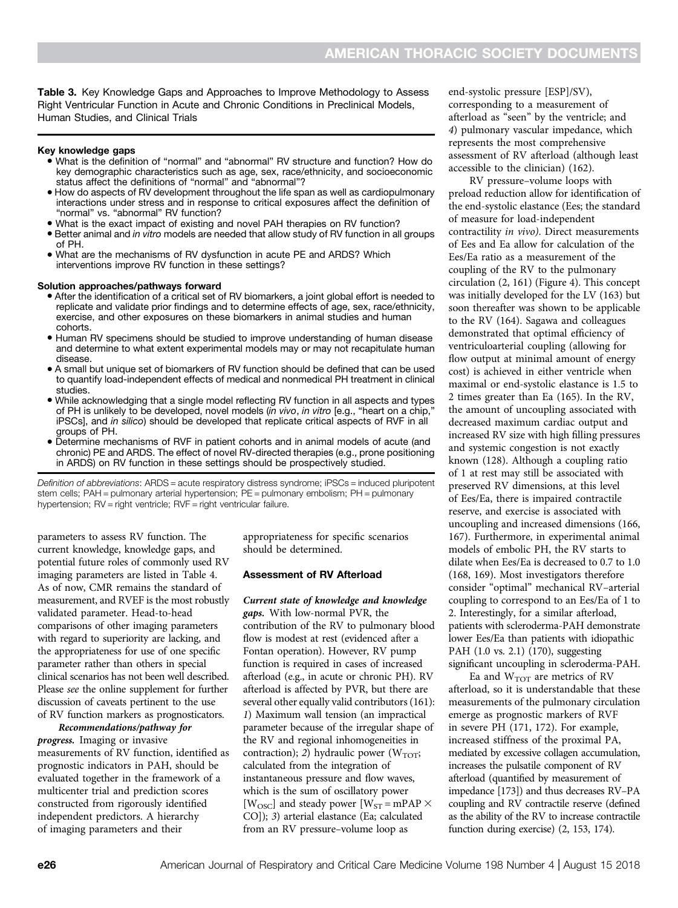**Table 3.** Key Knowledge Gaps and Approaches to Improve Methodology to Assess Right Ventricular Function in Acute and Chronic Conditions in Preclinical Models, Human Studies, and Clinical Trials

**Key knowledge gaps**

- What is the definition of "normal" and "abnormal" RV structure and function? How do key demographic characteristics such as age, sex, race/ethnicity, and socioeconomic status affect the definitions of "normal" and "abnormal"?
- How do aspects of RV development throughout the life span as well as cardiopulmonary interactions under stress and in response to critical exposures affect the definition of "normal" vs. "abnormal" RV function?
- What is the exact impact of existing and novel PAH therapies on RV function?
- Better animal and *in vitro* models are needed that allow study of RV function in all groups of PH.
- What are the mechanisms of RV dysfunction in acute PE and ARDS? Which interventions improve RV function in these settings?

**Solution approaches/pathways forward**

- After the identification of a critical set of RV biomarkers, a joint global effort is needed to replicate and validate prior findings and to determine effects of age, sex, race/ethnicity, exercise, and other exposures on these biomarkers in animal studies and human cohorts.
- Human RV specimens should be studied to improve understanding of human disease and determine to what extent experimental models may or may not recapitulate human disease.
- A small but unique set of biomarkers of RV function should be defined that can be used to quantify load-independent effects of medical and nonmedical PH treatment in clinical studies.
- While acknowledging that a single model reflecting RV function in all aspects and types of PH is unlikely to be developed, novel models (*in vivo*, *in vitro* [e.g., "heart on a chip," iPSCs], and *in silico*) should be developed that replicate critical aspects of RVF in all groups of PH.
- Determine mechanisms of RVF in patient cohorts and in animal models of acute (and chronic) PE and ARDS. The effect of novel RV-directed therapies (e.g., prone positioning in ARDS) on RV function in these settings should be prospectively studied.

*Definition of abbreviations*: ARDS = acute respiratory distress syndrome; iPSCs = induced pluripotent stem cells; PAH = pulmonary arterial hypertension; PE = pulmonary embolism; PH = pulmonary hypertension; RV = right ventricle; RVF = right ventricular failure.

parameters to assess RV function. The current knowledge, knowledge gaps, and potential future roles of commonly used RV imaging parameters are listed in Table 4. As of now, CMR remains the standard of measurement, and RVEF is the most robustly validated parameter. Head-to-head comparisons of other imaging parameters with regard to superiority are lacking, and the appropriateness for use of one specific parameter rather than others in special clinical scenarios has not been well described. Please *see* the online supplement for further discussion of caveats pertinent to the use of RV function markers as prognosticators.

*Recommendations/pathway for progress.* Imaging or invasive measurements of RV function, identified as prognostic indicators in PAH, should be evaluated together in the framework of a multicenter trial and prediction scores constructed from rigorously identified independent predictors. A hierarchy of imaging parameters and their appropriateness for specific scenarios should be determined.

### Assessment of RV Afterload

*Current state of knowledge and knowledge gaps.* With low-normal PVR, the contribution of the RV to pulmonary blood flow is modest at rest (evidenced after a Fontan operation). However, RV pump function is required in cases of increased afterload (e.g., in acute or chronic PH). RV afterload is affected by PVR, but there are several other equally valid contributors (161): *1*) Maximum wall tension (an impractical parameter because of the irregular shape of the RV and regional inhomogeneities in contraction); *2*) hydraulic power ($W_{TOT}$; calculated from the integration of instantaneous pressure and flow waves, which is the sum of oscillatory power [$W_{OSC}$] and steady power [$W_{ST}$ = mPAP × CO]); *3*) arterial elastance (Ea; calculated from an RV pressure–volume loop as end-systolic pressure [ESP]/SV), corresponding to a measurement of afterload as "seen" by the ventricle; and *4*) pulmonary vascular impedance, which represents the most comprehensive assessment of RV afterload (although least accessible to the clinician) (162).

RV pressure–volume loops with preload reduction allow for identification of the end-systolic elastance (Ees; the standard of measure for load-independent contractility *in vivo*). Direct measurements of Ees and Ea allow for calculation of the Ees/Ea ratio as a measurement of the coupling of the RV to the pulmonary circulation (2, 161) (Figure 4). This concept was initially developed for the LV (163) but soon thereafter was shown to be applicable to the RV (164). Sagawa and colleagues demonstrated that optimal efficiency of ventriculoarterial coupling (allowing for flow output at minimal amount of energy cost) is achieved in either ventricle when maximal or end-systolic elastance is 1.5 to 2 times greater than Ea (165). In the RV, the amount of uncoupling associated with decreased maximum cardiac output and increased RV size with high filling pressures and systemic congestion is not exactly known (128). Although a coupling ratio of 1 at rest may still be associated with preserved RV dimensions, at this level of Ees/Ea, there is impaired contractile reserve, and exercise is associated with uncoupling and increased dimensions (166, 167). Furthermore, in experimental animal models of embolic PH, the RV starts to dilate when Ees/Ea is decreased to 0.7 to 1.0 (168, 169). Most investigators therefore consider "optimal" mechanical RV–arterial coupling to correspond to an Ees/Ea of 1 to 2. Interestingly, for a similar afterload, patients with scleroderma-PAH demonstrate lower Ees/Ea than patients with idiopathic PAH (1.0 vs. 2.1) (170), suggesting significant uncoupling in scleroderma-PAH.

Ea and $W_{TOT}$ are metrics of RV afterload, so it is understandable that these measurements of the pulmonary circulation emerge as prognostic markers of RVF in severe PH (171, 172). For example, increased stiffness of the proximal PA, mediated by excessive collagen accumulation, increases the pulsatile component of RV afterload (quantified by measurement of impedance [173]) and thus decreases RV–PA coupling and RV contractile reserve (defined as the ability of the RV to increase contractile function during exercise) (2, 153, 174).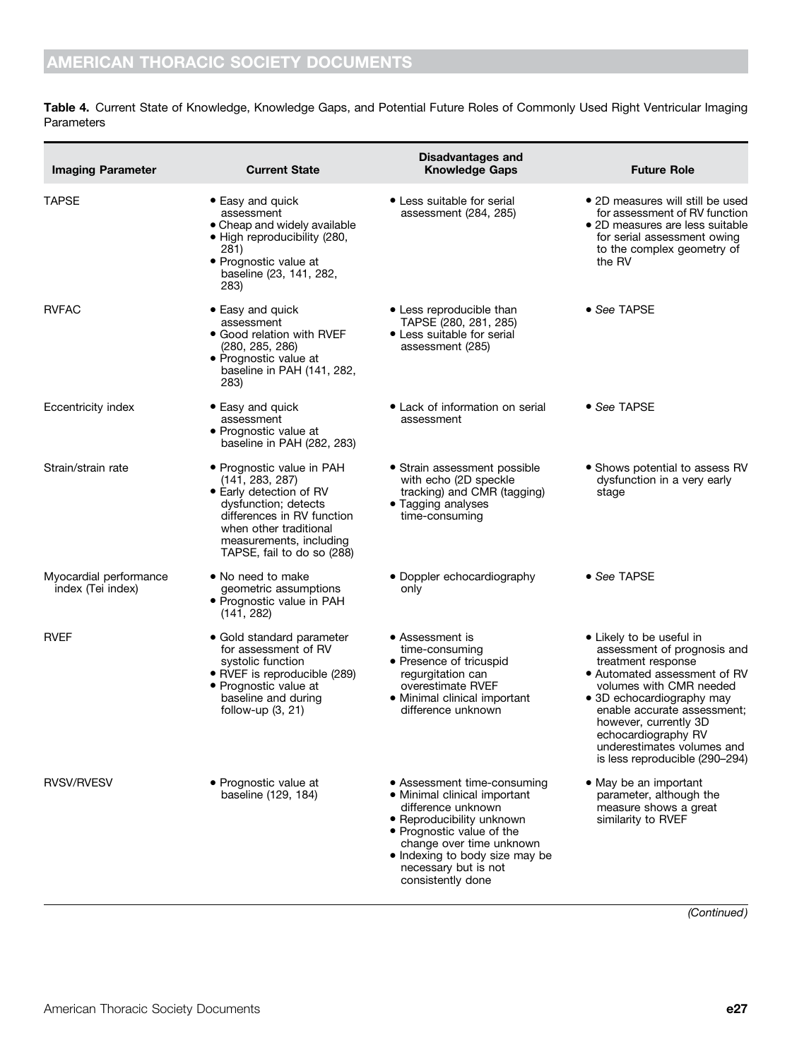**Table 4.** Current State of Knowledge, Knowledge Gaps, and Potential Future Roles of Commonly Used Right Ventricular Imaging Parameters

| Imaging Parameter | Current State | Disadvantages and Knowledge Gaps | Future Role |
|---|---|---|---|
| TAPSE | • Easy and quick assessment<br>• Cheap and widely available<br>• High reproducibility (280, 281)<br>• Prognostic value at baseline (23, 141, 282, 283) | • Less suitable for serial assessment (284, 285) | • 2D measures will still be used for assessment of RV function<br>• 2D measures are less suitable for serial assessment owing to the complex geometry of the RV |
| RVFAC | • Easy and quick assessment<br>• Good relation with RVEF (280, 285, 286)<br>• Prognostic value at baseline in PAH (141, 282, 283) | • Less reproducible than TAPSE (280, 281, 285)<br>• Less suitable for serial assessment (285) | • *See* TAPSE |
| Eccentricity index | • Easy and quick assessment<br>• Prognostic value at baseline in PAH (282, 283) | • Lack of information on serial assessment | • *See* TAPSE |
| Strain/strain rate | • Prognostic value in PAH (141, 283, 287)<br>• Early detection of RV dysfunction; detects differences in RV function when other traditional measurements, including TAPSE, fail to do so (288) | • Strain assessment possible with echo (2D speckle tracking) and CMR (tagging)<br>• Tagging analyses time-consuming | • Shows potential to assess RV dysfunction in a very early stage |
| Myocardial performance index (Tei index) | • No need to make geometric assumptions<br>• Prognostic value in PAH (141, 282) | • Doppler echocardiography only | • *See* TAPSE |
| RVEF | • Gold standard parameter for assessment of RV systolic function<br>• RVEF is reproducible (289)<br>• Prognostic value at baseline and during follow-up (3, 21) | • Assessment is time-consuming<br>• Presence of tricuspid regurgitation can overestimate RVEF<br>• Minimal clinical important difference unknown | • Likely to be useful in assessment of prognosis and treatment response<br>• Automated assessment of RV volumes with CMR needed<br>• 3D echocardiography may enable accurate assessment; however, currently 3D echocardiography RV underestimates volumes and is less reproducible (290–294) |
| RVSV/RVESV | • Prognostic value at baseline (129, 184) | • Assessment time-consuming<br>• Minimal clinical important difference unknown<br>• Reproducibility unknown<br>• Prognostic value of the change over time unknown<br>• Indexing to body size may be necessary but is not consistently done | • May be an important parameter, although the measure shows a great similarity to RVEF |

*(Continued)*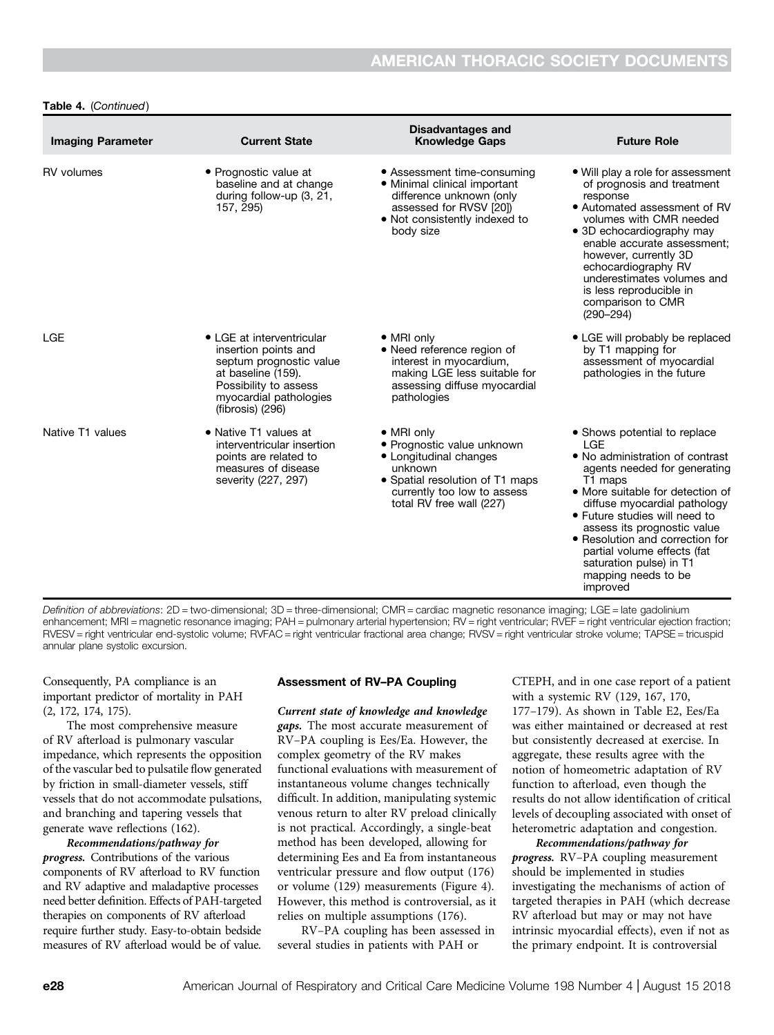**Table 4.** (*Continued*)

| Imaging Parameter | Current State | Disadvantages and Knowledge Gaps | Future Role |
|---|---|---|---|
| RV volumes | • Prognostic value at baseline and at change during follow-up (3, 21, 157, 295) | • Assessment time-consuming<br>• Minimal clinical important difference unknown (only assessed for RVSV [20])<br>• Not consistently indexed to body size | • Will play a role for assessment of prognosis and treatment response<br>• Automated assessment of RV volumes with CMR needed<br>• 3D echocardiography may enable accurate assessment; however, currently 3D echocardiography RV underestimates volumes and is less reproducible in comparison to CMR (290–294) |
| LGE | • LGE at interventricular insertion points and septum prognostic value at baseline (159). Possibility to assess myocardial pathologies (fibrosis) (296) | • MRI only<br>• Need reference region of interest in myocardium, making LGE less suitable for assessing diffuse myocardial pathologies | • LGE will probably be replaced by T1 mapping for assessment of myocardial pathologies in the future |
| Native T1 values | • Native T1 values at interventricular insertion points are related to measures of disease severity (227, 297) | • MRI only<br>• Prognostic value unknown<br>• Longitudinal changes unknown<br>• Spatial resolution of T1 maps currently too low to assess total RV free wall (227) | • Shows potential to replace LGE<br>• No administration of contrast agents needed for generating T1 maps<br>• More suitable for detection of diffuse myocardial pathology<br>• Future studies will need to assess its prognostic value<br>• Resolution and correction for partial volume effects (fat saturation pulse) in T1 mapping needs to be improved |

*Definition of abbreviations*: 2D = two-dimensional; 3D = three-dimensional; CMR = cardiac magnetic resonance imaging; LGE = late gadolinium enhancement; MRI = magnetic resonance imaging; PAH = pulmonary arterial hypertension; RV = right ventricular; RVEF = right ventricular ejection fraction; RVESV = right ventricular end-systolic volume; RVFAC = right ventricular fractional area change; RVSV = right ventricular stroke volume; TAPSE = tricuspid annular plane systolic excursion.

Consequently, PA compliance is an important predictor of mortality in PAH (2, 172, 174, 175).

The most comprehensive measure of RV afterload is pulmonary vascular impedance, which represents the opposition of the vascular bed to pulsatile flow generated by friction in small-diameter vessels, stiff vessels that do not accommodate pulsations, and branching and tapering vessels that generate wave reflections (162).

***Recommendations/pathway for progress.*** Contributions of the various components of RV afterload to RV function and RV adaptive and maladaptive processes need better definition. Effects of PAH-targeted therapies on components of RV afterload require further study. Easy-to-obtain bedside measures of RV afterload would be of value.

#### Assessment of RV–PA Coupling

***Current state of knowledge and knowledge gaps.*** The most accurate measurement of RV–PA coupling is Ees/Ea. However, the complex geometry of the RV makes functional evaluations with measurement of instantaneous volume changes technically difficult. In addition, manipulating systemic venous return to alter RV preload clinically is not practical. Accordingly, a single-beat method has been developed, allowing for determining Ees and Ea from instantaneous ventricular pressure and flow output (176) or volume (129) measurements (Figure 4). However, this method is controversial, as it relies on multiple assumptions (176).

RV–PA coupling has been assessed in several studies in patients with PAH or CTEPH, and in one case report of a patient with a systemic RV (129, 167, 170, 177–179). As shown in Table E2, Ees/Ea was either maintained or decreased at rest but consistently decreased at exercise. In aggregate, these results agree with the notion of homeometric adaptation of RV function to afterload, even though the results do not allow identification of critical levels of decoupling associated with onset of heterometric adaptation and congestion.

***Recommendations/pathway for progress.*** RV–PA coupling measurement should be implemented in studies investigating the mechanisms of action of targeted therapies in PAH (which decrease RV afterload but may or may not have intrinsic myocardial effects), even if not as the primary endpoint. It is controversial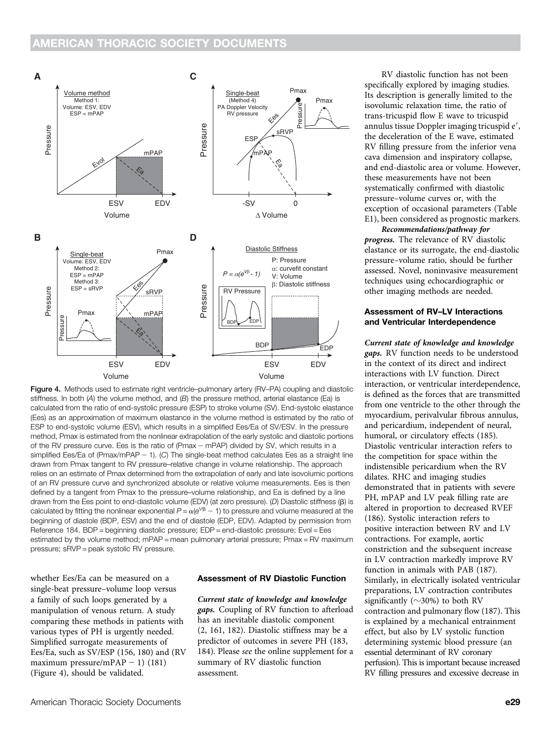Figure 4. Methods used to estimate right ventricle–pulmonary artery (RV–PA) coupling and diastolic stiffness. In both (*A*) the volume method, and (*B*) the pressure method, arterial elastance (Ea) is calculated from the ratio of end-systolic pressure (ESP) to stroke volume (SV). End-systolic elastance (Ees) as an approximation of maximum elastance in the volume method is estimated by the ratio of ESP to end-systolic volume (ESV), which results in a simplified Ees/Ea of SV/ESV. In the pressure method, Pmax is estimated from the nonlinear extrapolation of the early systolic and diastolic portions of the RV pressure curve. Ees is the ratio of (Pmax − mPAP) divided by SV, which results in a simplified Ees/Ea of (Pmax/mPAP − 1). (*C*) The single-beat method calculates Ees as a straight line drawn from Pmax tangent to RV pressure–relative change in volume relationship. The approach relies on an estimate of Pmax determined from the extrapolation of early and late isovolumic portions of an RV pressure curve and synchronized absolute or relative volume measurements. Ees is then defined by a tangent from Pmax to the pressure–volume relationship, and Ea is defined by a line drawn from the Ees point to end-diastolic volume (EDV) (at zero pressure). (*D*) Diastolic stiffness (β) is calculated by fitting the nonlinear exponential $P = \alpha(e^{V\beta} - 1)$ to pressure and volume measured at the beginning of diastole (BDP, ESV) and the end of diastole (EDP, EDV). Adapted by permission from Reference 184. BDP = beginning diastolic pressure; EDP = end-diastolic pressure; Evol = Ees estimated by the volume method; mPAP = mean pulmonary arterial pressure; Pmax = RV maximum pressure; sRVP = peak systolic RV pressure.

whether Ees/Ea can be measured on a single-beat pressure–volume loop versus a family of such loops generated by a manipulation of venous return. A study comparing these methods in patients with various types of PH is urgently needed. Simplified surrogate measurements of Ees/Ea, such as SV/ESP (156, 180) and (RV maximum pressure/mPAP − 1) (181) (Figure 4), should be validated.

### Assessment of RV Diastolic Function

***Current state of knowledge and knowledge gaps.*** Coupling of RV function to afterload has an inevitable diastolic component (2, 161, 182). Diastolic stiffness may be a predictor of outcomes in severe PH (183, 184). Please *see* the online supplement for a summary of RV diastolic function assessment.

RV diastolic function has not been specifically explored by imaging studies. Its description is generally limited to the isovolumic relaxation time, the ratio of trans-tricuspid flow E wave to tricuspid annulus tissue Doppler imaging tricuspid e′, the deceleration of the E wave, estimated RV filling pressure from the inferior vena cava dimension and inspiratory collapse, and end-diastolic area or volume. However, these measurements have not been systematically confirmed with diastolic pressure–volume curves or, with the exception of occasional parameters (Table E1), been considered as prognostic markers.

***Recommendations/pathway for progress.*** The relevance of RV diastolic elastance or its surrogate, the end-diastolic pressure–volume ratio, should be further assessed. Novel, noninvasive measurement techniques using echocardiographic or other imaging methods are needed.

### Assessment of RV–LV Interactions and Ventricular Interdependence

***Current state of knowledge and knowledge gaps.*** RV function needs to be understood in the context of its direct and indirect interactions with LV function. Direct interaction, or ventricular interdependence, is defined as the forces that are transmitted from one ventricle to the other through the myocardium, perivalvular fibrous annulus, and pericardium, independent of neural, humoral, or circulatory effects (185). Diastolic ventricular interaction refers to the competition for space within the indistensible pericardium when the RV dilates. RHC and imaging studies demonstrated that in patients with severe PH, mPAP and LV peak filling rate are altered in proportion to decreased RVEF (186). Systolic interaction refers to positive interaction between RV and LV contractions. For example, aortic constriction and the subsequent increase in LV contraction markedly improve RV function in animals with PAB (187). Similarly, in electrically isolated ventricular preparations, LV contraction contributes significantly (∼30%) to both RV contraction and pulmonary flow (187). This is explained by a mechanical entrainment effect, but also by LV systolic function determining systemic blood pressure (an essential determinant of RV coronary perfusion). This is important because increased RV filling pressures and excessive decrease in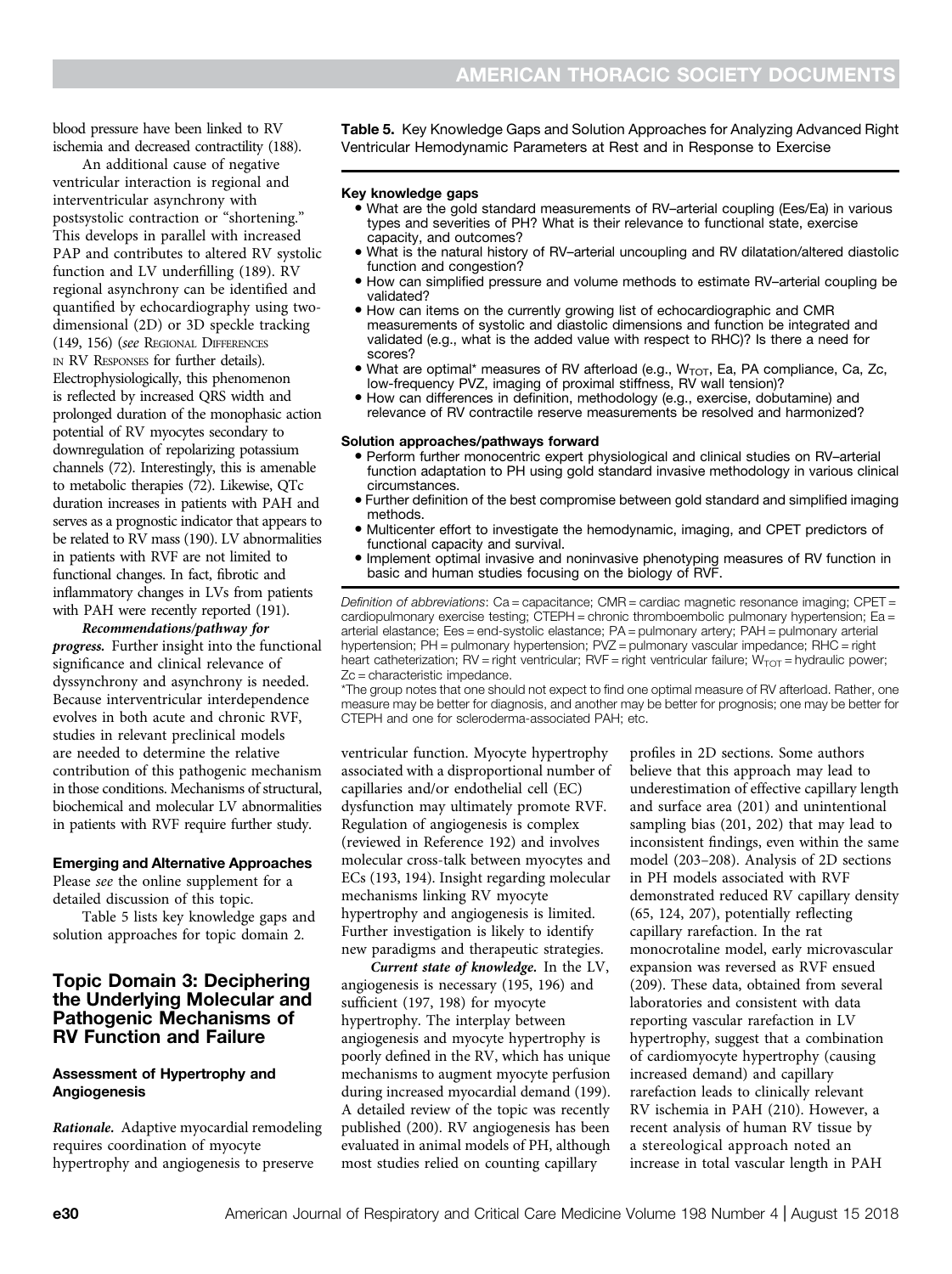blood pressure have been linked to RV ischemia and decreased contractility (188).

An additional cause of negative ventricular interaction is regional and interventricular asynchrony with postsystolic contraction or "shortening." This develops in parallel with increased PAP and contributes to altered RV systolic function and LV underfilling (189). RV regional asynchrony can be identified and quantified by echocardiography using two-dimensional (2D) or 3D speckle tracking (149, 156) (*see* REGIONAL DIFFERENCES IN RV RESPONSES for further details). Electrophysiologically, this phenomenon is reflected by increased QRS width and prolonged duration of the monophasic action potential of RV myocytes secondary to downregulation of repolarizing potassium channels (72). Interestingly, this is amenable to metabolic therapies (72). Likewise, QTc duration increases in patients with PAH and serves as a prognostic indicator that appears to be related to RV mass (190). LV abnormalities in patients with RVF are not limited to functional changes. In fact, fibrotic and inflammatory changes in LVs from patients with PAH were recently reported (191).

***Recommendations/pathway for progress.*** Further insight into the functional significance and clinical relevance of dyssynchrony and asynchrony is needed. Because interventricular interdependence evolves in both acute and chronic RVF, studies in relevant preclinical models are needed to determine the relative contribution of this pathogenic mechanism in those conditions. Mechanisms of structural, biochemical and molecular LV abnormalities in patients with RVF require further study.

#### Emerging and Alternative Approaches

Please *see* the online supplement for a detailed discussion of this topic.

Table 5 lists key knowledge gaps and solution approaches for topic domain 2.

**Table 5.** Key Knowledge Gaps and Solution Approaches for Analyzing Advanced Right Ventricular Hemodynamic Parameters at Rest and in Response to Exercise

**Key knowledge gaps**

- What are the gold standard measurements of RV–arterial coupling (Ees/Ea) in various types and severities of PH? What is their relevance to functional state, exercise capacity, and outcomes?
- What is the natural history of RV–arterial uncoupling and RV dilatation/altered diastolic function and congestion?
- How can simplified pressure and volume methods to estimate RV–arterial coupling be validated?
- How can items on the currently growing list of echocardiographic and CMR measurements of systolic and diastolic dimensions and function be integrated and validated (e.g., what is the added value with respect to RHC)? Is there a need for scores?
- What are optimal* measures of RV afterload (e.g., $W_{TOT}$, Ea, PA compliance, Ca, Zc, low-frequency PVZ, imaging of proximal stiffness, RV wall tension)?
- How can differences in definition, methodology (e.g., exercise, dobutamine) and relevance of RV contractile reserve measurements be resolved and harmonized?

**Solution approaches/pathways forward**

- Perform further monocentric expert physiological and clinical studies on RV–arterial function adaptation to PH using gold standard invasive methodology in various clinical circumstances.
- Further definition of the best compromise between gold standard and simplified imaging methods.
- Multicenter effort to investigate the hemodynamic, imaging, and CPET predictors of functional capacity and survival.
- Implement optimal invasive and noninvasive phenotyping measures of RV function in basic and human studies focusing on the biology of RVF.

*Definition of abbreviations*: Ca = capacitance; CMR = cardiac magnetic resonance imaging; CPET = cardiopulmonary exercise testing; CTEPH = chronic thromboembolic pulmonary hypertension; Ea = arterial elastance; Ees = end-systolic elastance; PA = pulmonary artery; PAH = pulmonary arterial hypertension; PH = pulmonary hypertension; PVZ = pulmonary vascular impedance; RHC = right heart catheterization; RV = right ventricular; RVF = right ventricular failure; $W_{TOT}$ = hydraulic power; Zc = characteristic impedance.

*The group notes that one should not expect to find one optimal measure of RV afterload. Rather, one measure may be better for diagnosis, and another may be better for prognosis; one may be better for CTEPH and one for scleroderma-associated PAH; etc.

## Topic Domain 3: Deciphering the Underlying Molecular and Pathogenic Mechanisms of RV Function and Failure

### Assessment of Hypertrophy and Angiogenesis

***Rationale.*** Adaptive myocardial remodeling requires coordination of myocyte hypertrophy and angiogenesis to preserve ventricular function. Myocyte hypertrophy associated with a disproportional number of capillaries and/or endothelial cell (EC) dysfunction may ultimately promote RVF. Regulation of angiogenesis is complex (reviewed in Reference 192) and involves molecular cross-talk between myocytes and ECs (193, 194). Insight regarding molecular mechanisms linking RV myocyte hypertrophy and angiogenesis is limited. Further investigation is likely to identify new paradigms and therapeutic strategies.

***Current state of knowledge.*** In the LV, angiogenesis is necessary (195, 196) and sufficient (197, 198) for myocyte hypertrophy. The interplay between angiogenesis and myocyte hypertrophy is poorly defined in the RV, which has unique mechanisms to augment myocyte perfusion during increased myocardial demand (199). A detailed review of the topic was recently published (200). RV angiogenesis has been evaluated in animal models of PH, although most studies relied on counting capillary profiles in 2D sections. Some authors believe that this approach may lead to underestimation of effective capillary length and surface area (201) and unintentional sampling bias (201, 202) that may lead to inconsistent findings, even within the same model (203–208). Analysis of 2D sections in PH models associated with RVF demonstrated reduced RV capillary density (65, 124, 207), potentially reflecting capillary rarefaction. In the rat monocrotaline model, early microvascular expansion was reversed as RVF ensued (209). These data, obtained from several laboratories and consistent with data reporting vascular rarefaction in LV hypertrophy, suggest that a combination of cardiomyocyte hypertrophy (causing increased demand) and capillary rarefaction leads to clinically relevant RV ischemia in PAH (210). However, a recent analysis of human RV tissue by a stereological approach noted an increase in total vascular length in PAH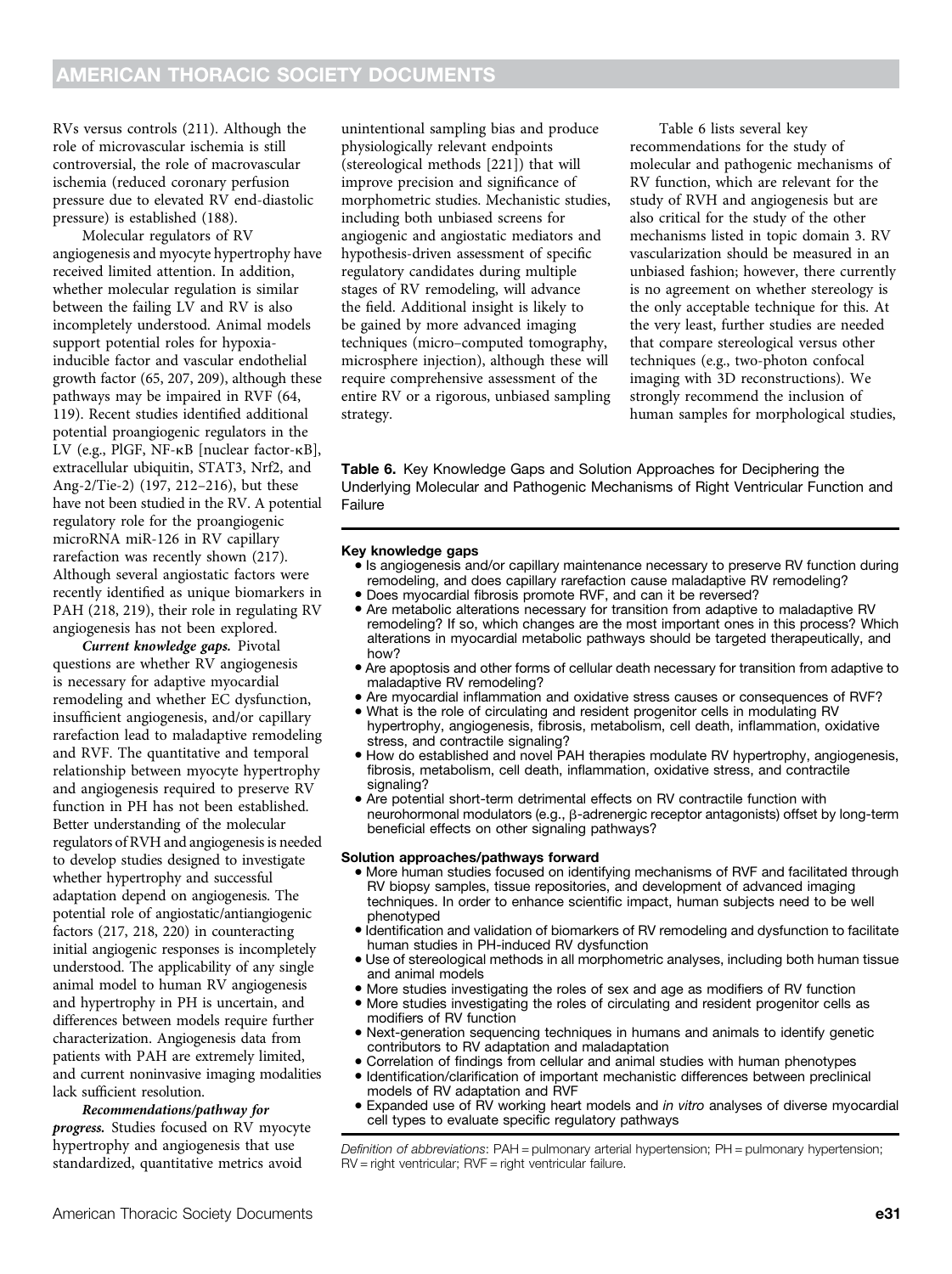RVs versus controls (211). Although the role of microvascular ischemia is still controversial, the role of macrovascular ischemia (reduced coronary perfusion pressure due to elevated RV end-diastolic pressure) is established (188).

Molecular regulators of RV angiogenesis and myocyte hypertrophy have received limited attention. In addition, whether molecular regulation is similar between the failing LV and RV is also incompletely understood. Animal models support potential roles for hypoxia-inducible factor and vascular endothelial growth factor (65, 207, 209), although these pathways may be impaired in RVF (64, 119). Recent studies identified additional potential proangiogenic regulators in the LV (e.g., PlGF, NF-κB [nuclear factor-κB], extracellular ubiquitin, STAT3, Nrf2, and Ang-2/Tie-2) (197, 212–216), but these have not been studied in the RV. A potential regulatory role for the proangiogenic microRNA miR-126 in RV capillary rarefaction was recently shown (217). Although several angiostatic factors were recently identified as unique biomarkers in PAH (218, 219), their role in regulating RV angiogenesis has not been explored.

***Current knowledge gaps.*** Pivotal questions are whether RV angiogenesis is necessary for adaptive myocardial remodeling and whether EC dysfunction, insufficient angiogenesis, and/or capillary rarefaction lead to maladaptive remodeling and RVF. The quantitative and temporal relationship between myocyte hypertrophy and angiogenesis required to preserve RV function in PH has not been established. Better understanding of the molecular regulators of RVH and angiogenesis is needed to develop studies designed to investigate whether hypertrophy and successful adaptation depend on angiogenesis. The potential role of angiostatic/antiangiogenic factors (217, 218, 220) in counteracting initial angiogenic responses is incompletely understood. The applicability of any single animal model to human RV angiogenesis and hypertrophy in PH is uncertain, and differences between models require further characterization. Angiogenesis data from patients with PAH are extremely limited, and current noninvasive imaging modalities lack sufficient resolution.

***Recommendations/pathway for progress.*** Studies focused on RV myocyte hypertrophy and angiogenesis that use standardized, quantitative metrics avoid unintentional sampling bias and produce physiologically relevant endpoints (stereological methods [221]) that will improve precision and significance of morphometric studies. Mechanistic studies, including both unbiased screens for angiogenic and angiostatic mediators and hypothesis-driven assessment of specific regulatory candidates during multiple stages of RV remodeling, will advance the field. Additional insight is likely to be gained by more advanced imaging techniques (micro–computed tomography, microsphere injection), although these will require comprehensive assessment of the entire RV or a rigorous, unbiased sampling strategy.

Table 6 lists several key recommendations for the study of molecular and pathogenic mechanisms of RV function, which are relevant for the study of RVH and angiogenesis but are also critical for the study of the other mechanisms listed in topic domain 3. RV vascularization should be measured in an unbiased fashion; however, there currently is no agreement on whether stereology is the only acceptable technique for this. At the very least, further studies are needed that compare stereological versus other techniques (e.g., two-photon confocal imaging with 3D reconstructions). We strongly recommend the inclusion of human samples for morphological studies,

**Table 6.** Key Knowledge Gaps and Solution Approaches for Deciphering the Underlying Molecular and Pathogenic Mechanisms of Right Ventricular Function and Failure

**Key knowledge gaps**

- Is angiogenesis and/or capillary maintenance necessary to preserve RV function during remodeling, and does capillary rarefaction cause maladaptive RV remodeling?
- Does myocardial fibrosis promote RVF, and can it be reversed?
- Are metabolic alterations necessary for transition from adaptive to maladaptive RV remodeling? If so, which changes are the most important ones in this process? Which alterations in myocardial metabolic pathways should be targeted therapeutically, and how?
- Are apoptosis and other forms of cellular death necessary for transition from adaptive to maladaptive RV remodeling?
- Are myocardial inflammation and oxidative stress causes or consequences of RVF?
- What is the role of circulating and resident progenitor cells in modulating RV hypertrophy, angiogenesis, fibrosis, metabolism, cell death, inflammation, oxidative stress, and contractile signaling?
- How do established and novel PAH therapies modulate RV hypertrophy, angiogenesis, fibrosis, metabolism, cell death, inflammation, oxidative stress, and contractile signaling?
- Are potential short-term detrimental effects on RV contractile function with neurohormonal modulators (e.g., β-adrenergic receptor antagonists) offset by long-term beneficial effects on other signaling pathways?

**Solution approaches/pathways forward**

- More human studies focused on identifying mechanisms of RVF and facilitated through RV biopsy samples, tissue repositories, and development of advanced imaging techniques. In order to enhance scientific impact, human subjects need to be well phenotyped
- Identification and validation of biomarkers of RV remodeling and dysfunction to facilitate human studies in PH-induced RV dysfunction
- Use of stereological methods in all morphometric analyses, including both human tissue and animal models
- More studies investigating the roles of sex and age as modifiers of RV function
- More studies investigating the roles of circulating and resident progenitor cells as modifiers of RV function
- Next-generation sequencing techniques in humans and animals to identify genetic contributors to RV adaptation and maladaptation
- Correlation of findings from cellular and animal studies with human phenotypes
- Identification/clarification of important mechanistic differences between preclinical models of RV adaptation and RVF
- Expanded use of RV working heart models and *in vitro* analyses of diverse myocardial cell types to evaluate specific regulatory pathways

*Definition of abbreviations*: PAH = pulmonary arterial hypertension; PH = pulmonary hypertension; RV = right ventricular; RVF = right ventricular failure.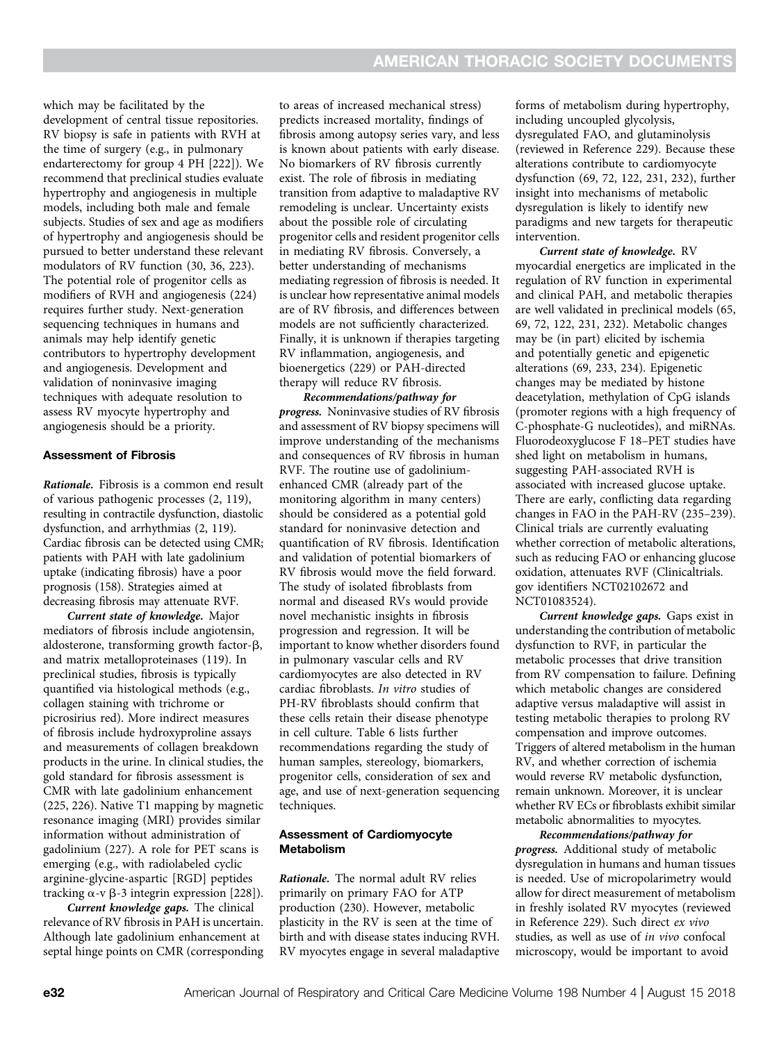which may be facilitated by the development of central tissue repositories. RV biopsy is safe in patients with RVH at the time of surgery (e.g., in pulmonary endarterectomy for group 4 PH [222]). We recommend that preclinical studies evaluate hypertrophy and angiogenesis in multiple models, including both male and female subjects. Studies of sex and age as modifiers of hypertrophy and angiogenesis should be pursued to better understand these relevant modulators of RV function (30, 36, 223). The potential role of progenitor cells as modifiers of RVH and angiogenesis (224) requires further study. Next-generation sequencing techniques in humans and animals may help identify genetic contributors to hypertrophy development and angiogenesis. Development and validation of noninvasive imaging techniques with adequate resolution to assess RV myocyte hypertrophy and angiogenesis should be a priority.

### Assessment of Fibrosis

***Rationale.*** Fibrosis is a common end result of various pathogenic processes (2, 119), resulting in contractile dysfunction, diastolic dysfunction, and arrhythmias (2, 119). Cardiac fibrosis can be detected using CMR; patients with PAH with late gadolinium uptake (indicating fibrosis) have a poor prognosis (158). Strategies aimed at decreasing fibrosis may attenuate RVF.

***Current state of knowledge.*** Major mediators of fibrosis include angiotensin, aldosterone, transforming growth factor-β, and matrix metalloproteinases (119). In preclinical studies, fibrosis is typically quantified via histological methods (e.g., collagen staining with trichrome or picrosirius red). More indirect measures of fibrosis include hydroxyproline assays and measurements of collagen breakdown products in the urine. In clinical studies, the gold standard for fibrosis assessment is CMR with late gadolinium enhancement (225, 226). Native T1 mapping by magnetic resonance imaging (MRI) provides similar information without administration of gadolinium (227). A role for PET scans is emerging (e.g., with radiolabeled cyclic arginine-glycine-aspartic [RGD] peptides tracking α-v β-3 integrin expression [228]).

***Current knowledge gaps.*** The clinical relevance of RV fibrosis in PAH is uncertain. Although late gadolinium enhancement at septal hinge points on CMR (corresponding to areas of increased mechanical stress) predicts increased mortality, findings of fibrosis among autopsy series vary, and less is known about patients with early disease. No biomarkers of RV fibrosis currently exist. The role of fibrosis in mediating transition from adaptive to maladaptive RV remodeling is unclear. Uncertainty exists about the possible role of circulating progenitor cells and resident progenitor cells in mediating RV fibrosis. Conversely, a better understanding of mechanisms mediating regression of fibrosis is needed. It is unclear how representative animal models are of RV fibrosis, and differences between models are not sufficiently characterized. Finally, it is unknown if therapies targeting RV inflammation, angiogenesis, and bioenergetics (229) or PAH-directed therapy will reduce RV fibrosis.

***Recommendations/pathway for progress.*** Noninvasive studies of RV fibrosis and assessment of RV biopsy specimens will improve understanding of the mechanisms and consequences of RV fibrosis in human RVF. The routine use of gadolinium-enhanced CMR (already part of the monitoring algorithm in many centers) should be considered as a potential gold standard for noninvasive detection and quantification of RV fibrosis. Identification and validation of potential biomarkers of RV fibrosis would move the field forward. The study of isolated fibroblasts from normal and diseased RVs would provide novel mechanistic insights in fibrosis progression and regression. It will be important to know whether disorders found in pulmonary vascular cells and RV cardiomyocytes are also detected in RV cardiac fibroblasts. *In vitro* studies of PH-RV fibroblasts should confirm that these cells retain their disease phenotype in cell culture. Table 6 lists further recommendations regarding the study of human samples, stereology, biomarkers, progenitor cells, consideration of sex and age, and use of next-generation sequencing techniques.

### Assessment of Cardiomyocyte Metabolism

***Rationale.*** The normal adult RV relies primarily on primary FAO for ATP production (230). However, metabolic plasticity in the RV is seen at the time of birth and with disease states inducing RVH. RV myocytes engage in several maladaptive forms of metabolism during hypertrophy, including uncoupled glycolysis, dysregulated FAO, and glutaminolysis (reviewed in Reference 229). Because these alterations contribute to cardiomyocyte dysfunction (69, 72, 122, 231, 232), further insight into mechanisms of metabolic dysregulation is likely to identify new paradigms and new targets for therapeutic intervention.

***Current state of knowledge.*** RV myocardial energetics are implicated in the regulation of RV function in experimental and clinical PAH, and metabolic therapies are well validated in preclinical models (65, 69, 72, 122, 231, 232). Metabolic changes may be (in part) elicited by ischemia and potentially genetic and epigenetic alterations (69, 233, 234). Epigenetic changes may be mediated by histone deacetylation, methylation of CpG islands (promoter regions with a high frequency of C-phosphate-G nucleotides), and miRNAs. Fluorodeoxyglucose F 18–PET studies have shed light on metabolism in humans, suggesting PAH-associated RVH is associated with increased glucose uptake. There are early, conflicting data regarding changes in FAO in the PAH-RV (235–239). Clinical trials are currently evaluating whether correction of metabolic alterations, such as reducing FAO or enhancing glucose oxidation, attenuates RVF (Clinicaltrials.gov identifiers NCT02102672 and NCT01083524).

***Current knowledge gaps.*** Gaps exist in understanding the contribution of metabolic dysfunction to RVF, in particular the metabolic processes that drive transition from RV compensation to failure. Defining which metabolic changes are considered adaptive versus maladaptive will assist in testing metabolic therapies to prolong RV compensation and improve outcomes. Triggers of altered metabolism in the human RV, and whether correction of ischemia would reverse RV metabolic dysfunction, remain unknown. Moreover, it is unclear whether RV ECs or fibroblasts exhibit similar metabolic abnormalities to myocytes.

***Recommendations/pathway for progress.*** Additional study of metabolic dysregulation in humans and human tissues is needed. Use of micropolarimetry would allow for direct measurement of metabolism in freshly isolated RV myocytes (reviewed in Reference 229). Such direct *ex vivo* studies, as well as use of *in vivo* confocal microscopy, would be important to avoid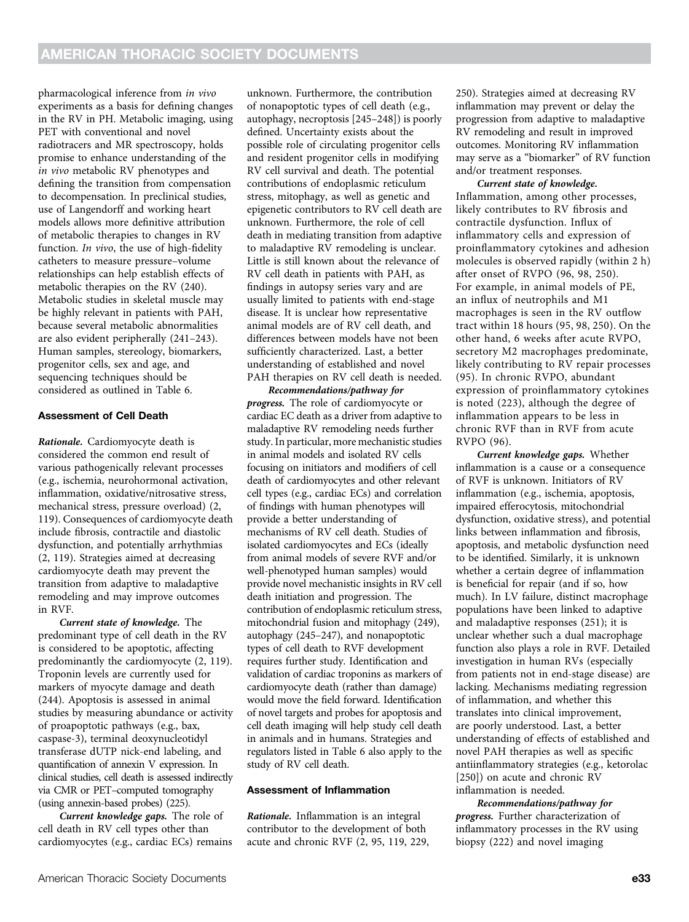pharmacological inference from *in vivo* experiments as a basis for defining changes in the RV in PH. Metabolic imaging, using PET with conventional and novel radiotracers and MR spectroscopy, holds promise to enhance understanding of the *in vivo* metabolic RV phenotypes and defining the transition from compensation to decompensation. In preclinical studies, use of Langendorff and working heart models allows more definitive attribution of metabolic therapies to changes in RV function. *In vivo*, the use of high-fidelity catheters to measure pressure–volume relationships can help establish effects of metabolic therapies on the RV (240). Metabolic studies in skeletal muscle may be highly relevant in patients with PAH, because several metabolic abnormalities are also evident peripherally (241–243). Human samples, stereology, biomarkers, progenitor cells, sex and age, and sequencing techniques should be considered as outlined in Table 6.

### Assessment of Cell Death

***Rationale.*** Cardiomyocyte death is considered the common end result of various pathogenically relevant processes (e.g., ischemia, neurohormonal activation, inflammation, oxidative/nitrosative stress, mechanical stress, pressure overload) (2, 119). Consequences of cardiomyocyte death include fibrosis, contractile and diastolic dysfunction, and potentially arrhythmias (2, 119). Strategies aimed at decreasing cardiomyocyte death may prevent the transition from adaptive to maladaptive remodeling and may improve outcomes in RVF.

***Current state of knowledge.*** The predominant type of cell death in the RV is considered to be apoptotic, affecting predominantly the cardiomyocyte (2, 119). Troponin levels are currently used for markers of myocyte damage and death (244). Apoptosis is assessed in animal studies by measuring abundance or activity of proapoptotic pathways (e.g., bax, caspase-3), terminal deoxynucleotidyl transferase dUTP nick-end labeling, and quantification of annexin V expression. In clinical studies, cell death is assessed indirectly via CMR or PET–computed tomography (using annexin-based probes) (225).

***Current knowledge gaps.*** The role of cell death in RV cell types other than cardiomyocytes (e.g., cardiac ECs) remains unknown. Furthermore, the contribution of nonapoptotic types of cell death (e.g., autophagy, necroptosis [245–248]) is poorly defined. Uncertainty exists about the possible role of circulating progenitor cells and resident progenitor cells in modifying RV cell survival and death. The potential contributions of endoplasmic reticulum stress, mitophagy, as well as genetic and epigenetic contributors to RV cell death are unknown. Furthermore, the role of cell death in mediating transition from adaptive to maladaptive RV remodeling is unclear. Little is still known about the relevance of RV cell death in patients with PAH, as findings in autopsy series vary and are usually limited to patients with end-stage disease. It is unclear how representative animal models are of RV cell death, and differences between models have not been sufficiently characterized. Last, a better understanding of established and novel PAH therapies on RV cell death is needed.

***Recommendations/pathway for progress.*** The role of cardiomyocyte or cardiac EC death as a driver from adaptive to maladaptive RV remodeling needs further study. In particular, more mechanistic studies in animal models and isolated RV cells focusing on initiators and modifiers of cell death of cardiomyocytes and other relevant cell types (e.g., cardiac ECs) and correlation of findings with human phenotypes will provide a better understanding of mechanisms of RV cell death. Studies of isolated cardiomyocytes and ECs (ideally from animal models of severe RVF and/or well-phenotyped human samples) would provide novel mechanistic insights in RV cell death initiation and progression. The contribution of endoplasmic reticulum stress, mitochondrial fusion and mitophagy (249), autophagy (245–247), and nonapoptotic types of cell death to RVF development requires further study. Identification and validation of cardiac troponins as markers of cardiomyocyte death (rather than damage) would move the field forward. Identification of novel targets and probes for apoptosis and cell death imaging will help study cell death in animals and in humans. Strategies and regulators listed in Table 6 also apply to the study of RV cell death.

### Assessment of Inflammation

***Rationale.*** Inflammation is an integral contributor to the development of both acute and chronic RVF (2, 95, 119, 229, 250). Strategies aimed at decreasing RV inflammation may prevent or delay the progression from adaptive to maladaptive RV remodeling and result in improved outcomes. Monitoring RV inflammation may serve as a "biomarker" of RV function and/or treatment responses.

***Current state of knowledge.*** Inflammation, among other processes, likely contributes to RV fibrosis and contractile dysfunction. Influx of inflammatory cells and expression of proinflammatory cytokines and adhesion molecules is observed rapidly (within 2 h) after onset of RVPO (96, 98, 250). For example, in animal models of PE, an influx of neutrophils and M1 macrophages is seen in the RV outflow tract within 18 hours (95, 98, 250). On the other hand, 6 weeks after acute RVPO, secretory M2 macrophages predominate, likely contributing to RV repair processes (95). In chronic RVPO, abundant expression of proinflammatory cytokines is noted (223), although the degree of inflammation appears to be less in chronic RVF than in RVF from acute RVPO (96).

***Current knowledge gaps.*** Whether inflammation is a cause or a consequence of RVF is unknown. Initiators of RV inflammation (e.g., ischemia, apoptosis, impaired efferocytosis, mitochondrial dysfunction, oxidative stress), and potential links between inflammation and fibrosis, apoptosis, and metabolic dysfunction need to be identified. Similarly, it is unknown whether a certain degree of inflammation is beneficial for repair (and if so, how much). In LV failure, distinct macrophage populations have been linked to adaptive and maladaptive responses (251); it is unclear whether such a dual macrophage function also plays a role in RVF. Detailed investigation in human RVs (especially from patients not in end-stage disease) are lacking. Mechanisms mediating regression of inflammation, and whether this translates into clinical improvement, are poorly understood. Last, a better understanding of effects of established and novel PAH therapies as well as specific antiinflammatory strategies (e.g., ketorolac [250]) on acute and chronic RV inflammation is needed.

***Recommendations/pathway for progress.*** Further characterization of inflammatory processes in the RV using biopsy (222) and novel imaging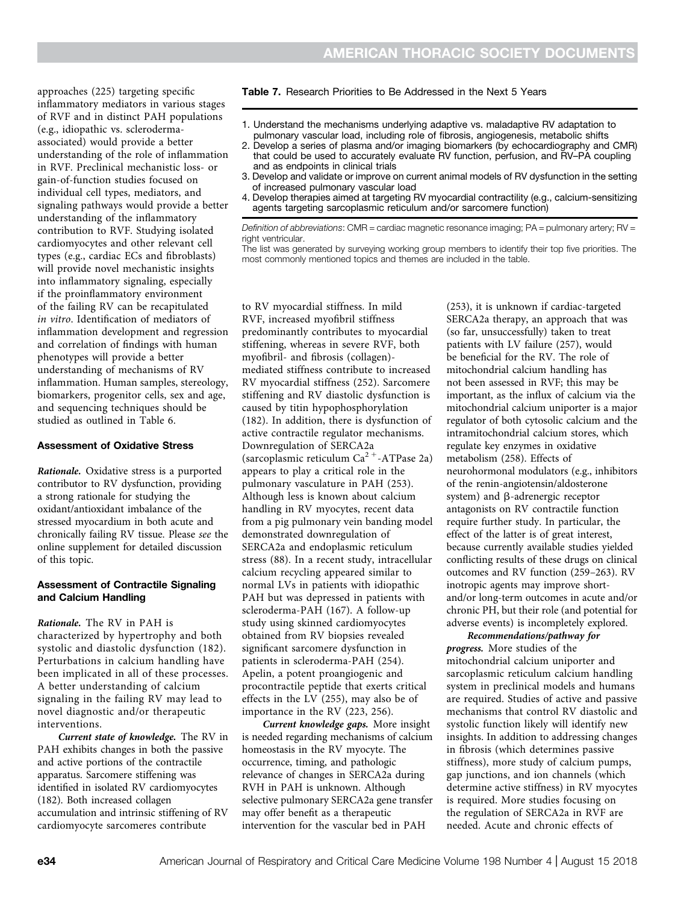approaches (225) targeting specific inflammatory mediators in various stages of RVF and in distinct PAH populations (e.g., idiopathic vs. scleroderma-associated) would provide a better understanding of the role of inflammation in RVF. Preclinical mechanistic loss- or gain-of-function studies focused on individual cell types, mediators, and signaling pathways would provide a better understanding of the inflammatory contribution to RVF. Studying isolated cardiomyocytes and other relevant cell types (e.g., cardiac ECs and fibroblasts) will provide novel mechanistic insights into inflammatory signaling, especially if the proinflammatory environment of the failing RV can be recapitulated *in vitro*. Identification of mediators of inflammation development and regression and correlation of findings with human phenotypes will provide a better understanding of mechanisms of RV inflammation. Human samples, stereology, biomarkers, progenitor cells, sex and age, and sequencing techniques should be studied as outlined in Table 6.

### Assessment of Oxidative Stress

***Rationale.*** Oxidative stress is a purported contributor to RV dysfunction, providing a strong rationale for studying the oxidant/antioxidant imbalance of the stressed myocardium in both acute and chronically failing RV tissue. Please *see* the online supplement for detailed discussion of this topic.

### Assessment of Contractile Signaling and Calcium Handling

***Rationale.*** The RV in PAH is characterized by hypertrophy and both systolic and diastolic dysfunction (182). Perturbations in calcium handling have been implicated in all of these processes. A better understanding of calcium signaling in the failing RV may lead to novel diagnostic and/or therapeutic interventions.

***Current state of knowledge.*** The RV in PAH exhibits changes in both the passive and active portions of the contractile apparatus. Sarcomere stiffening was identified in isolated RV cardiomyocytes (182). Both increased collagen accumulation and intrinsic stiffening of RV cardiomyocyte sarcomeres contribute to RV myocardial stiffness. In mild RVF, increased myofibril stiffness predominantly contributes to myocardial stiffening, whereas in severe RVF, both myofibril- and fibrosis (collagen)-mediated stiffness contribute to increased RV myocardial stiffness (252). Sarcomere stiffening and RV diastolic dysfunction is caused by titin hypophosphorylation (182). In addition, there is dysfunction of active contractile regulator mechanisms. Downregulation of SERCA2a (sarcoplasmic reticulum $Ca^{2+}$-ATPase 2a) appears to play a critical role in the pulmonary vasculature in PAH (253). Although less is known about calcium handling in RV myocytes, recent data from a pig pulmonary vein banding model demonstrated downregulation of SERCA2a and endoplasmic reticulum stress (88). In a recent study, intracellular calcium recycling appeared similar to normal LVs in patients with idiopathic PAH but was depressed in patients with scleroderma-PAH (167). A follow-up study using skinned cardiomyocytes obtained from RV biopsies revealed significant sarcomere dysfunction in patients in scleroderma-PAH (254). Apelin, a potent proangiogenic and procontractile peptide that exerts critical effects in the LV (255), may also be of importance in the RV (223, 256).

***Current knowledge gaps.*** More insight is needed regarding mechanisms of calcium homeostasis in the RV myocyte. The occurrence, timing, and pathologic relevance of changes in SERCA2a during RVH in PAH is unknown. Although selective pulmonary SERCA2a gene transfer may offer benefit as a therapeutic intervention for the vascular bed in PAH (253), it is unknown if cardiac-targeted SERCA2a therapy, an approach that was (so far, unsuccessfully) taken to treat patients with LV failure (257), would be beneficial for the RV. The role of mitochondrial calcium handling has not been assessed in RVF; this may be important, as the influx of calcium via the mitochondrial calcium uniporter is a major regulator of both cytosolic calcium and the intramitochondrial calcium stores, which regulate key enzymes in oxidative metabolism (258). Effects of neurohormonal modulators (e.g., inhibitors of the renin-angiotensin/aldosterone system) and β-adrenergic receptor antagonists on RV contractile function require further study. In particular, the effect of the latter is of great interest, because currently available studies yielded conflicting results of these drugs on clinical outcomes and RV function (259–263). RV inotropic agents may improve short- and/or long-term outcomes in acute and/or chronic PH, but their role (and potential for adverse events) is incompletely explored.

***Recommendations/pathway for progress.*** More studies of the mitochondrial calcium uniporter and sarcoplasmic reticulum calcium handling system in preclinical models and humans are required. Studies of active and passive mechanisms that control RV diastolic and systolic function likely will identify new insights. In addition to addressing changes in fibrosis (which determines passive stiffness), more study of calcium pumps, gap junctions, and ion channels (which determine active stiffness) in RV myocytes is required. More studies focusing on the regulation of SERCA2a in RVF are needed. Acute and chronic effects of

**Table 7.** Research Priorities to Be Addressed in the Next 5 Years

1. Understand the mechanisms underlying adaptive vs. maladaptive RV adaptation to pulmonary vascular load, including role of fibrosis, angiogenesis, metabolic shifts
2. Develop a series of plasma and/or imaging biomarkers (by echocardiography and CMR) that could be used to accurately evaluate RV function, perfusion, and RV–PA coupling and as endpoints in clinical trials
3. Develop and validate or improve on current animal models of RV dysfunction in the setting of increased pulmonary vascular load
4. Develop therapies aimed at targeting RV myocardial contractility (e.g., calcium-sensitizing agents targeting sarcoplasmic reticulum and/or sarcomere function)

*Definition of abbreviations*: CMR = cardiac magnetic resonance imaging; PA = pulmonary artery; RV = right ventricular.
The list was generated by surveying working group members to identify their top five priorities. The most commonly mentioned topics and themes are included in the table.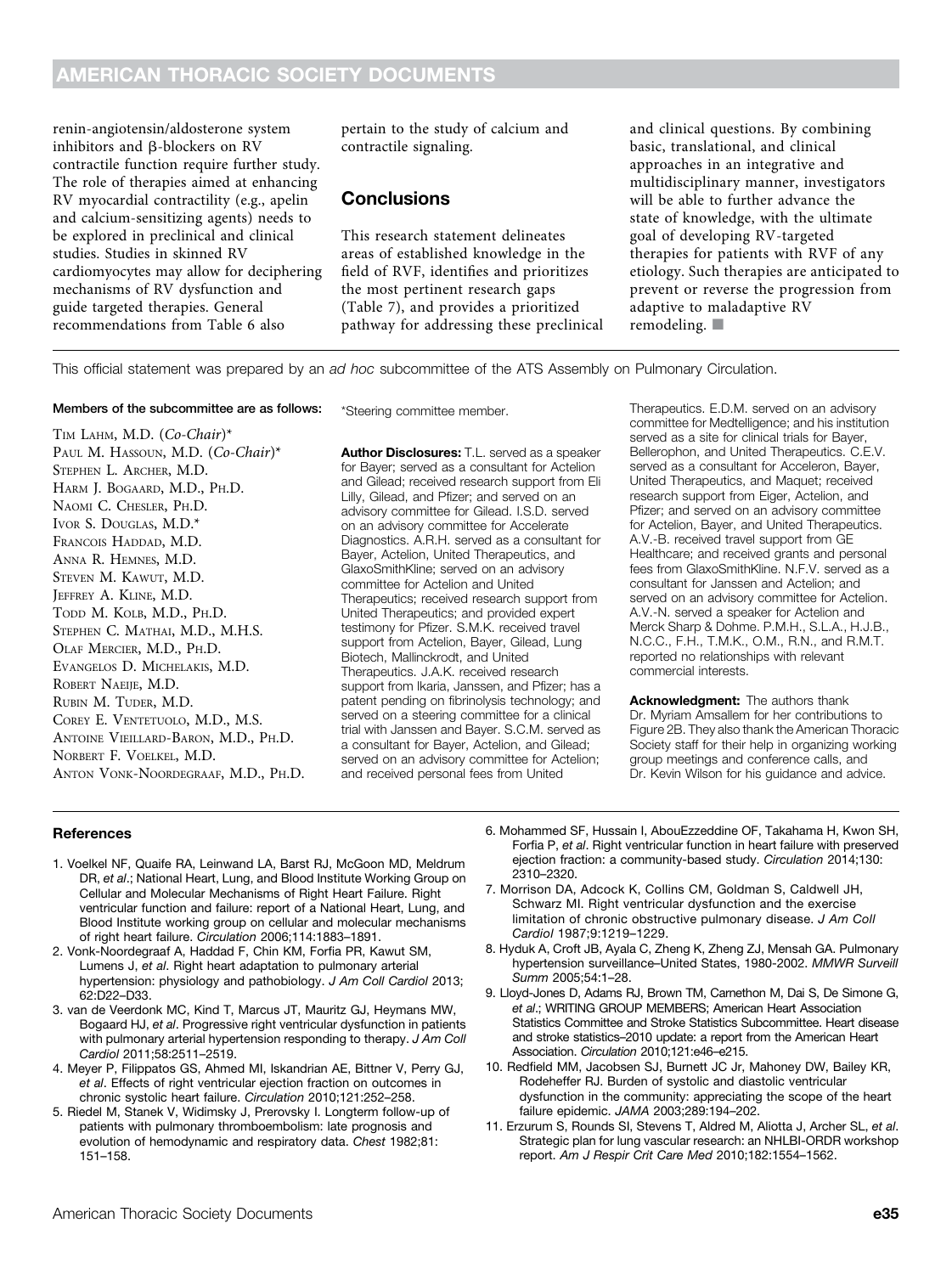renin-angiotensin/aldosterone system inhibitors and β-blockers on RV contractile function require further study. The role of therapies aimed at enhancing RV myocardial contractility (e.g., apelin and calcium-sensitizing agents) needs to be explored in preclinical and clinical studies. Studies in skinned RV cardiomyocytes may allow for deciphering mechanisms of RV dysfunction and guide targeted therapies. General recommendations from Table 6 also pertain to the study of calcium and contractile signaling.

## Conclusions

This research statement delineates areas of established knowledge in the field of RVF, identifies and prioritizes the most pertinent research gaps (Table 7), and provides a prioritized pathway for addressing these preclinical and clinical questions. By combining basic, translational, and clinical approaches in an integrative and multidisciplinary manner, investigators will be able to further advance the state of knowledge, with the ultimate goal of developing RV-targeted therapies for patients with RVF of any etiology. Such therapies are anticipated to prevent or reverse the progression from adaptive to maladaptive RV remodeling. ■

This official statement was prepared by an *ad hoc* subcommittee of the ATS Assembly on Pulmonary Circulation.

**Members of the subcommittee are as follows:**

TIM LAHM, M.D. (*Co-Chair*)*
PAUL M. HASSOUN, M.D. (*Co-Chair*)*
STEPHEN L. ARCHER, M.D.
HARM J. BOGAARD, M.D., PH.D.
NAOMI C. CHESLER, PH.D.
IVOR S. DOUGLAS, M.D.*
FRANCOIS HADDAD, M.D.
ANNA R. HEMNES, M.D.
STEVEN M. KAWUT, M.D.
JEFFREY A. KLINE, M.D.
TODD M. KOLB, M.D., PH.D.
STEPHEN C. MATHAI, M.D., M.H.S.
OLAF MERCIER, M.D., PH.D.
EVANGELOS D. MICHELAKIS, M.D.
ROBERT NAEIJE, M.D.
RUBIN M. TUDER, M.D.
COREY E. VENTETUOLO, M.D., M.S.
ANTOINE VIEILLARD-BARON, M.D., PH.D.
NORBERT F. VOELKEL, M.D.
ANTON VONK-NOORDEGRAAF, M.D., PH.D.

*Steering committee member.

**Author Disclosures:** T.L. served as a speaker for Bayer; served as a consultant for Actelion and Gilead; received research support from Eli Lilly, Gilead, and Pfizer; and served on an advisory committee for Gilead. I.S.D. served on an advisory committee for Accelerate Diagnostics. A.R.H. served as a consultant for Bayer, Actelion, United Therapeutics, and GlaxoSmithKline; served on an advisory committee for Actelion and United Therapeutics; received research support from United Therapeutics; and provided expert testimony for Pfizer. S.M.K. received travel support from Actelion, Bayer, Gilead, Lung Biotech, Mallinckrodt, and United Therapeutics. J.A.K. received research support from Ikaria, Janssen, and Pfizer; has a patent pending on fibrinolysis technology; and served on a steering committee for a clinical trial with Janssen and Bayer. S.C.M. served as a consultant for Bayer, Actelion, and Gilead; served on an advisory committee for Actelion; and received personal fees from United Therapeutics. E.D.M. served on an advisory committee for Medtelligence; and his institution served as a site for clinical trials for Bayer, Bellerophon, and United Therapeutics. C.E.V. served as a consultant for Acceleron, Bayer, United Therapeutics, and Maquet; received research support from Eiger, Actelion, and Pfizer; and served on an advisory committee for Actelion, Bayer, and United Therapeutics. A.V.-B. received travel support from GE Healthcare; and received grants and personal fees from GlaxoSmithKline. N.F.V. served as a consultant for Janssen and Actelion; and served on an advisory committee for Actelion. A.V.-N. served a speaker for Actelion and Merck Sharp & Dohme. P.M.H., S.L.A., H.J.B., N.C.C., F.H., T.M.K., O.M., R.N., and R.M.T. reported no relationships with relevant commercial interests.

**Acknowledgment:** The authors thank Dr. Myriam Amsallem for her contributions to Figure 2B. They also thank the American Thoracic Society staff for their help in organizing working group meetings and conference calls, and Dr. Kevin Wilson for his guidance and advice.

## References

1. Voelkel NF, Quaife RA, Leinwand LA, Barst RJ, McGoon MD, Meldrum DR, *et al*.; National Heart, Lung, and Blood Institute Working Group on Cellular and Molecular Mechanisms of Right Heart Failure. Right ventricular function and failure: report of a National Heart, Lung, and Blood Institute working group on cellular and molecular mechanisms of right heart failure. *Circulation* 2006;114:1883–1891.
2. Vonk-Noordegraaf A, Haddad F, Chin KM, Forfia PR, Kawut SM, Lumens J, *et al*. Right heart adaptation to pulmonary arterial hypertension: physiology and pathobiology. *J Am Coll Cardiol* 2013; 62:D22–D33.
3. van de Veerdonk MC, Kind T, Marcus JT, Mauritz GJ, Heymans MW, Bogaard HJ, *et al*. Progressive right ventricular dysfunction in patients with pulmonary arterial hypertension responding to therapy. *J Am Coll Cardiol* 2011;58:2511–2519.
4. Meyer P, Filippatos GS, Ahmed MI, Iskandrian AE, Bittner V, Perry GJ, *et al*. Effects of right ventricular ejection fraction on outcomes in chronic systolic heart failure. *Circulation* 2010;121:252–258.
5. Riedel M, Stanek V, Widimsky J, Prerovsky I. Longterm follow-up of patients with pulmonary thromboembolism: late prognosis and evolution of hemodynamic and respiratory data. *Chest* 1982;81: 151–158.
6. Mohammed SF, Hussain I, AbouEzzeddine OF, Takahama H, Kwon SH, Forfia P, *et al*. Right ventricular function in heart failure with preserved ejection fraction: a community-based study. *Circulation* 2014;130: 2310–2320.
7. Morrison DA, Adcock K, Collins CM, Goldman S, Caldwell JH, Schwarz MI. Right ventricular dysfunction and the exercise limitation of chronic obstructive pulmonary disease. *J Am Coll Cardiol* 1987;9:1219–1229.
8. Hyduk A, Croft JB, Ayala C, Zheng K, Zheng ZJ, Mensah GA. Pulmonary hypertension surveillance–United States, 1980-2002. *MMWR Surveill Summ* 2005;54:1–28.
9. Lloyd-Jones D, Adams RJ, Brown TM, Carnethon M, Dai S, De Simone G, *et al*.; WRITING GROUP MEMBERS; American Heart Association Statistics Committee and Stroke Statistics Subcommittee. Heart disease and stroke statistics–2010 update: a report from the American Heart Association. *Circulation* 2010;121:e46–e215.
10. Redfield MM, Jacobsen SJ, Burnett JC Jr, Mahoney DW, Bailey KR, Rodeheffer RJ. Burden of systolic and diastolic ventricular dysfunction in the community: appreciating the scope of the heart failure epidemic. *JAMA* 2003;289:194–202.
11. Erzurum S, Rounds SI, Stevens T, Aldred M, Aliotta J, Archer SL, *et al*. Strategic plan for lung vascular research: an NHLBI-ORDR workshop report. *Am J Respir Crit Care Med* 2010;182:1554–1562.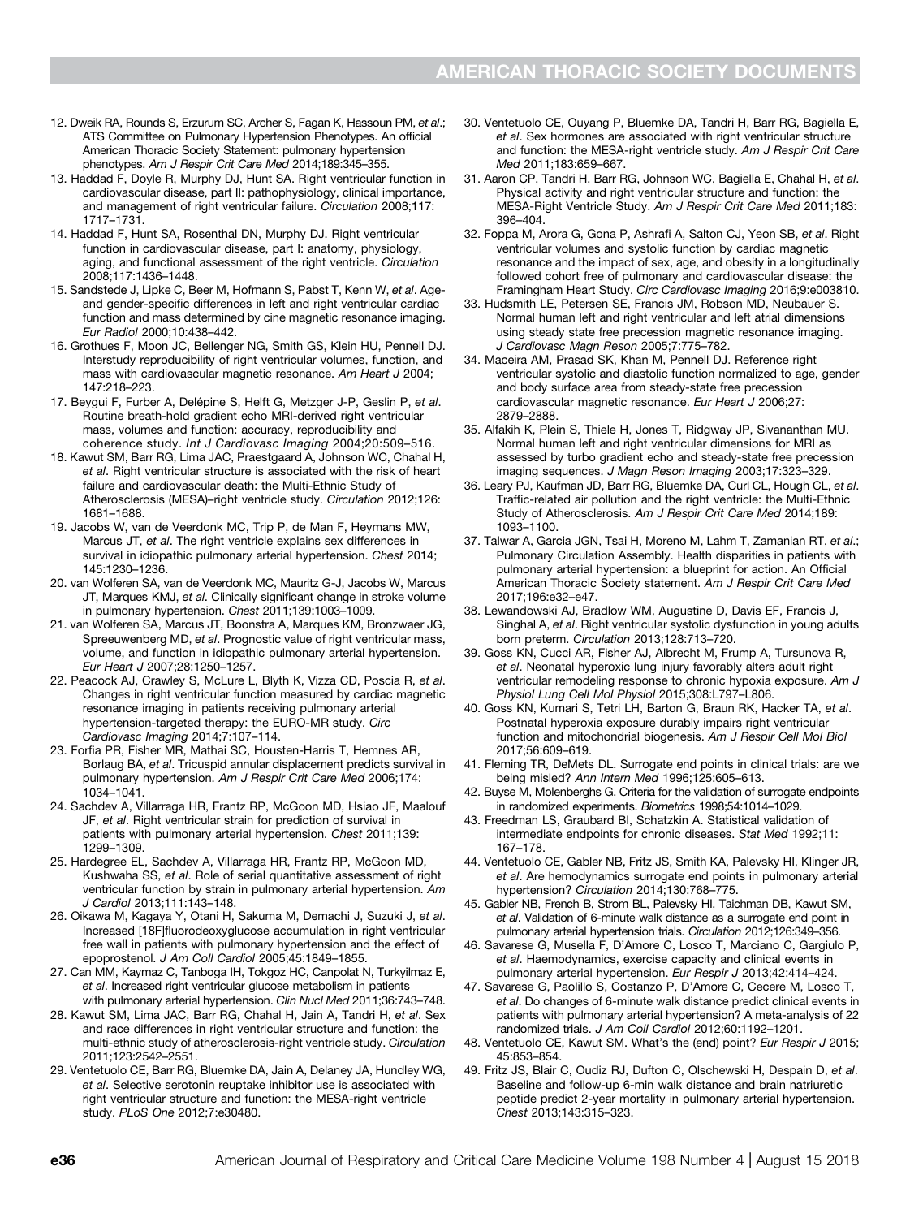12. Dweik RA, Rounds S, Erzurum SC, Archer S, Fagan K, Hassoun PM, *et al*.; ATS Committee on Pulmonary Hypertension Phenotypes. An official American Thoracic Society Statement: pulmonary hypertension phenotypes. *Am J Respir Crit Care Med* 2014;189:345–355.
13. Haddad F, Doyle R, Murphy DJ, Hunt SA. Right ventricular function in cardiovascular disease, part II: pathophysiology, clinical importance, and management of right ventricular failure. *Circulation* 2008;117: 1717–1731.
14. Haddad F, Hunt SA, Rosenthal DN, Murphy DJ. Right ventricular function in cardiovascular disease, part I: anatomy, physiology, aging, and functional assessment of the right ventricle. *Circulation* 2008;117:1436–1448.
15. Sandstede J, Lipke C, Beer M, Hofmann S, Pabst T, Kenn W, *et al*. Age- and gender-specific differences in left and right ventricular cardiac function and mass determined by cine magnetic resonance imaging. *Eur Radiol* 2000;10:438–442.
16. Grothues F, Moon JC, Bellenger NG, Smith GS, Klein HU, Pennell DJ. Interstudy reproducibility of right ventricular volumes, function, and mass with cardiovascular magnetic resonance. *Am Heart J* 2004; 147:218–223.
17. Beygui F, Furber A, Delépine S, Helft G, Metzger J-P, Geslin P, *et al*. Routine breath-hold gradient echo MRI-derived right ventricular mass, volumes and function: accuracy, reproducibility and coherence study. *Int J Cardiovasc Imaging* 2004;20:509–516.
18. Kawut SM, Barr RG, Lima JAC, Praestgaard A, Johnson WC, Chahal H, *et al*. Right ventricular structure is associated with the risk of heart failure and cardiovascular death: the Multi-Ethnic Study of Atherosclerosis (MESA)–right ventricle study. *Circulation* 2012;126: 1681–1688.
19. Jacobs W, van de Veerdonk MC, Trip P, de Man F, Heymans MW, Marcus JT, *et al*. The right ventricle explains sex differences in survival in idiopathic pulmonary arterial hypertension. *Chest* 2014; 145:1230–1236.
20. van Wolferen SA, van de Veerdonk MC, Mauritz G-J, Jacobs W, Marcus JT, Marques KMJ, *et al*. Clinically significant change in stroke volume in pulmonary hypertension. *Chest* 2011;139:1003–1009.
21. van Wolferen SA, Marcus JT, Boonstra A, Marques KM, Bronzwaer JG, Spreeuwenberg MD, *et al*. Prognostic value of right ventricular mass, volume, and function in idiopathic pulmonary arterial hypertension. *Eur Heart J* 2007;28:1250–1257.
22. Peacock AJ, Crawley S, McLure L, Blyth K, Vizza CD, Poscia R, *et al*. Changes in right ventricular function measured by cardiac magnetic resonance imaging in patients receiving pulmonary arterial hypertension-targeted therapy: the EURO-MR study. *Circ Cardiovasc Imaging* 2014;7:107–114.
23. Forfia PR, Fisher MR, Mathai SC, Housten-Harris T, Hemnes AR, Borlaug BA, *et al*. Tricuspid annular displacement predicts survival in pulmonary hypertension. *Am J Respir Crit Care Med* 2006;174: 1034–1041.
24. Sachdev A, Villarraga HR, Frantz RP, McGoon MD, Hsiao JF, Maalouf JF, *et al*. Right ventricular strain for prediction of survival in patients with pulmonary arterial hypertension. *Chest* 2011;139: 1299–1309.
25. Hardegree EL, Sachdev A, Villarraga HR, Frantz RP, McGoon MD, Kushwaha SS, *et al*. Role of serial quantitative assessment of right ventricular function by strain in pulmonary arterial hypertension. *Am J Cardiol* 2013;111:143–148.
26. Oikawa M, Kagaya Y, Otani H, Sakuma M, Demachi J, Suzuki J, *et al*. Increased [18F]fluorodeoxyglucose accumulation in right ventricular free wall in patients with pulmonary hypertension and the effect of epoprostenol. *J Am Coll Cardiol* 2005;45:1849–1855.
27. Can MM, Kaymaz C, Tanboga IH, Tokgoz HC, Canpolat N, Turkyilmaz E, *et al*. Increased right ventricular glucose metabolism in patients with pulmonary arterial hypertension. *Clin Nucl Med* 2011;36:743–748.
28. Kawut SM, Lima JAC, Barr RG, Chahal H, Jain A, Tandri H, *et al*. Sex and race differences in right ventricular structure and function: the multi-ethnic study of atherosclerosis-right ventricle study. *Circulation* 2011;123:2542–2551.
29. Ventetuolo CE, Barr RG, Bluemke DA, Jain A, Delaney JA, Hundley WG, *et al*. Selective serotonin reuptake inhibitor use is associated with right ventricular structure and function: the MESA-right ventricle study. *PLoS One* 2012;7:e30480.
30. Ventetuolo CE, Ouyang P, Bluemke DA, Tandri H, Barr RG, Bagiella E, *et al*. Sex hormones are associated with right ventricular structure and function: the MESA-right ventricle study. *Am J Respir Crit Care Med* 2011;183:659–667.
31. Aaron CP, Tandri H, Barr RG, Johnson WC, Bagiella E, Chahal H, *et al*. Physical activity and right ventricular structure and function: the MESA-Right Ventricle Study. *Am J Respir Crit Care Med* 2011;183: 396–404.
32. Foppa M, Arora G, Gona P, Ashrafi A, Salton CJ, Yeon SB, *et al*. Right ventricular volumes and systolic function by cardiac magnetic resonance and the impact of sex, age, and obesity in a longitudinally followed cohort free of pulmonary and cardiovascular disease: the Framingham Heart Study. *Circ Cardiovasc Imaging* 2016;9:e003810.
33. Hudsmith LE, Petersen SE, Francis JM, Robson MD, Neubauer S. Normal human left and right ventricular and left atrial dimensions using steady state free precession magnetic resonance imaging. *J Cardiovasc Magn Reson* 2005;7:775–782.
34. Maceira AM, Prasad SK, Khan M, Pennell DJ. Reference right ventricular systolic and diastolic function normalized to age, gender and body surface area from steady-state free precession cardiovascular magnetic resonance. *Eur Heart J* 2006;27: 2879–2888.
35. Alfakih K, Plein S, Thiele H, Jones T, Ridgway JP, Sivananthan MU. Normal human left and right ventricular dimensions for MRI as assessed by turbo gradient echo and steady-state free precession imaging sequences. *J Magn Reson Imaging* 2003;17:323–329.
36. Leary PJ, Kaufman JD, Barr RG, Bluemke DA, Curl CL, Hough CL, *et al*. Traffic-related air pollution and the right ventricle: the Multi-Ethnic Study of Atherosclerosis. *Am J Respir Crit Care Med* 2014;189: 1093–1100.
37. Talwar A, Garcia JGN, Tsai H, Moreno M, Lahm T, Zamanian RT, *et al*.; Pulmonary Circulation Assembly. Health disparities in patients with pulmonary arterial hypertension: a blueprint for action. An Official American Thoracic Society statement. *Am J Respir Crit Care Med* 2017;196:e32–e47.
38. Lewandowski AJ, Bradlow WM, Augustine D, Davis EF, Francis J, Singhal A, *et al*. Right ventricular systolic dysfunction in young adults born preterm. *Circulation* 2013;128:713–720.
39. Goss KN, Cucci AR, Fisher AJ, Albrecht M, Frump A, Tursunova R, *et al*. Neonatal hyperoxic lung injury favorably alters adult right ventricular remodeling response to chronic hypoxia exposure. *Am J Physiol Lung Cell Mol Physiol* 2015;308:L797–L806.
40. Goss KN, Kumari S, Tetri LH, Barton G, Braun RK, Hacker TA, *et al*. Postnatal hyperoxia exposure durably impairs right ventricular function and mitochondrial biogenesis. *Am J Respir Cell Mol Biol* 2017;56:609–619.
41. Fleming TR, DeMets DL. Surrogate end points in clinical trials: are we being misled? *Ann Intern Med* 1996;125:605–613.
42. Buyse M, Molenberghs G. Criteria for the validation of surrogate endpoints in randomized experiments. *Biometrics* 1998;54:1014–1029.
43. Freedman LS, Graubard BI, Schatzkin A. Statistical validation of intermediate endpoints for chronic diseases. *Stat Med* 1992;11: 167–178.
44. Ventetuolo CE, Gabler NB, Fritz JS, Smith KA, Palevsky HI, Klinger JR, *et al*. Are hemodynamics surrogate end points in pulmonary arterial hypertension? *Circulation* 2014;130:768–775.
45. Gabler NB, French B, Strom BL, Palevsky HI, Taichman DB, Kawut SM, *et al*. Validation of 6-minute walk distance as a surrogate end point in pulmonary arterial hypertension trials. *Circulation* 2012;126:349–356.
46. Savarese G, Musella F, D'Amore C, Losco T, Marciano C, Gargiulo P, *et al*. Haemodynamics, exercise capacity and clinical events in pulmonary arterial hypertension. *Eur Respir J* 2013;42:414–424.
47. Savarese G, Paolillo S, Costanzo P, D'Amore C, Cecere M, Losco T, *et al*. Do changes of 6-minute walk distance predict clinical events in patients with pulmonary arterial hypertension? A meta-analysis of 22 randomized trials. *J Am Coll Cardiol* 2012;60:1192–1201.
48. Ventetuolo CE, Kawut SM. What's the (end) point? *Eur Respir J* 2015; 45:853–854.
49. Fritz JS, Blair C, Oudiz RJ, Dufton C, Olschewski H, Despain D, *et al*. Baseline and follow-up 6-min walk distance and brain natriuretic peptide predict 2-year mortality in pulmonary arterial hypertension. *Chest* 2013;143:315–323.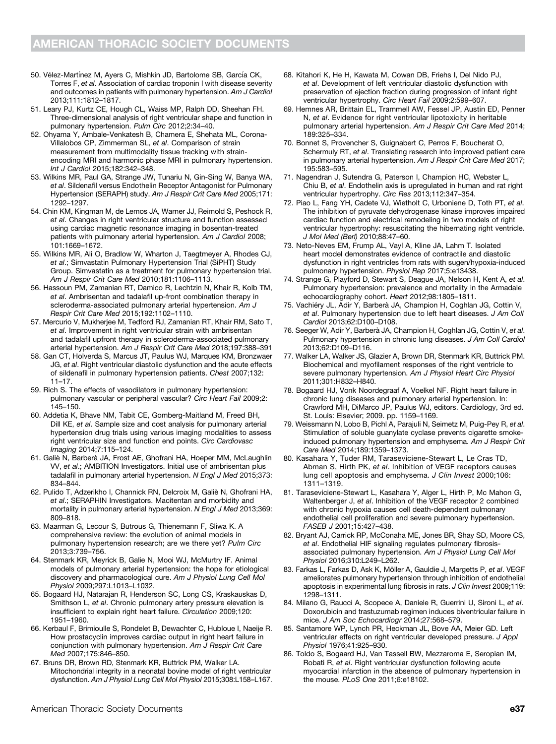50. Vélez-Martínez M, Ayers C, Mishkin JD, Bartolome SB, García CK, Torres F, *et al*. Association of cardiac troponin I with disease severity and outcomes in patients with pulmonary hypertension. *Am J Cardiol* 2013;111:1812–1817.
51. Leary PJ, Kurtz CE, Hough CL, Waiss MP, Ralph DD, Sheehan FH. Three-dimensional analysis of right ventricular shape and function in pulmonary hypertension. *Pulm Circ* 2012;2:34–40.
52. Ohyama Y, Ambale-Venkatesh B, Chamera E, Shehata ML, Corona-Villalobos CP, Zimmerman SL, *et al*. Comparison of strain measurement from multimodality tissue tracking with strain-encoding MRI and harmonic phase MRI in pulmonary hypertension. *Int J Cardiol* 2015;182:342–348.
53. Wilkins MR, Paul GA, Strange JW, Tunariu N, Gin-Sing W, Banya WA, *et al*. Sildenafil versus Endothelin Receptor Antagonist for Pulmonary Hypertension (SERAPH) study. *Am J Respir Crit Care Med* 2005;171: 1292–1297.
54. Chin KM, Kingman M, de Lemos JA, Warner JJ, Reimold S, Peshock R, *et al*. Changes in right ventricular structure and function assessed using cardiac magnetic resonance imaging in bosentan-treated patients with pulmonary arterial hypertension. *Am J Cardiol* 2008; 101:1669–1672.
55. Wilkins MR, Ali O, Bradlow W, Wharton J, Taegtmeyer A, Rhodes CJ, *et al*.; Simvastatin Pulmonary Hypertension Trial (SiPHT) Study Group. Simvastatin as a treatment for pulmonary hypertension trial. *Am J Respir Crit Care Med* 2010;181:1106–1113.
56. Hassoun PM, Zamanian RT, Damico R, Lechtzin N, Khair R, Kolb TM, *et al*. Ambrisentan and tadalafil up-front combination therapy in scleroderma-associated pulmonary arterial hypertension. *Am J Respir Crit Care Med* 2015;192:1102–1110.
57. Mercurio V, Mukherjee M, Tedford RJ, Zamanian RT, Khair RM, Sato T, *et al*. Improvement in right ventricular strain with ambrisentan and tadalafil upfront therapy in scleroderma-associated pulmonary arterial hypertension. *Am J Respir Crit Care Med* 2018;197:388–391
58. Gan CT, Holverda S, Marcus JT, Paulus WJ, Marques KM, Bronzwaer JG, *et al*. Right ventricular diastolic dysfunction and the acute effects of sildenafil in pulmonary hypertension patients. *Chest* 2007;132: 11–17.
59. Rich S. The effects of vasodilators in pulmonary hypertension: pulmonary vascular or peripheral vascular? *Circ Heart Fail* 2009;2: 145–150.
60. Addetia K, Bhave NM, Tabit CE, Gomberg-Maitland M, Freed BH, Dill KE, *et al*. Sample size and cost analysis for pulmonary arterial hypertension drug trials using various imaging modalities to assess right ventricular size and function end points. *Circ Cardiovasc Imaging* 2014;7:115–124.
61. Galiè N, Barberà JA, Frost AE, Ghofrani HA, Hoeper MM, McLaughlin VV, *et al*.; AMBITION Investigators. Initial use of ambrisentan plus tadalafil in pulmonary arterial hypertension. *N Engl J Med* 2015;373: 834–844.
62. Pulido T, Adzerikho I, Channick RN, Delcroix M, Galiè N, Ghofrani HA, *et al*.; SERAPHIN Investigators. Macitentan and morbidity and mortality in pulmonary arterial hypertension. *N Engl J Med* 2013;369: 809–818.
63. Maarman G, Lecour S, Butrous G, Thienemann F, Sliwa K. A comprehensive review: the evolution of animal models in pulmonary hypertension research; are we there yet? *Pulm Circ* 2013;3:739–756.
64. Stenmark KR, Meyrick B, Galie N, Mooi WJ, McMurtry IF. Animal models of pulmonary arterial hypertension: the hope for etiological discovery and pharmacological cure. *Am J Physiol Lung Cell Mol Physiol* 2009;297:L1013–L1032.
65. Bogaard HJ, Natarajan R, Henderson SC, Long CS, Kraskauskas D, Smithson L, *et al*. Chronic pulmonary artery pressure elevation is insufficient to explain right heart failure. *Circulation* 2009;120: 1951–1960.
66. Kerbaul F, Brimioulle S, Rondelet B, Dewachter C, Hubloue I, Naeije R. How prostacyclin improves cardiac output in right heart failure in conjunction with pulmonary hypertension. *Am J Respir Crit Care Med* 2007;175:846–850.
67. Bruns DR, Brown RD, Stenmark KR, Buttrick PM, Walker LA. Mitochondrial integrity in a neonatal bovine model of right ventricular dysfunction. *Am J Physiol Lung Cell Mol Physiol* 2015;308:L158–L167.
68. Kitahori K, He H, Kawata M, Cowan DB, Friehs I, Del Nido PJ, *et al*. Development of left ventricular diastolic dysfunction with preservation of ejection fraction during progression of infant right ventricular hypertrophy. *Circ Heart Fail* 2009;2:599–607.
69. Hemnes AR, Brittain EL, Trammell AW, Fessel JP, Austin ED, Penner N, *et al*. Evidence for right ventricular lipotoxicity in heritable pulmonary arterial hypertension. *Am J Respir Crit Care Med* 2014; 189:325–334.
70. Bonnet S, Provencher S, Guignabert C, Perros F, Boucherat O, Schermuly RT, *et al*. Translating research into improved patient care in pulmonary arterial hypertension. *Am J Respir Crit Care Med* 2017; 195:583–595.
71. Nagendran J, Sutendra G, Paterson I, Champion HC, Webster L, Chiu B, *et al*. Endothelin axis is upregulated in human and rat right ventricular hypertrophy. *Circ Res* 2013;112:347–354.
72. Piao L, Fang YH, Cadete VJ, Wietholt C, Urboniene D, Toth PT, *et al*. The inhibition of pyruvate dehydrogenase kinase improves impaired cardiac function and electrical remodeling in two models of right ventricular hypertrophy: resuscitating the hibernating right ventricle. *J Mol Med (Berl)* 2010;88:47–60.
73. Neto-Neves EM, Frump AL, Vayl A, Kline JA, Lahm T. Isolated heart model demonstrates evidence of contractile and diastolic dysfunction in right ventricles from rats with sugen/hypoxia-induced pulmonary hypertension. *Physiol Rep* 2017;5:e13438.
74. Strange G, Playford D, Stewart S, Deague JA, Nelson H, Kent A, *et al*. Pulmonary hypertension: prevalence and mortality in the Armadale echocardiography cohort. *Heart* 2012;98:1805–1811.
75. Vachiéry JL, Adir Y, Barberà JA, Champion H, Coghlan JG, Cottin V, *et al*. Pulmonary hypertension due to left heart diseases. *J Am Coll Cardiol* 2013;62:D100–D108.
76. Seeger W, Adir Y, Barberà JA, Champion H, Coghlan JG, Cottin V, *et al*. Pulmonary hypertension in chronic lung diseases. *J Am Coll Cardiol* 2013;62:D109–D116.
77. Walker LA, Walker JS, Glazier A, Brown DR, Stenmark KR, Buttrick PM. Biochemical and myofilament responses of the right ventricle to severe pulmonary hypertension. *Am J Physiol Heart Circ Physiol* 2011;301:H832–H840.
78. Bogaard HJ, Vonk Noordegraaf A, Voelkel NF. Right heart failure in chronic lung diseases and pulmonary arterial hypertension. In: Crawford MH, DiMarco JP, Paulus WJ, editors. Cardiology, 3rd ed. St. Louis: Elsevier; 2009. pp. 1159–1169.
79. Weissmann N, Lobo B, Pichl A, Parajuli N, Seimetz M, Puig-Pey R, *et al*. Stimulation of soluble guanylate cyclase prevents cigarette smoke-induced pulmonary hypertension and emphysema. *Am J Respir Crit Care Med* 2014;189:1359–1373.
80. Kasahara Y, Tuder RM, Taraseviciene-Stewart L, Le Cras TD, Abman S, Hirth PK, *et al*. Inhibition of VEGF receptors causes lung cell apoptosis and emphysema. *J Clin Invest* 2000;106: 1311–1319.
81. Taraseviciene-Stewart L, Kasahara Y, Alger L, Hirth P, Mc Mahon G, Waltenberger J, *et al*. Inhibition of the VEGF receptor 2 combined with chronic hypoxia causes cell death-dependent pulmonary endothelial cell proliferation and severe pulmonary hypertension. *FASEB J* 2001;15:427–438.
82. Bryant AJ, Carrick RP, McConaha ME, Jones BR, Shay SD, Moore CS, *et al*. Endothelial HIF signaling regulates pulmonary fibrosis-associated pulmonary hypertension. *Am J Physiol Lung Cell Mol Physiol* 2016;310:L249–L262.
83. Farkas L, Farkas D, Ask K, Möller A, Gauldie J, Margetts P, *et al*. VEGF ameliorates pulmonary hypertension through inhibition of endothelial apoptosis in experimental lung fibrosis in rats. *J Clin Invest* 2009;119: 1298–1311.
84. Milano G, Raucci A, Scopece A, Daniele R, Guerrini U, Sironi L, *et al*. Doxorubicin and trastuzumab regimen induces biventricular failure in mice. *J Am Soc Echocardiogr* 2014;27:568–579.
85. Santamore WP, Lynch PR, Heckman JL, Bove AA, Meier GD. Left ventricular effects on right ventricular developed pressure. *J Appl Physiol* 1976;41:925–930.
86. Toldo S, Bogaard HJ, Van Tassell BW, Mezzaroma E, Seropian IM, Robati R, *et al*. Right ventricular dysfunction following acute myocardial infarction in the absence of pulmonary hypertension in the mouse. *PLoS One* 2011;6:e18102.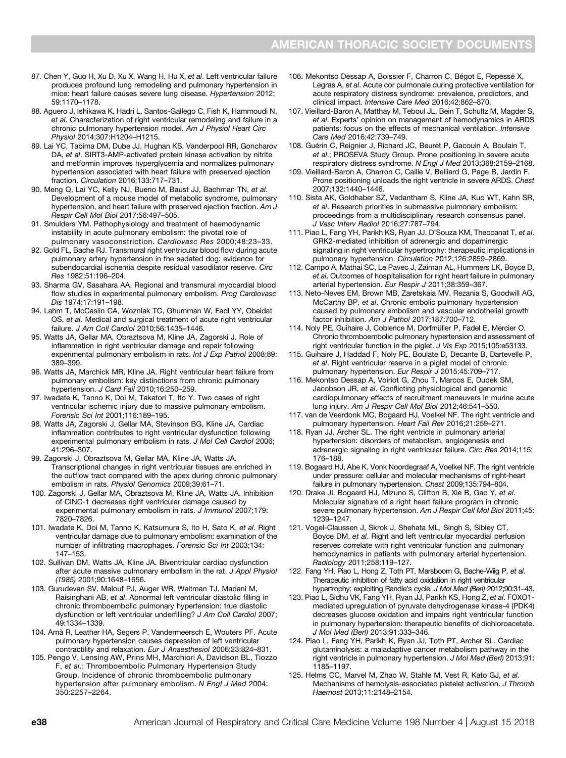87. Chen Y, Guo H, Xu D, Xu X, Wang H, Hu X, *et al*. Left ventricular failure produces profound lung remodeling and pulmonary hypertension in mice: heart failure causes severe lung disease. *Hypertension* 2012; 59:1170–1178.
88. Aguero J, Ishikawa K, Hadri L, Santos-Gallego C, Fish K, Hammoudi N, *et al*. Characterization of right ventricular remodeling and failure in a chronic pulmonary hypertension model. *Am J Physiol Heart Circ Physiol* 2014;307:H1204–H1215.
89. Lai YC, Tabima DM, Dube JJ, Hughan KS, Vanderpool RR, Goncharov DA, *et al*. SIRT3-AMP-activated protein kinase activation by nitrite and metformin improves hyperglycemia and normalizes pulmonary hypertension associated with heart failure with preserved ejection fraction. *Circulation* 2016;133:717–731.
90. Meng Q, Lai YC, Kelly NJ, Bueno M, Baust JJ, Bachman TN, *et al*. Development of a mouse model of metabolic syndrome, pulmonary hypertension, and heart failure with preserved ejection fraction. *Am J Respir Cell Mol Biol* 2017;56:497–505.
91. Smulders YM. Pathophysiology and treatment of haemodynamic instability in acute pulmonary embolism: the pivotal role of pulmonary vasoconstriction. *Cardiovasc Res* 2000;48:23–33.
92. Gold FL, Bache RJ. Transmural right ventricular blood flow during acute pulmonary artery hypertension in the sedated dog: evidence for subendocardial ischemia despite residual vasodilator reserve. *Circ Res* 1982;51:196–204.
93. Sharma GV, Sasahara AA. Regional and transmural myocardial blood flow studies in experimental pulmonary embolism. *Prog Cardiovasc Dis* 1974;17:191–198.
94. Lahm T, McCaslin CA, Wozniak TC, Ghumman W, Fadl YY, Obeidat OS, *et al*. Medical and surgical treatment of acute right ventricular failure. *J Am Coll Cardiol* 2010;56:1435–1446.
95. Watts JA, Gellar MA, Obraztsova M, Kline JA, Zagorski J. Role of inflammation in right ventricular damage and repair following experimental pulmonary embolism in rats. *Int J Exp Pathol* 2008;89: 389–399.
96. Watts JA, Marchick MR, Kline JA. Right ventricular heart failure from pulmonary embolism: key distinctions from chronic pulmonary hypertension. *J Card Fail* 2010;16:250–259.
97. Iwadate K, Tanno K, Doi M, Takatori T, Ito Y. Two cases of right ventricular ischemic injury due to massive pulmonary embolism. *Forensic Sci Int* 2001;116:189–195.
98. Watts JA, Zagorski J, Gellar MA, Stevinson BG, Kline JA. Cardiac inflammation contributes to right ventricular dysfunction following experimental pulmonary embolism in rats. *J Mol Cell Cardiol* 2006; 41:296–307.
99. Zagorski J, Obraztsova M, Gellar MA, Kline JA, Watts JA. Transcriptional changes in right ventricular tissues are enriched in the outflow tract compared with the apex during chronic pulmonary embolism in rats. *Physiol Genomics* 2009;39:61–71.
100. Zagorski J, Gellar MA, Obraztsova M, Kline JA, Watts JA. Inhibition of CINC-1 decreases right ventricular damage caused by experimental pulmonary embolism in rats. *J Immunol* 2007;179: 7820–7826.
101. Iwadate K, Doi M, Tanno K, Katsumura S, Ito H, Sato K, *et al*. Right ventricular damage due to pulmonary embolism: examination of the number of infiltrating macrophages. *Forensic Sci Int* 2003;134: 147–153.
102. Sullivan DM, Watts JA, Kline JA. Biventricular cardiac dysfunction after acute massive pulmonary embolism in the rat. *J Appl Physiol (1985)* 2001;90:1648–1656.
103. Gurudevan SV, Malouf PJ, Auger WR, Waltman TJ, Madani M, Raisinghani AB, *et al*. Abnormal left ventricular diastolic filling in chronic thromboembolic pulmonary hypertension: true diastolic dysfunction or left ventricular underfilling? *J Am Coll Cardiol* 2007; 49:1334–1339.
104. Amà R, Leather HA, Segers P, Vandermeersch E, Wouters PF. Acute pulmonary hypertension causes depression of left ventricular contractility and relaxation. *Eur J Anaesthesiol* 2006;23:824–831.
105. Pengo V, Lensing AW, Prins MH, Marchiori A, Davidson BL, Tiozzo F, *et al*.; Thromboembolic Pulmonary Hypertension Study Group. Incidence of chronic thromboembolic pulmonary hypertension after pulmonary embolism. *N Engl J Med* 2004; 350:2257–2264.
106. Mekontso Dessap A, Boissier F, Charron C, Bégot E, Repessé X, Legras A, *et al*. Acute cor pulmonale during protective ventilation for acute respiratory distress syndrome: prevalence, predictors, and clinical impact. *Intensive Care Med* 2016;42:862–870.
107. Vieillard-Baron A, Matthay M, Teboul JL, Bein T, Schultz M, Magder S, *et al*. Experts' opinion on management of hemodynamics in ARDS patients: focus on the effects of mechanical ventilation. *Intensive Care Med* 2016;42:739–749.
108. Guérin C, Reignier J, Richard JC, Beuret P, Gacouin A, Boulain T, *et al*.; PROSEVA Study Group. Prone positioning in severe acute respiratory distress syndrome. *N Engl J Med* 2013;368:2159–2168.
109. Vieillard-Baron A, Charron C, Caille V, Belliard G, Page B, Jardin F. Prone positioning unloads the right ventricle in severe ARDS. *Chest* 2007;132:1440–1446.
110. Sista AK, Goldhaber SZ, Vedantham S, Kline JA, Kuo WT, Kahn SR, *et al*. Research priorities in submassive pulmonary embolism: proceedings from a multidisciplinary research consensus panel. *J Vasc Interv Radiol* 2016;27:787–794.
111. Piao L, Fang YH, Parikh KS, Ryan JJ, D'Souza KM, Theccanat T, *et al*. GRK2-mediated inhibition of adrenergic and dopaminergic signaling in right ventricular hypertrophy: therapeutic implications in pulmonary hypertension. *Circulation* 2012;126:2859–2869.
112. Campo A, Mathai SC, Le Pavec J, Zaiman AL, Hummers LK, Boyce D, *et al*. Outcomes of hospitalisation for right heart failure in pulmonary arterial hypertension. *Eur Respir J* 2011;38:359–367.
113. Neto-Neves EM, Brown MB, Zaretskaia MV, Rezania S, Goodwill AG, McCarthy BP, *et al*. Chronic embolic pulmonary hypertension caused by pulmonary embolism and vascular endothelial growth factor inhibition. *Am J Pathol* 2017;187:700–712.
114. Noly PE, Guihaire J, Coblence M, Dorfmüller P, Fadel E, Mercier O. Chronic thromboembolic pulmonary hypertension and assessment of right ventricular function in the piglet. *J Vis Exp* 2015;105:e53133.
115. Guihaire J, Haddad F, Noly PE, Boulate D, Decante B, Dartevelle P, *et al*. Right ventricular reserve in a piglet model of chronic pulmonary hypertension. *Eur Respir J* 2015;45:709–717.
116. Mekontso Dessap A, Voiriot G, Zhou T, Marcos E, Dudek SM, Jacobson JR, *et al*. Conflicting physiological and genomic cardiopulmonary effects of recruitment maneuvers in murine acute lung injury. *Am J Respir Cell Mol Biol* 2012;46:541–550.
117. van de Veerdonk MC, Bogaard HJ, Voelkel NF. The right ventricle and pulmonary hypertension. *Heart Fail Rev* 2016;21:259–271.
118. Ryan JJ, Archer SL. The right ventricle in pulmonary arterial hypertension: disorders of metabolism, angiogenesis and adrenergic signaling in right ventricular failure. *Circ Res* 2014;115: 176–188.
119. Bogaard HJ, Abe K, Vonk Noordegraaf A, Voelkel NF. The right ventricle under pressure: cellular and molecular mechanisms of right-heart failure in pulmonary hypertension. *Chest* 2009;135:794–804.
120. Drake JI, Bogaard HJ, Mizuno S, Clifton B, Xie B, Gao Y, *et al*. Molecular signature of a right heart failure program in chronic severe pulmonary hypertension. *Am J Respir Cell Mol Biol* 2011;45: 1239–1247.
121. Vogel-Claussen J, Skrok J, Shehata ML, Singh S, Sibley CT, Boyce DM, *et al*. Right and left ventricular myocardial perfusion reserves correlate with right ventricular function and pulmonary hemodynamics in patients with pulmonary arterial hypertension. *Radiology* 2011;258:119–127.
122. Fang YH, Piao L, Hong Z, Toth PT, Marsboom G, Bache-Wiig P, *et al*. Therapeutic inhibition of fatty acid oxidation in right ventricular hypertrophy: exploiting Randle's cycle. *J Mol Med (Berl)* 2012;90:31–43.
123. Piao L, Sidhu VK, Fang YH, Ryan JJ, Parikh KS, Hong Z, *et al*. FOXO1-mediated upregulation of pyruvate dehydrogenase kinase-4 (PDK4) decreases glucose oxidation and impairs right ventricular function in pulmonary hypertension: therapeutic benefits of dichloroacetate. *J Mol Med (Berl)* 2013;91:333–346.
124. Piao L, Fang YH, Parikh K, Ryan JJ, Toth PT, Archer SL. Cardiac glutaminolysis: a maladaptive cancer metabolism pathway in the right ventricle in pulmonary hypertension. *J Mol Med (Berl)* 2013;91: 1185–1197.
125. Helms CC, Marvel M, Zhao W, Stahle M, Vest R, Kato GJ, *et al*. Mechanisms of hemolysis-associated platelet activation. *J Thromb Haemost* 2013;11:2148–2154.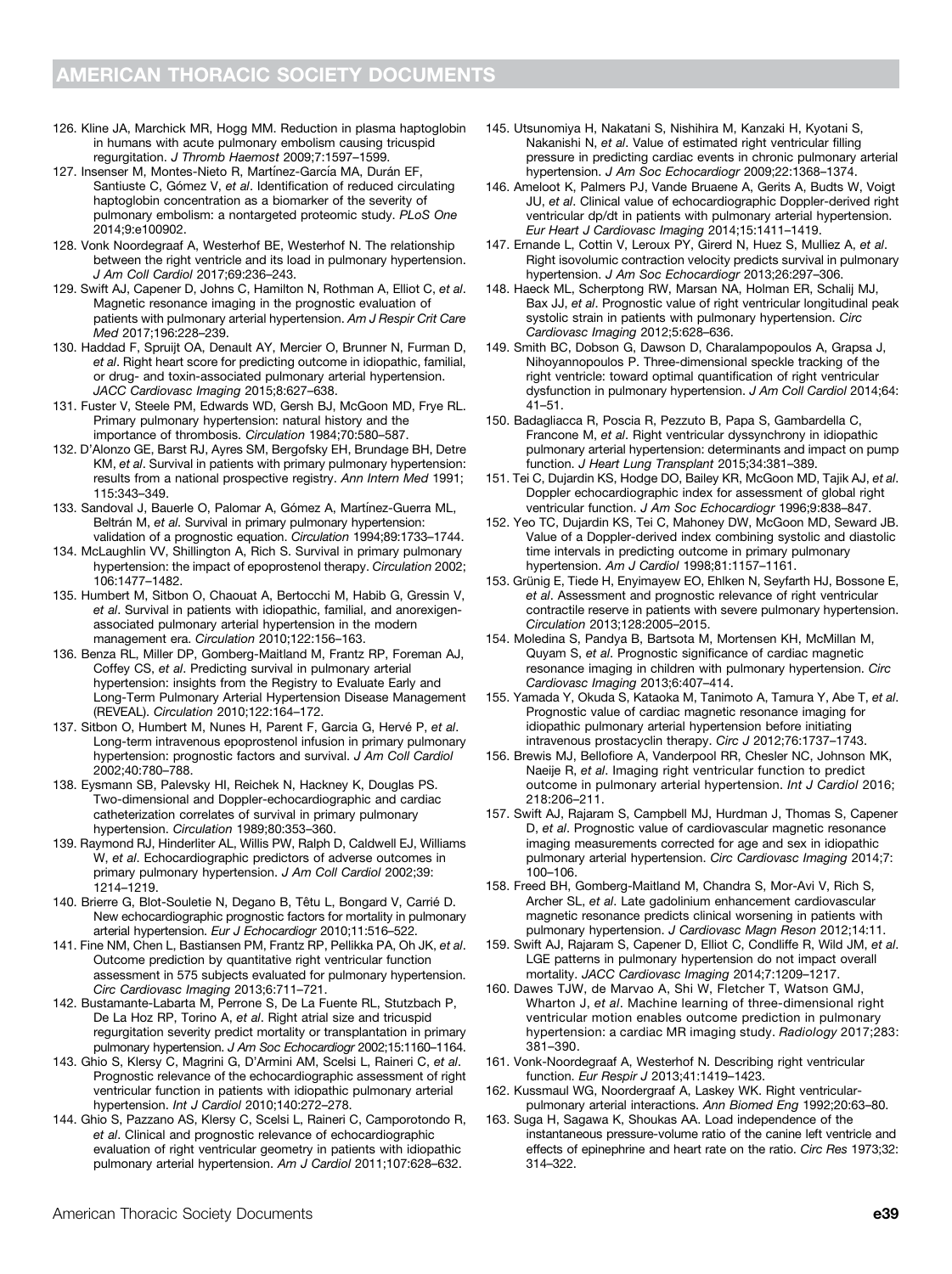126. Kline JA, Marchick MR, Hogg MM. Reduction in plasma haptoglobin in humans with acute pulmonary embolism causing tricuspid regurgitation. *J Thromb Haemost* 2009;7:1597–1599.
127. Insenser M, Montes-Nieto R, Martínez-García MA, Durán EF, Santiuste C, Gómez V, *et al*. Identification of reduced circulating haptoglobin concentration as a biomarker of the severity of pulmonary embolism: a nontargeted proteomic study. *PLoS One* 2014;9:e100902.
128. Vonk Noordegraaf A, Westerhof BE, Westerhof N. The relationship between the right ventricle and its load in pulmonary hypertension. *J Am Coll Cardiol* 2017;69:236–243.
129. Swift AJ, Capener D, Johns C, Hamilton N, Rothman A, Elliot C, *et al*. Magnetic resonance imaging in the prognostic evaluation of patients with pulmonary arterial hypertension. *Am J Respir Crit Care Med* 2017;196:228–239.
130. Haddad F, Spruijt OA, Denault AY, Mercier O, Brunner N, Furman D, *et al*. Right heart score for predicting outcome in idiopathic, familial, or drug- and toxin-associated pulmonary arterial hypertension. *JACC Cardiovasc Imaging* 2015;8:627–638.
131. Fuster V, Steele PM, Edwards WD, Gersh BJ, McGoon MD, Frye RL. Primary pulmonary hypertension: natural history and the importance of thrombosis. *Circulation* 1984;70:580–587.
132. D'Alonzo GE, Barst RJ, Ayres SM, Bergofsky EH, Brundage BH, Detre KM, *et al*. Survival in patients with primary pulmonary hypertension: results from a national prospective registry. *Ann Intern Med* 1991; 115:343–349.
133. Sandoval J, Bauerle O, Palomar A, Gómez A, Martínez-Guerra ML, Beltrán M, *et al*. Survival in primary pulmonary hypertension: validation of a prognostic equation. *Circulation* 1994;89:1733–1744.
134. McLaughlin VV, Shillington A, Rich S. Survival in primary pulmonary hypertension: the impact of epoprostenol therapy. *Circulation* 2002; 106:1477–1482.
135. Humbert M, Sitbon O, Chaouat A, Bertocchi M, Habib G, Gressin V, *et al*. Survival in patients with idiopathic, familial, and anorexigen-associated pulmonary arterial hypertension in the modern management era. *Circulation* 2010;122:156–163.
136. Benza RL, Miller DP, Gomberg-Maitland M, Frantz RP, Foreman AJ, Coffey CS, *et al*. Predicting survival in pulmonary arterial hypertension: insights from the Registry to Evaluate Early and Long-Term Pulmonary Arterial Hypertension Disease Management (REVEAL). *Circulation* 2010;122:164–172.
137. Sitbon O, Humbert M, Nunes H, Parent F, Garcia G, Hervé P, *et al*. Long-term intravenous epoprostenol infusion in primary pulmonary hypertension: prognostic factors and survival. *J Am Coll Cardiol* 2002;40:780–788.
138. Eysmann SB, Palevsky HI, Reichek N, Hackney K, Douglas PS. Two-dimensional and Doppler-echocardiographic and cardiac catheterization correlates of survival in primary pulmonary hypertension. *Circulation* 1989;80:353–360.
139. Raymond RJ, Hinderliter AL, Willis PW, Ralph D, Caldwell EJ, Williams W, *et al*. Echocardiographic predictors of adverse outcomes in primary pulmonary hypertension. *J Am Coll Cardiol* 2002;39: 1214–1219.
140. Brierre G, Blot-Souletie N, Degano B, Têtu L, Bongard V, Carrié D. New echocardiographic prognostic factors for mortality in pulmonary arterial hypertension. *Eur J Echocardiogr* 2010;11:516–522.
141. Fine NM, Chen L, Bastiansen PM, Frantz RP, Pellikka PA, Oh JK, *et al*. Outcome prediction by quantitative right ventricular function assessment in 575 subjects evaluated for pulmonary hypertension. *Circ Cardiovasc Imaging* 2013;6:711–721.
142. Bustamante-Labarta M, Perrone S, De La Fuente RL, Stutzbach P, De La Hoz RP, Torino A, *et al*. Right atrial size and tricuspid regurgitation severity predict mortality or transplantation in primary pulmonary hypertension. *J Am Soc Echocardiogr* 2002;15:1160–1164.
143. Ghio S, Klersy C, Magrini G, D'Armini AM, Scelsi L, Raineri C, *et al*. Prognostic relevance of the echocardiographic assessment of right ventricular function in patients with idiopathic pulmonary arterial hypertension. *Int J Cardiol* 2010;140:272–278.
144. Ghio S, Pazzano AS, Klersy C, Scelsi L, Raineri C, Camporotondo R, *et al*. Clinical and prognostic relevance of echocardiographic evaluation of right ventricular geometry in patients with idiopathic pulmonary arterial hypertension. *Am J Cardiol* 2011;107:628–632.
145. Utsunomiya H, Nakatani S, Nishihira M, Kanzaki H, Kyotani S, Nakanishi N, *et al*. Value of estimated right ventricular filling pressure in predicting cardiac events in chronic pulmonary arterial hypertension. *J Am Soc Echocardiogr* 2009;22:1368–1374.
146. Ameloot K, Palmers PJ, Vande Bruaene A, Gerits A, Budts W, Voigt JU, *et al*. Clinical value of echocardiographic Doppler-derived right ventricular dp/dt in patients with pulmonary arterial hypertension. *Eur Heart J Cardiovasc Imaging* 2014;15:1411–1419.
147. Ernande L, Cottin V, Leroux PY, Girerd N, Huez S, Mulliez A, *et al*. Right isovolumic contraction velocity predicts survival in pulmonary hypertension. *J Am Soc Echocardiogr* 2013;26:297–306.
148. Haeck ML, Scherptong RW, Marsan NA, Holman ER, Schalij MJ, Bax JJ, *et al*. Prognostic value of right ventricular longitudinal peak systolic strain in patients with pulmonary hypertension. *Circ Cardiovasc Imaging* 2012;5:628–636.
149. Smith BC, Dobson G, Dawson D, Charalampopoulos A, Grapsa J, Nihoyannopoulos P. Three-dimensional speckle tracking of the right ventricle: toward optimal quantification of right ventricular dysfunction in pulmonary hypertension. *J Am Coll Cardiol* 2014;64: 41–51.
150. Badagliacca R, Poscia R, Pezzuto B, Papa S, Gambardella C, Francone M, *et al*. Right ventricular dyssynchrony in idiopathic pulmonary arterial hypertension: determinants and impact on pump function. *J Heart Lung Transplant* 2015;34:381–389.
151. Tei C, Dujardin KS, Hodge DO, Bailey KR, McGoon MD, Tajik AJ, *et al*. Doppler echocardiographic index for assessment of global right ventricular function. *J Am Soc Echocardiogr* 1996;9:838–847.
152. Yeo TC, Dujardin KS, Tei C, Mahoney DW, McGoon MD, Seward JB. Value of a Doppler-derived index combining systolic and diastolic time intervals in predicting outcome in primary pulmonary hypertension. *Am J Cardiol* 1998;81:1157–1161.
153. Grünig E, Tiede H, Enyimayew EO, Ehlken N, Seyfarth HJ, Bossone E, *et al*. Assessment and prognostic relevance of right ventricular contractile reserve in patients with severe pulmonary hypertension. *Circulation* 2013;128:2005–2015.
154. Moledina S, Pandya B, Bartsota M, Mortensen KH, McMillan M, Quyam S, *et al*. Prognostic significance of cardiac magnetic resonance imaging in children with pulmonary hypertension. *Circ Cardiovasc Imaging* 2013;6:407–414.
155. Yamada Y, Okuda S, Kataoka M, Tanimoto A, Tamura Y, Abe T, *et al*. Prognostic value of cardiac magnetic resonance imaging for idiopathic pulmonary arterial hypertension before initiating intravenous prostacyclin therapy. *Circ J* 2012;76:1737–1743.
156. Brewis MJ, Bellofiore A, Vanderpool RR, Chesler NC, Johnson MK, Naeije R, *et al*. Imaging right ventricular function to predict outcome in pulmonary arterial hypertension. *Int J Cardiol* 2016; 218:206–211.
157. Swift AJ, Rajaram S, Campbell MJ, Hurdman J, Thomas S, Capener D, *et al*. Prognostic value of cardiovascular magnetic resonance imaging measurements corrected for age and sex in idiopathic pulmonary arterial hypertension. *Circ Cardiovasc Imaging* 2014;7: 100–106.
158. Freed BH, Gomberg-Maitland M, Chandra S, Mor-Avi V, Rich S, Archer SL, *et al*. Late gadolinium enhancement cardiovascular magnetic resonance predicts clinical worsening in patients with pulmonary hypertension. *J Cardiovasc Magn Reson* 2012;14:11.
159. Swift AJ, Rajaram S, Capener D, Elliot C, Condliffe R, Wild JM, *et al*. LGE patterns in pulmonary hypertension do not impact overall mortality. *JACC Cardiovasc Imaging* 2014;7:1209–1217.
160. Dawes TJW, de Marvao A, Shi W, Fletcher T, Watson GMJ, Wharton J, *et al*. Machine learning of three-dimensional right ventricular motion enables outcome prediction in pulmonary hypertension: a cardiac MR imaging study. *Radiology* 2017;283: 381–390.
161. Vonk-Noordegraaf A, Westerhof N. Describing right ventricular function. *Eur Respir J* 2013;41:1419–1423.
162. Kussmaul WG, Noordergraaf A, Laskey WK. Right ventricular-pulmonary arterial interactions. *Ann Biomed Eng* 1992;20:63–80.
163. Suga H, Sagawa K, Shoukas AA. Load independence of the instantaneous pressure-volume ratio of the canine left ventricle and effects of epinephrine and heart rate on the ratio. *Circ Res* 1973;32: 314–322.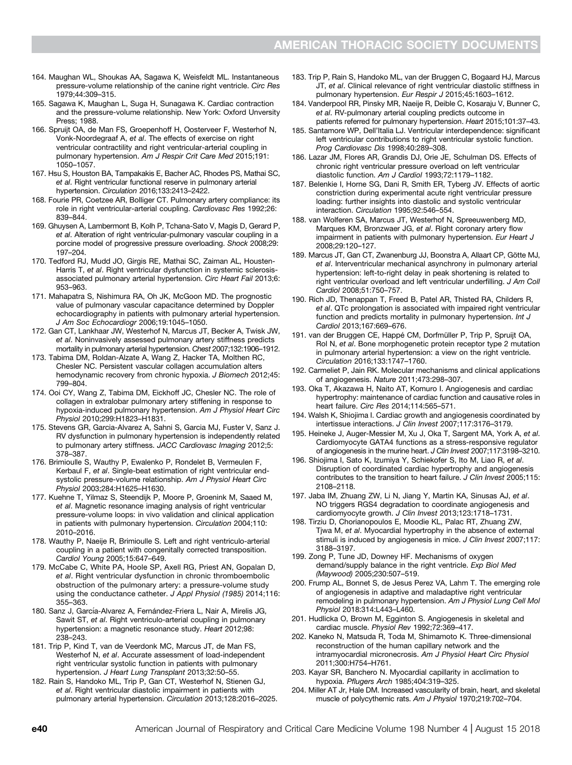164. Maughan WL, Shoukas AA, Sagawa K, Weisfeldt ML. Instantaneous pressure-volume relationship of the canine right ventricle. *Circ Res* 1979;44:309–315.
165. Sagawa K, Maughan L, Suga H, Sunagawa K. Cardiac contraction and the pressure-volume relationship. New York: Oxford Unversity Press; 1988.
166. Spruijt OA, de Man FS, Groepenhoff H, Oosterveer F, Westerhof N, Vonk-Noordegraaf A, *et al*. The effects of exercise on right ventricular contractility and right ventricular-arterial coupling in pulmonary hypertension. *Am J Respir Crit Care Med* 2015;191: 1050–1057.
167. Hsu S, Houston BA, Tampakakis E, Bacher AC, Rhodes PS, Mathai SC, *et al*. Right ventricular functional reserve in pulmonary arterial hypertension. *Circulation* 2016;133:2413–2422.
168. Fourie PR, Coetzee AR, Bolliger CT. Pulmonary artery compliance: its role in right ventricular-arterial coupling. *Cardiovasc Res* 1992;26: 839–844.
169. Ghuysen A, Lambermont B, Kolh P, Tchana-Sato V, Magis D, Gerard P, *et al*. Alteration of right ventricular-pulmonary vascular coupling in a porcine model of progressive pressure overloading. *Shock* 2008;29: 197–204.
170. Tedford RJ, Mudd JO, Girgis RE, Mathai SC, Zaiman AL, Housten-Harris T, *et al*. Right ventricular dysfunction in systemic sclerosis-associated pulmonary arterial hypertension. *Circ Heart Fail* 2013;6: 953–963.
171. Mahapatra S, Nishimura RA, Oh JK, McGoon MD. The prognostic value of pulmonary vascular capacitance determined by Doppler echocardiography in patients with pulmonary arterial hypertension. *J Am Soc Echocardiogr* 2006;19:1045–1050.
172. Gan CT, Lankhaar JW, Westerhof N, Marcus JT, Becker A, Twisk JW, *et al*. Noninvasively assessed pulmonary artery stiffness predicts mortality in pulmonary arterial hypertension. *Chest* 2007;132:1906–1912.
173. Tabima DM, Roldan-Alzate A, Wang Z, Hacker TA, Molthen RC, Chesler NC. Persistent vascular collagen accumulation alters hemodynamic recovery from chronic hypoxia. *J Biomech* 2012;45: 799–804.
174. Ooi CY, Wang Z, Tabima DM, Eickhoff JC, Chesler NC. The role of collagen in extralobar pulmonary artery stiffening in response to hypoxia-induced pulmonary hypertension. *Am J Physiol Heart Circ Physiol* 2010;299:H1823–H1831.
175. Stevens GR, Garcia-Alvarez A, Sahni S, Garcia MJ, Fuster V, Sanz J. RV dysfunction in pulmonary hypertension is independently related to pulmonary artery stiffness. *JACC Cardiovasc Imaging* 2012;5: 378–387.
176. Brimioulle S, Wauthy P, Ewalenko P, Rondelet B, Vermeulen F, Kerbaul F, *et al*. Single-beat estimation of right ventricular end-systolic pressure-volume relationship. *Am J Physiol Heart Circ Physiol* 2003;284:H1625–H1630.
177. Kuehne T, Yilmaz S, Steendijk P, Moore P, Groenink M, Saaed M, *et al*. Magnetic resonance imaging analysis of right ventricular pressure-volume loops: in vivo validation and clinical application in patients with pulmonary hypertension. *Circulation* 2004;110: 2010–2016.
178. Wauthy P, Naeije R, Brimioulle S. Left and right ventriculo-arterial coupling in a patient with congenitally corrected transposition. *Cardiol Young* 2005;15:647–649.
179. McCabe C, White PA, Hoole SP, Axell RG, Priest AN, Gopalan D, *et al*. Right ventricular dysfunction in chronic thromboembolic obstruction of the pulmonary artery: a pressure-volume study using the conductance catheter. *J Appl Physiol (1985)* 2014;116: 355–363.
180. Sanz J, García-Alvarez A, Fernández-Friera L, Nair A, Mirelis JG, Sawit ST, *et al*. Right ventriculo-arterial coupling in pulmonary hypertension: a magnetic resonance study. *Heart* 2012;98: 238–243.
181. Trip P, Kind T, van de Veerdonk MC, Marcus JT, de Man FS, Westerhof N, *et al*. Accurate assessment of load-independent right ventricular systolic function in patients with pulmonary hypertension. *J Heart Lung Transplant* 2013;32:50–55.
182. Rain S, Handoko ML, Trip P, Gan CT, Westerhof N, Stienen GJ, *et al*. Right ventricular diastolic impairment in patients with pulmonary arterial hypertension. *Circulation* 2013;128:2016–2025.
183. Trip P, Rain S, Handoko ML, van der Bruggen C, Bogaard HJ, Marcus JT, *et al*. Clinical relevance of right ventricular diastolic stiffness in pulmonary hypertension. *Eur Respir J* 2015;45:1603–1612.
184. Vanderpool RR, Pinsky MR, Naeije R, Deible C, Kosaraju V, Bunner C, *et al*. RV-pulmonary arterial coupling predicts outcome in patients referred for pulmonary hypertension. *Heart* 2015;101:37–43.
185. Santamore WP, Dell'Italia LJ. Ventricular interdependence: significant left ventricular contributions to right ventricular systolic function. *Prog Cardiovasc Dis* 1998;40:289–308.
186. Lazar JM, Flores AR, Grandis DJ, Orie JE, Schulman DS. Effects of chronic right ventricular pressure overload on left ventricular diastolic function. *Am J Cardiol* 1993;72:1179–1182.
187. Belenkie I, Horne SG, Dani R, Smith ER, Tyberg JV. Effects of aortic constriction during experimental acute right ventricular pressure loading: further insights into diastolic and systolic ventricular interaction. *Circulation* 1995;92:546–554.
188. van Wolferen SA, Marcus JT, Westerhof N, Spreeuwenberg MD, Marques KM, Bronzwaer JG, *et al*. Right coronary artery flow impairment in patients with pulmonary hypertension. *Eur Heart J* 2008;29:120–127.
189. Marcus JT, Gan CT, Zwanenburg JJ, Boonstra A, Allaart CP, Götte MJ, *et al*. Interventricular mechanical asynchrony in pulmonary arterial hypertension: left-to-right delay in peak shortening is related to right ventricular overload and left ventricular underfilling. *J Am Coll Cardiol* 2008;51:750–757.
190. Rich JD, Thenappan T, Freed B, Patel AR, Thisted RA, Childers R, *et al*. QTc prolongation is associated with impaired right ventricular function and predicts mortality in pulmonary hypertension. *Int J Cardiol* 2013;167:669–676.
191. van der Bruggen CE, Happé CM, Dorfmüller P, Trip P, Spruijt OA, Rol N, *et al*. Bone morphogenetic protein receptor type 2 mutation in pulmonary arterial hypertension: a view on the right ventricle. *Circulation* 2016;133:1747–1760.
192. Carmeliet P, Jain RK. Molecular mechanisms and clinical applications of angiogenesis. *Nature* 2011;473:298–307.
193. Oka T, Akazawa H, Naito AT, Komuro I. Angiogenesis and cardiac hypertrophy: maintenance of cardiac function and causative roles in heart failure. *Circ Res* 2014;114:565–571.
194. Walsh K, Shiojima I. Cardiac growth and angiogenesis coordinated by intertissue interactions. *J Clin Invest* 2007;117:3176–3179.
195. Heineke J, Auger-Messier M, Xu J, Oka T, Sargent MA, York A, *et al*. Cardiomyocyte GATA4 functions as a stress-responsive regulator of angiogenesis in the murine heart. *J Clin Invest* 2007;117:3198–3210.
196. Shiojima I, Sato K, Izumiya Y, Schiekofer S, Ito M, Liao R, *et al*. Disruption of coordinated cardiac hypertrophy and angiogenesis contributes to the transition to heart failure. *J Clin Invest* 2005;115: 2108–2118.
197. Jaba IM, Zhuang ZW, Li N, Jiang Y, Martin KA, Sinusas AJ, *et al*. NO triggers RGS4 degradation to coordinate angiogenesis and cardiomyocyte growth. *J Clin Invest* 2013;123:1718–1731.
198. Tirziu D, Chorianopoulos E, Moodie KL, Palac RT, Zhuang ZW, Tjwa M, *et al*. Myocardial hypertrophy in the absence of external stimuli is induced by angiogenesis in mice. *J Clin Invest* 2007;117: 3188–3197.
199. Zong P, Tune JD, Downey HF. Mechanisms of oxygen demand/supply balance in the right ventricle. *Exp Biol Med (Maywood)* 2005;230:507–519.
200. Frump AL, Bonnet S, de Jesus Perez VA, Lahm T. The emerging role of angiogenesis in adaptive and maladaptive right ventricular remodeling in pulmonary hypertension. *Am J Physiol Lung Cell Mol Physiol* 2018:314:L443–L460.
201. Hudlicka O, Brown M, Egginton S. Angiogenesis in skeletal and cardiac muscle. *Physiol Rev* 1992;72:369–417.
202. Kaneko N, Matsuda R, Toda M, Shimamoto K. Three-dimensional reconstruction of the human capillary network and the intramyocardial micronecrosis. *Am J Physiol Heart Circ Physiol* 2011;300:H754–H761.
203. Kayar SR, Banchero N. Myocardial capillarity in acclimation to hypoxia. *Pflugers Arch* 1985;404:319–325.
204. Miller AT Jr, Hale DM. Increased vascularity of brain, heart, and skeletal muscle of polycythemic rats. *Am J Physiol* 1970;219:702–704.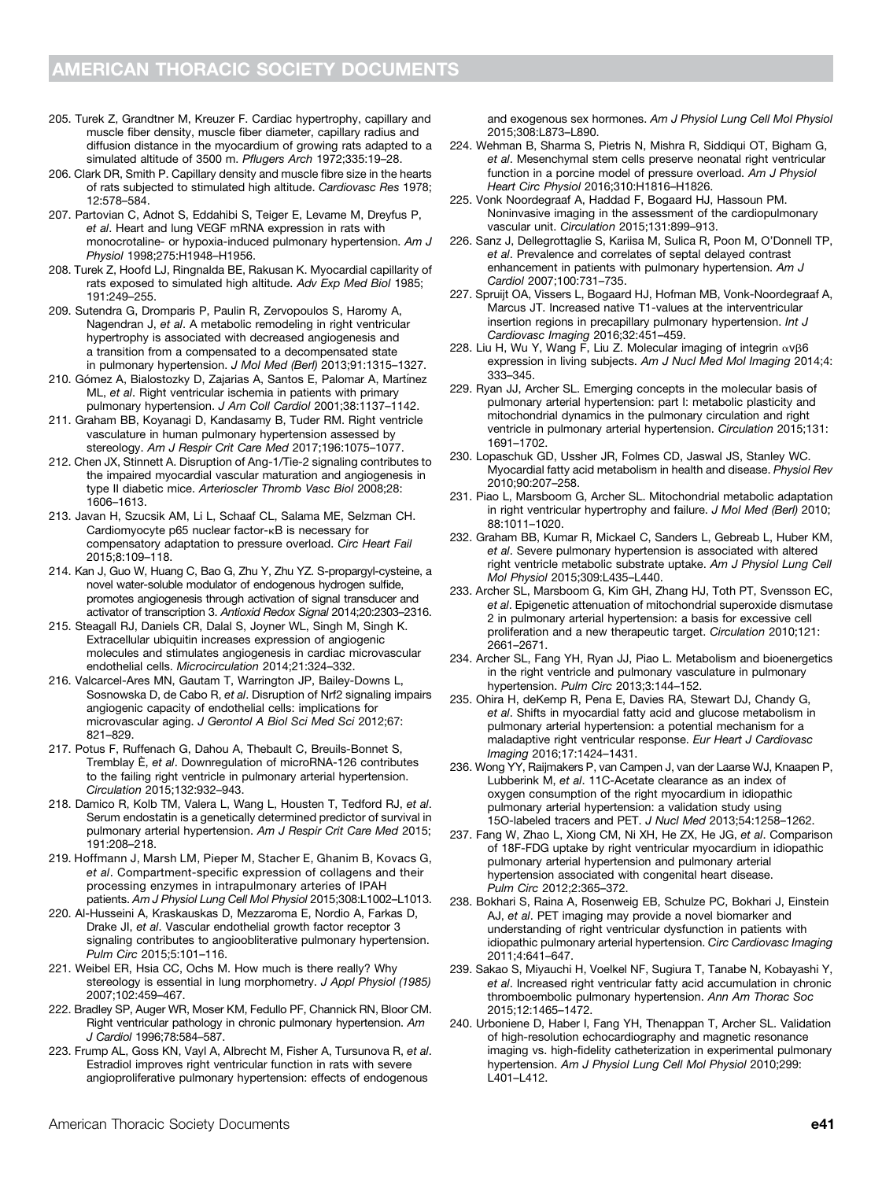205. Turek Z, Grandtner M, Kreuzer F. Cardiac hypertrophy, capillary and muscle fiber density, muscle fiber diameter, capillary radius and diffusion distance in the myocardium of growing rats adapted to a simulated altitude of 3500 m. *Pflugers Arch* 1972;335:19–28.
206. Clark DR, Smith P. Capillary density and muscle fibre size in the hearts of rats subjected to stimulated high altitude. *Cardiovasc Res* 1978; 12:578–584.
207. Partovian C, Adnot S, Eddahibi S, Teiger E, Levame M, Dreyfus P, *et al*. Heart and lung VEGF mRNA expression in rats with monocrotaline- or hypoxia-induced pulmonary hypertension. *Am J Physiol* 1998;275:H1948–H1956.
208. Turek Z, Hoofd LJ, Ringnalda BE, Rakusan K. Myocardial capillarity of rats exposed to simulated high altitude. *Adv Exp Med Biol* 1985; 191:249–255.
209. Sutendra G, Dromparis P, Paulin R, Zervopoulos S, Haromy A, Nagendran J, *et al*. A metabolic remodeling in right ventricular hypertrophy is associated with decreased angiogenesis and a transition from a compensated to a decompensated state in pulmonary hypertension. *J Mol Med (Berl)* 2013;91:1315–1327.
210. Gómez A, Bialostozky D, Zajarias A, Santos E, Palomar A, Martínez ML, *et al*. Right ventricular ischemia in patients with primary pulmonary hypertension. *J Am Coll Cardiol* 2001;38:1137–1142.
211. Graham BB, Koyanagi D, Kandasamy B, Tuder RM. Right ventricle vasculature in human pulmonary hypertension assessed by stereology. *Am J Respir Crit Care Med* 2017;196:1075–1077.
212. Chen JX, Stinnett A. Disruption of Ang-1/Tie-2 signaling contributes to the impaired myocardial vascular maturation and angiogenesis in type II diabetic mice. *Arterioscler Thromb Vasc Biol* 2008;28: 1606–1613.
213. Javan H, Szucsik AM, Li L, Schaaf CL, Salama ME, Selzman CH. Cardiomyocyte p65 nuclear factor-κB is necessary for compensatory adaptation to pressure overload. *Circ Heart Fail* 2015;8:109–118.
214. Kan J, Guo W, Huang C, Bao G, Zhu Y, Zhu YZ. S-propargyl-cysteine, a novel water-soluble modulator of endogenous hydrogen sulfide, promotes angiogenesis through activation of signal transducer and activator of transcription 3. *Antioxid Redox Signal* 2014;20:2303–2316.
215. Steagall RJ, Daniels CR, Dalal S, Joyner WL, Singh M, Singh K. Extracellular ubiquitin increases expression of angiogenic molecules and stimulates angiogenesis in cardiac microvascular endothelial cells. *Microcirculation* 2014;21:324–332.
216. Valcarcel-Ares MN, Gautam T, Warrington JP, Bailey-Downs L, Sosnowska D, de Cabo R, *et al*. Disruption of Nrf2 signaling impairs angiogenic capacity of endothelial cells: implications for microvascular aging. *J Gerontol A Biol Sci Med Sci* 2012;67: 821–829.
217. Potus F, Ruffenach G, Dahou A, Thebault C, Breuils-Bonnet S, Tremblay È, *et al*. Downregulation of microRNA-126 contributes to the failing right ventricle in pulmonary arterial hypertension. *Circulation* 2015;132:932–943.
218. Damico R, Kolb TM, Valera L, Wang L, Housten T, Tedford RJ, *et al*. Serum endostatin is a genetically determined predictor of survival in pulmonary arterial hypertension. *Am J Respir Crit Care Med* 2015; 191:208–218.
219. Hoffmann J, Marsh LM, Pieper M, Stacher E, Ghanim B, Kovacs G, *et al*. Compartment-specific expression of collagens and their processing enzymes in intrapulmonary arteries of IPAH patients. *Am J Physiol Lung Cell Mol Physiol* 2015;308:L1002–L1013.
220. Al-Husseini A, Kraskauskas D, Mezzaroma E, Nordio A, Farkas D, Drake JI, *et al*. Vascular endothelial growth factor receptor 3 signaling contributes to angioobliterative pulmonary hypertension. *Pulm Circ* 2015;5:101–116.
221. Weibel ER, Hsia CC, Ochs M. How much is there really? Why stereology is essential in lung morphometry. *J Appl Physiol (1985)* 2007;102:459–467.
222. Bradley SP, Auger WR, Moser KM, Fedullo PF, Channick RN, Bloor CM. Right ventricular pathology in chronic pulmonary hypertension. *Am J Cardiol* 1996;78:584–587.
223. Frump AL, Goss KN, Vayl A, Albrecht M, Fisher A, Tursunova R, *et al*. Estradiol improves right ventricular function in rats with severe angioproliferative pulmonary hypertension: effects of endogenous and exogenous sex hormones. *Am J Physiol Lung Cell Mol Physiol* 2015;308:L873–L890.
224. Wehman B, Sharma S, Pietris N, Mishra R, Siddiqui OT, Bigham G, *et al*. Mesenchymal stem cells preserve neonatal right ventricular function in a porcine model of pressure overload. *Am J Physiol Heart Circ Physiol* 2016;310:H1816–H1826.
225. Vonk Noordegraaf A, Haddad F, Bogaard HJ, Hassoun PM. Noninvasive imaging in the assessment of the cardiopulmonary vascular unit. *Circulation* 2015;131:899–913.
226. Sanz J, Dellegrottaglie S, Kariisa M, Sulica R, Poon M, O'Donnell TP, *et al*. Prevalence and correlates of septal delayed contrast enhancement in patients with pulmonary hypertension. *Am J Cardiol* 2007;100:731–735.
227. Spruijt OA, Vissers L, Bogaard HJ, Hofman MB, Vonk-Noordegraaf A, Marcus JT. Increased native T1-values at the interventricular insertion regions in precapillary pulmonary hypertension. *Int J Cardiovasc Imaging* 2016;32:451–459.
228. Liu H, Wu Y, Wang F, Liu Z. Molecular imaging of integrin $\alpha v\beta 6$ expression in living subjects. *Am J Nucl Med Mol Imaging* 2014;4: 333–345.
229. Ryan JJ, Archer SL. Emerging concepts in the molecular basis of pulmonary arterial hypertension: part I: metabolic plasticity and mitochondrial dynamics in the pulmonary circulation and right ventricle in pulmonary arterial hypertension. *Circulation* 2015;131: 1691–1702.
230. Lopaschuk GD, Ussher JR, Folmes CD, Jaswal JS, Stanley WC. Myocardial fatty acid metabolism in health and disease. *Physiol Rev* 2010;90:207–258.
231. Piao L, Marsboom G, Archer SL. Mitochondrial metabolic adaptation in right ventricular hypertrophy and failure. *J Mol Med (Berl)* 2010; 88:1011–1020.
232. Graham BB, Kumar R, Mickael C, Sanders L, Gebreab L, Huber KM, *et al*. Severe pulmonary hypertension is associated with altered right ventricle metabolic substrate uptake. *Am J Physiol Lung Cell Mol Physiol* 2015;309:L435–L440.
233. Archer SL, Marsboom G, Kim GH, Zhang HJ, Toth PT, Svensson EC, *et al*. Epigenetic attenuation of mitochondrial superoxide dismutase 2 in pulmonary arterial hypertension: a basis for excessive cell proliferation and a new therapeutic target. *Circulation* 2010;121: 2661–2671.
234. Archer SL, Fang YH, Ryan JJ, Piao L. Metabolism and bioenergetics in the right ventricle and pulmonary vasculature in pulmonary hypertension. *Pulm Circ* 2013;3:144–152.
235. Ohira H, deKemp R, Pena E, Davies RA, Stewart DJ, Chandy G, *et al*. Shifts in myocardial fatty acid and glucose metabolism in pulmonary arterial hypertension: a potential mechanism for a maladaptive right ventricular response. *Eur Heart J Cardiovasc Imaging* 2016;17:1424–1431.
236. Wong YY, Raijmakers P, van Campen J, van der Laarse WJ, Knaapen P, Lubberink M, *et al*. 11C-Acetate clearance as an index of oxygen consumption of the right myocardium in idiopathic pulmonary arterial hypertension: a validation study using 15O-labeled tracers and PET. *J Nucl Med* 2013;54:1258–1262.
237. Fang W, Zhao L, Xiong CM, Ni XH, He ZX, He JG, *et al*. Comparison of 18F-FDG uptake by right ventricular myocardium in idiopathic pulmonary arterial hypertension and pulmonary arterial hypertension associated with congenital heart disease. *Pulm Circ* 2012;2:365–372.
238. Bokhari S, Raina A, Rosenweig EB, Schulze PC, Bokhari J, Einstein AJ, *et al*. PET imaging may provide a novel biomarker and understanding of right ventricular dysfunction in patients with idiopathic pulmonary arterial hypertension. *Circ Cardiovasc Imaging* 2011;4:641–647.
239. Sakao S, Miyauchi H, Voelkel NF, Sugiura T, Tanabe N, Kobayashi Y, *et al*. Increased right ventricular fatty acid accumulation in chronic thromboembolic pulmonary hypertension. *Ann Am Thorac Soc* 2015;12:1465–1472.
240. Urboniene D, Haber I, Fang YH, Thenappan T, Archer SL. Validation of high-resolution echocardiography and magnetic resonance imaging vs. high-fidelity catheterization in experimental pulmonary hypertension. *Am J Physiol Lung Cell Mol Physiol* 2010;299: L401–L412.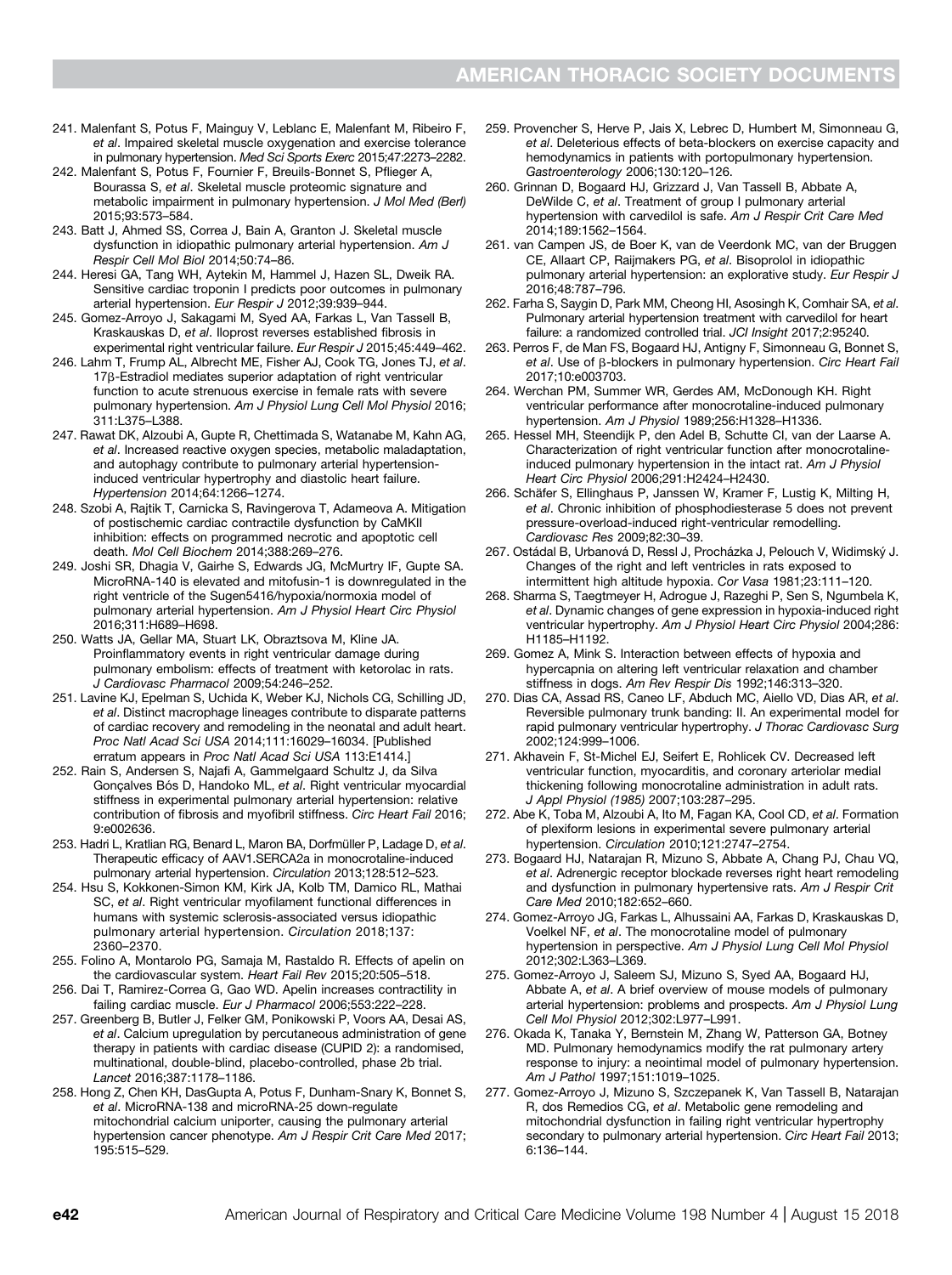241. Malenfant S, Potus F, Mainguy V, Leblanc E, Malenfant M, Ribeiro F, *et al*. Impaired skeletal muscle oxygenation and exercise tolerance in pulmonary hypertension. *Med Sci Sports Exerc* 2015;47:2273–2282.
242. Malenfant S, Potus F, Fournier F, Breuils-Bonnet S, Pflieger A, Bourassa S, *et al*. Skeletal muscle proteomic signature and metabolic impairment in pulmonary hypertension. *J Mol Med (Berl)* 2015;93:573–584.
243. Batt J, Ahmed SS, Correa J, Bain A, Granton J. Skeletal muscle dysfunction in idiopathic pulmonary arterial hypertension. *Am J Respir Cell Mol Biol* 2014;50:74–86.
244. Heresi GA, Tang WH, Aytekin M, Hammel J, Hazen SL, Dweik RA. Sensitive cardiac troponin I predicts poor outcomes in pulmonary arterial hypertension. *Eur Respir J* 2012;39:939–944.
245. Gomez-Arroyo J, Sakagami M, Syed AA, Farkas L, Van Tassell B, Kraskauskas D, *et al*. Iloprost reverses established fibrosis in experimental right ventricular failure. *Eur Respir J* 2015;45:449–462.
246. Lahm T, Frump AL, Albrecht ME, Fisher AJ, Cook TG, Jones TJ, *et al*. 17β-Estradiol mediates superior adaptation of right ventricular function to acute strenuous exercise in female rats with severe pulmonary hypertension. *Am J Physiol Lung Cell Mol Physiol* 2016; 311:L375–L388.
247. Rawat DK, Alzoubi A, Gupte R, Chettimada S, Watanabe M, Kahn AG, *et al*. Increased reactive oxygen species, metabolic maladaptation, and autophagy contribute to pulmonary arterial hypertension-induced ventricular hypertrophy and diastolic heart failure. *Hypertension* 2014;64:1266–1274.
248. Szobi A, Rajtik T, Carnicka S, Ravingerova T, Adameova A. Mitigation of postischemic cardiac contractile dysfunction by CaMKII inhibition: effects on programmed necrotic and apoptotic cell death. *Mol Cell Biochem* 2014;388:269–276.
249. Joshi SR, Dhagia V, Gairhe S, Edwards JG, McMurtry IF, Gupte SA. MicroRNA-140 is elevated and mitofusin-1 is downregulated in the right ventricle of the Sugen5416/hypoxia/normoxia model of pulmonary arterial hypertension. *Am J Physiol Heart Circ Physiol* 2016;311:H689–H698.
250. Watts JA, Gellar MA, Stuart LK, Obraztsova M, Kline JA. Proinflammatory events in right ventricular damage during pulmonary embolism: effects of treatment with ketorolac in rats. *J Cardiovasc Pharmacol* 2009;54:246–252.
251. Lavine KJ, Epelman S, Uchida K, Weber KJ, Nichols CG, Schilling JD, *et al*. Distinct macrophage lineages contribute to disparate patterns of cardiac recovery and remodeling in the neonatal and adult heart. *Proc Natl Acad Sci USA* 2014;111:16029–16034. [Published erratum appears in *Proc Natl Acad Sci USA* 113:E1414.]
252. Rain S, Andersen S, Najafi A, Gammelgaard Schultz J, da Silva Gonçalves Bós D, Handoko ML, *et al*. Right ventricular myocardial stiffness in experimental pulmonary arterial hypertension: relative contribution of fibrosis and myofibril stiffness. *Circ Heart Fail* 2016; 9:e002636.
253. Hadri L, Kratlian RG, Benard L, Maron BA, Dorfmüller P, Ladage D, *et al*. Therapeutic efficacy of AAV1.SERCA2a in monocrotaline-induced pulmonary arterial hypertension. *Circulation* 2013;128:512–523.
254. Hsu S, Kokkonen-Simon KM, Kirk JA, Kolb TM, Damico RL, Mathai SC, *et al*. Right ventricular myofilament functional differences in humans with systemic sclerosis-associated versus idiopathic pulmonary arterial hypertension. *Circulation* 2018;137: 2360–2370.
255. Folino A, Montarolo PG, Samaja M, Rastaldo R. Effects of apelin on the cardiovascular system. *Heart Fail Rev* 2015;20:505–518.
256. Dai T, Ramirez-Correa G, Gao WD. Apelin increases contractility in failing cardiac muscle. *Eur J Pharmacol* 2006;553:222–228.
257. Greenberg B, Butler J, Felker GM, Ponikowski P, Voors AA, Desai AS, *et al*. Calcium upregulation by percutaneous administration of gene therapy in patients with cardiac disease (CUPID 2): a randomised, multinational, double-blind, placebo-controlled, phase 2b trial. *Lancet* 2016;387:1178–1186.
258. Hong Z, Chen KH, DasGupta A, Potus F, Dunham-Snary K, Bonnet S, *et al*. MicroRNA-138 and microRNA-25 down-regulate mitochondrial calcium uniporter, causing the pulmonary arterial hypertension cancer phenotype. *Am J Respir Crit Care Med* 2017; 195:515–529.
259. Provencher S, Herve P, Jais X, Lebrec D, Humbert M, Simonneau G, *et al*. Deleterious effects of beta-blockers on exercise capacity and hemodynamics in patients with portopulmonary hypertension. *Gastroenterology* 2006;130:120–126.
260. Grinnan D, Bogaard HJ, Grizzard J, Van Tassell B, Abbate A, DeWilde C, *et al*. Treatment of group I pulmonary arterial hypertension with carvedilol is safe. *Am J Respir Crit Care Med* 2014;189:1562–1564.
261. van Campen JS, de Boer K, van de Veerdonk MC, van der Bruggen CE, Allaart CP, Raijmakers PG, *et al*. Bisoprolol in idiopathic pulmonary arterial hypertension: an explorative study. *Eur Respir J* 2016;48:787–796.
262. Farha S, Saygin D, Park MM, Cheong HI, Asosingh K, Comhair SA, *et al*. Pulmonary arterial hypertension treatment with carvedilol for heart failure: a randomized controlled trial. *JCI Insight* 2017;2:95240.
263. Perros F, de Man FS, Bogaard HJ, Antigny F, Simonneau G, Bonnet S, *et al*. Use of β-blockers in pulmonary hypertension. *Circ Heart Fail* 2017;10:e003703.
264. Werchan PM, Summer WR, Gerdes AM, McDonough KH. Right ventricular performance after monocrotaline-induced pulmonary hypertension. *Am J Physiol* 1989;256:H1328–H1336.
265. Hessel MH, Steendijk P, den Adel B, Schutte CI, van der Laarse A. Characterization of right ventricular function after monocrotaline-induced pulmonary hypertension in the intact rat. *Am J Physiol Heart Circ Physiol* 2006;291:H2424–H2430.
266. Schäfer S, Ellinghaus P, Janssen W, Kramer F, Lustig K, Milting H, *et al*. Chronic inhibition of phosphodiesterase 5 does not prevent pressure-overload-induced right-ventricular remodelling. *Cardiovasc Res* 2009;82:30–39.
267. Ostádal B, Urbanová D, Ressl J, Procházka J, Pelouch V, Widimský J. Changes of the right and left ventricles in rats exposed to intermittent high altitude hypoxia. *Cor Vasa* 1981;23:111–120.
268. Sharma S, Taegtmeyer H, Adrogue J, Razeghi P, Sen S, Ngumbela K, *et al*. Dynamic changes of gene expression in hypoxia-induced right ventricular hypertrophy. *Am J Physiol Heart Circ Physiol* 2004;286: H1185–H1192.
269. Gomez A, Mink S. Interaction between effects of hypoxia and hypercapnia on altering left ventricular relaxation and chamber stiffness in dogs. *Am Rev Respir Dis* 1992;146:313–320.
270. Dias CA, Assad RS, Caneo LF, Abduch MC, Aiello VD, Dias AR, *et al*. Reversible pulmonary trunk banding: II. An experimental model for rapid pulmonary ventricular hypertrophy. *J Thorac Cardiovasc Surg* 2002;124:999–1006.
271. Akhavein F, St-Michel EJ, Seifert E, Rohlicek CV. Decreased left ventricular function, myocarditis, and coronary arteriolar medial thickening following monocrotaline administration in adult rats. *J Appl Physiol (1985)* 2007;103:287–295.
272. Abe K, Toba M, Alzoubi A, Ito M, Fagan KA, Cool CD, *et al*. Formation of plexiform lesions in experimental severe pulmonary arterial hypertension. *Circulation* 2010;121:2747–2754.
273. Bogaard HJ, Natarajan R, Mizuno S, Abbate A, Chang PJ, Chau VQ, *et al*. Adrenergic receptor blockade reverses right heart remodeling and dysfunction in pulmonary hypertensive rats. *Am J Respir Crit Care Med* 2010;182:652–660.
274. Gomez-Arroyo JG, Farkas L, Alhussaini AA, Farkas D, Kraskauskas D, Voelkel NF, *et al*. The monocrotaline model of pulmonary hypertension in perspective. *Am J Physiol Lung Cell Mol Physiol* 2012;302:L363–L369.
275. Gomez-Arroyo J, Saleem SJ, Mizuno S, Syed AA, Bogaard HJ, Abbate A, *et al*. A brief overview of mouse models of pulmonary arterial hypertension: problems and prospects. *Am J Physiol Lung Cell Mol Physiol* 2012;302:L977–L991.
276. Okada K, Tanaka Y, Bernstein M, Zhang W, Patterson GA, Botney MD. Pulmonary hemodynamics modify the rat pulmonary artery response to injury: a neointimal model of pulmonary hypertension. *Am J Pathol* 1997;151:1019–1025.
277. Gomez-Arroyo J, Mizuno S, Szczepanek K, Van Tassell B, Natarajan R, dos Remedios CG, *et al*. Metabolic gene remodeling and mitochondrial dysfunction in failing right ventricular hypertrophy secondary to pulmonary arterial hypertension. *Circ Heart Fail* 2013; 6:136–144.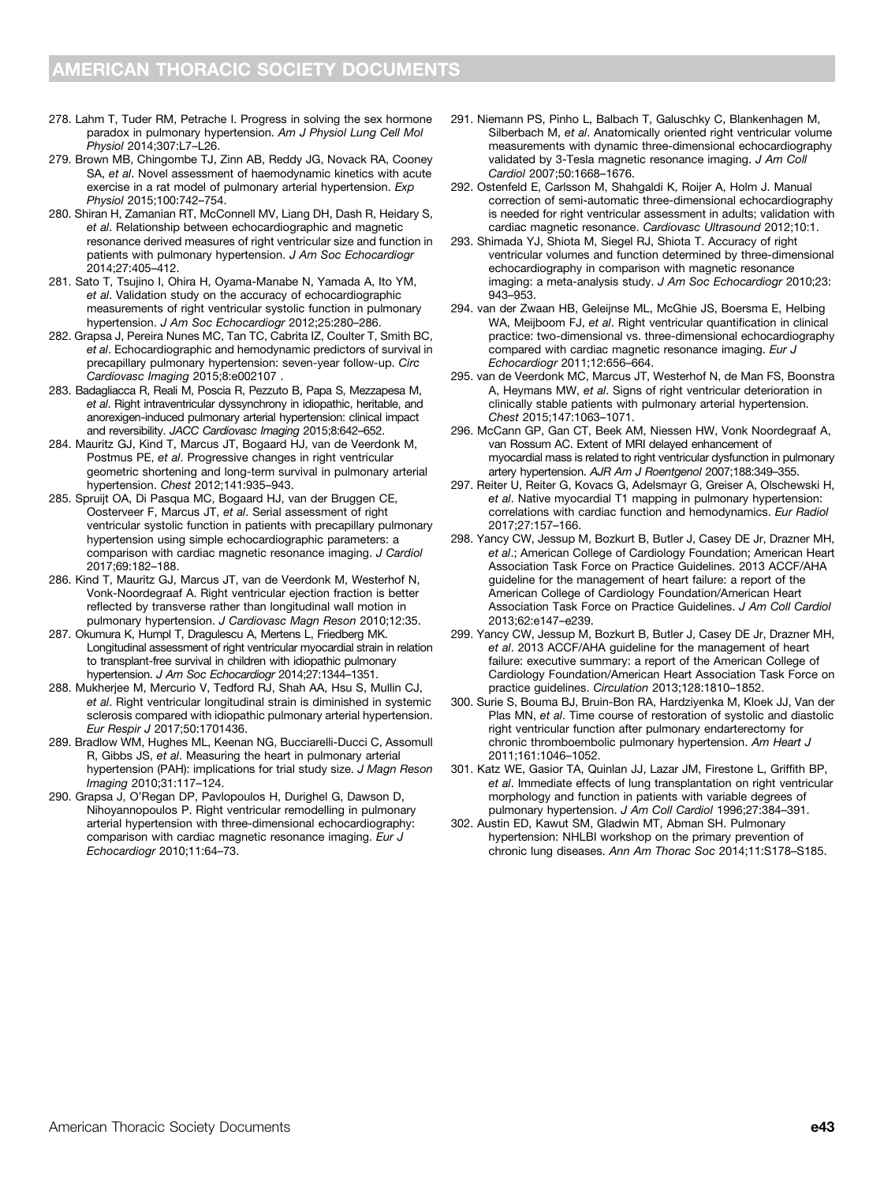278. Lahm T, Tuder RM, Petrache I. Progress in solving the sex hormone paradox in pulmonary hypertension. *Am J Physiol Lung Cell Mol Physiol* 2014;307:L7–L26.
279. Brown MB, Chingombe TJ, Zinn AB, Reddy JG, Novack RA, Cooney SA, *et al*. Novel assessment of haemodynamic kinetics with acute exercise in a rat model of pulmonary arterial hypertension. *Exp Physiol* 2015;100:742–754.
280. Shiran H, Zamanian RT, McConnell MV, Liang DH, Dash R, Heidary S, *et al*. Relationship between echocardiographic and magnetic resonance derived measures of right ventricular size and function in patients with pulmonary hypertension. *J Am Soc Echocardiogr* 2014;27:405–412.
281. Sato T, Tsujino I, Ohira H, Oyama-Manabe N, Yamada A, Ito YM, *et al*. Validation study on the accuracy of echocardiographic measurements of right ventricular systolic function in pulmonary hypertension. *J Am Soc Echocardiogr* 2012;25:280–286.
282. Grapsa J, Pereira Nunes MC, Tan TC, Cabrita IZ, Coulter T, Smith BC, *et al*. Echocardiographic and hemodynamic predictors of survival in precapillary pulmonary hypertension: seven-year follow-up. *Circ Cardiovasc Imaging* 2015;8:e002107 .
283. Badagliacca R, Reali M, Poscia R, Pezzuto B, Papa S, Mezzapesa M, *et al*. Right intraventricular dyssynchrony in idiopathic, heritable, and anorexigen-induced pulmonary arterial hypertension: clinical impact and reversibility. *JACC Cardiovasc Imaging* 2015;8:642–652.
284. Mauritz GJ, Kind T, Marcus JT, Bogaard HJ, van de Veerdonk M, Postmus PE, *et al*. Progressive changes in right ventricular geometric shortening and long-term survival in pulmonary arterial hypertension. *Chest* 2012;141:935–943.
285. Spruijt OA, Di Pasqua MC, Bogaard HJ, van der Bruggen CE, Oosterveer F, Marcus JT, *et al*. Serial assessment of right ventricular systolic function in patients with precapillary pulmonary hypertension using simple echocardiographic parameters: a comparison with cardiac magnetic resonance imaging. *J Cardiol* 2017;69:182–188.
286. Kind T, Mauritz GJ, Marcus JT, van de Veerdonk M, Westerhof N, Vonk-Noordegraaf A. Right ventricular ejection fraction is better reflected by transverse rather than longitudinal wall motion in pulmonary hypertension. *J Cardiovasc Magn Reson* 2010;12:35.
287. Okumura K, Humpl T, Dragulescu A, Mertens L, Friedberg MK. Longitudinal assessment of right ventricular myocardial strain in relation to transplant-free survival in children with idiopathic pulmonary hypertension. *J Am Soc Echocardiogr* 2014;27:1344–1351.
288. Mukherjee M, Mercurio V, Tedford RJ, Shah AA, Hsu S, Mullin CJ, *et al*. Right ventricular longitudinal strain is diminished in systemic sclerosis compared with idiopathic pulmonary arterial hypertension. *Eur Respir J* 2017;50:1701436.
289. Bradlow WM, Hughes ML, Keenan NG, Bucciarelli-Ducci C, Assomull R, Gibbs JS, *et al*. Measuring the heart in pulmonary arterial hypertension (PAH): implications for trial study size. *J Magn Reson Imaging* 2010;31:117–124.
290. Grapsa J, O'Regan DP, Pavlopoulos H, Durighel G, Dawson D, Nihoyannopoulos P. Right ventricular remodelling in pulmonary arterial hypertension with three-dimensional echocardiography: comparison with cardiac magnetic resonance imaging. *Eur J Echocardiogr* 2010;11:64–73.
291. Niemann PS, Pinho L, Balbach T, Galuschky C, Blankenhagen M, Silberbach M, *et al*. Anatomically oriented right ventricular volume measurements with dynamic three-dimensional echocardiography validated by 3-Tesla magnetic resonance imaging. *J Am Coll Cardiol* 2007;50:1668–1676.
292. Ostenfeld E, Carlsson M, Shahgaldi K, Roijer A, Holm J. Manual correction of semi-automatic three-dimensional echocardiography is needed for right ventricular assessment in adults; validation with cardiac magnetic resonance. *Cardiovasc Ultrasound* 2012;10:1.
293. Shimada YJ, Shiota M, Siegel RJ, Shiota T. Accuracy of right ventricular volumes and function determined by three-dimensional echocardiography in comparison with magnetic resonance imaging: a meta-analysis study. *J Am Soc Echocardiogr* 2010;23: 943–953.
294. van der Zwaan HB, Geleijnse ML, McGhie JS, Boersma E, Helbing WA, Meijboom FJ, *et al*. Right ventricular quantification in clinical practice: two-dimensional vs. three-dimensional echocardiography compared with cardiac magnetic resonance imaging. *Eur J Echocardiogr* 2011;12:656–664.
295. van de Veerdonk MC, Marcus JT, Westerhof N, de Man FS, Boonstra A, Heymans MW, *et al*. Signs of right ventricular deterioration in clinically stable patients with pulmonary arterial hypertension. *Chest* 2015;147:1063–1071.
296. McCann GP, Gan CT, Beek AM, Niessen HW, Vonk Noordegraaf A, van Rossum AC. Extent of MRI delayed enhancement of myocardial mass is related to right ventricular dysfunction in pulmonary artery hypertension. *AJR Am J Roentgenol* 2007;188:349–355.
297. Reiter U, Reiter G, Kovacs G, Adelsmayr G, Greiser A, Olschewski H, *et al*. Native myocardial T1 mapping in pulmonary hypertension: correlations with cardiac function and hemodynamics. *Eur Radiol* 2017;27:157–166.
298. Yancy CW, Jessup M, Bozkurt B, Butler J, Casey DE Jr, Drazner MH, *et al*.; American College of Cardiology Foundation; American Heart Association Task Force on Practice Guidelines. 2013 ACCF/AHA guideline for the management of heart failure: a report of the American College of Cardiology Foundation/American Heart Association Task Force on Practice Guidelines. *J Am Coll Cardiol* 2013;62:e147–e239.
299. Yancy CW, Jessup M, Bozkurt B, Butler J, Casey DE Jr, Drazner MH, *et al*. 2013 ACCF/AHA guideline for the management of heart failure: executive summary: a report of the American College of Cardiology Foundation/American Heart Association Task Force on practice guidelines. *Circulation* 2013;128:1810–1852.
300. Surie S, Bouma BJ, Bruin-Bon RA, Hardziyenka M, Kloek JJ, Van der Plas MN, *et al*. Time course of restoration of systolic and diastolic right ventricular function after pulmonary endarterectomy for chronic thromboembolic pulmonary hypertension. *Am Heart J* 2011;161:1046–1052.
301. Katz WE, Gasior TA, Quinlan JJ, Lazar JM, Firestone L, Griffith BP, *et al*. Immediate effects of lung transplantation on right ventricular morphology and function in patients with variable degrees of pulmonary hypertension. *J Am Coll Cardiol* 1996;27:384–391.
302. Austin ED, Kawut SM, Gladwin MT, Abman SH. Pulmonary hypertension: NHLBI workshop on the primary prevention of chronic lung diseases. *Ann Am Thorac Soc* 2014;11:S178–S185.